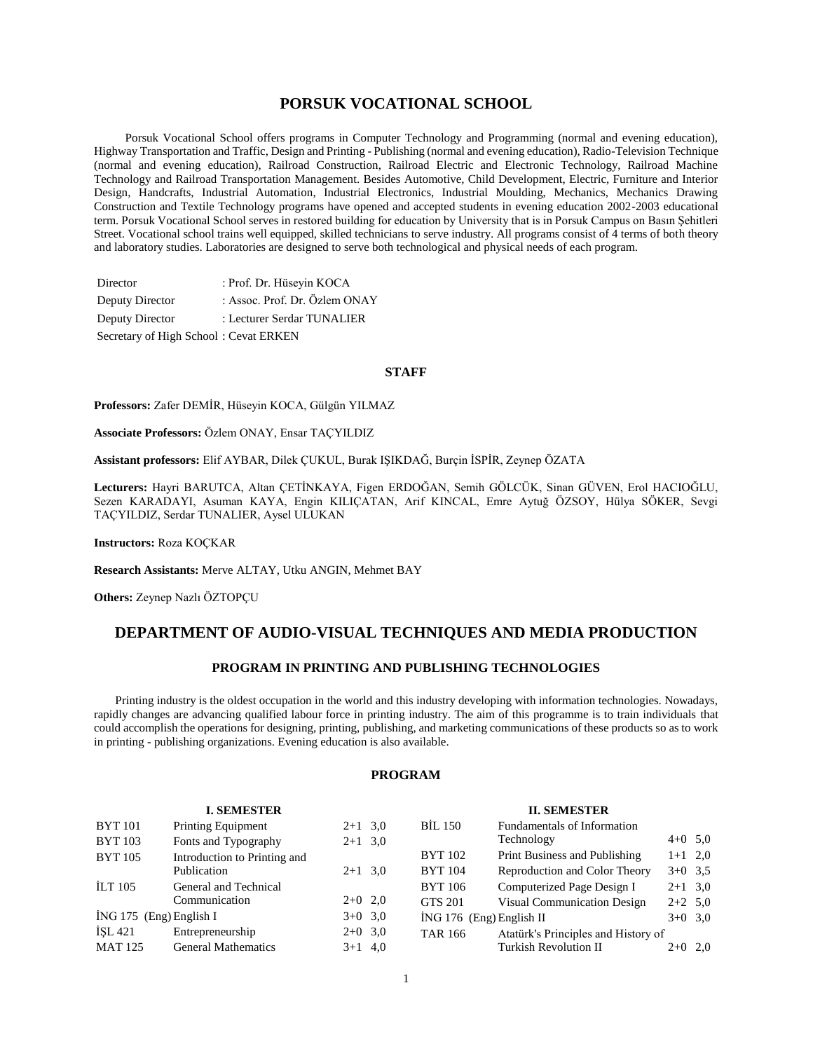# PORSUK VOCATIONAL SCHOOL

Porsuk Vocational School offers programs in Computer Technology and Programming (normal and evening education), Highway Transportation and Traffic, Design and Printing - Publishing (normal and evening education), Radio-Television Technique (normal and evening education), Railroad Construction, Railroad Electric and Electronic Technology, Railroad Machine Technology and Railroad Transportation Management. Besides Automotive, Child Development, Electric, Furniture and Interior Design, Handcrafts, Industrial Automation, Industrial Electronics, Industrial Moulding, Mechanics, Mechanics Drawing Construction and Textile Technology programs have opened and accepted students in evening education 2002-2003 educational term. Porsuk Vocational School serves in restored building for education by University that is in Porsuk Campus on Basın Şehitleri Street. Vocational school trains well equipped, skilled technicians to serve industry. All programs consist of 4 terms of both theory and laboratory studies. Laboratories are designed to serve both technological and physical needs of each program.

| | |
|---|---|
| Director | : Prof. Dr. Hüseyin KOCA |
| Deputy Director | : Assoc. Prof. Dr. Özlem ONAY |
| Deputy Director | : Lecturer Serdar TUNALIER |
| Secretary of High School | : Cevat ERKEN |

## STAFF

**Professors:** Zafer DEMİR, Hüseyin KOCA, Gülgün YILMAZ

**Associate Professors:** Özlem ONAY, Ensar TAÇYILDIZ

**Assistant professors:** Elif AYBAR, Dilek ÇUKUL, Burak IŞIKDAĞ, Burçin İSPİR, Zeynep ÖZATA

**Lecturers:** Hayri BARUTCA, Altan ÇETİNKAYA, Figen ERDOĞAN, Semih GÖLCÜK, Sinan GÜVEN, Erol HACIOĞLU, Sezen KARADAYI, Asuman KAYA, Engin KILIÇATAN, Arif KINCAL, Emre Aytuğ ÖZSOY, Hülya SÖKER, Sevgi TAÇYILDIZ, Serdar TUNALIER, Aysel ULUKAN

**Instructors:** Roza KOÇKAR

**Research Assistants:** Merve ALTAY, Utku ANGIN, Mehmet BAY

**Others:** Zeynep Nazlı ÖZTOPÇU

# DEPARTMENT OF AUDIO-VISUAL TECHNIQUES AND MEDIA PRODUCTION

## PROGRAM IN PRINTING AND PUBLISHING TECHNOLOGIES

Printing industry is the oldest occupation in the world and this industry developing with information technologies. Nowadays, rapidly changes are advancing qualified labour force in printing industry. The aim of this programme is to train individuals that could accomplish the operations for designing, printing, publishing, and marketing communications of these products so as to work in printing - publishing organizations. Evening education is also available.

### PROGRAM

**I. SEMESTER**

| Code | Course | Hours | Credit |
|---|---|---|---|
| BYT 101 | Printing Equipment | 2+1 | 3,0 |
| BYT 103 | Fonts and Typography | 2+1 | 3,0 |
| BYT 105 | Introduction to Printing and Publication | 2+1 | 3,0 |
| İLT 105 | General and Technical Communication | 2+0 | 2,0 |
| İNG 175 (Eng) | English I | 3+0 | 3,0 |
| İŞL 421 | Entrepreneurship | 2+0 | 3,0 |
| MAT 125 | General Mathematics | 3+1 | 4,0 |

**II. SEMESTER**

| Code | Course | Hours | Credit |
|---|---|---|---|
| BİL 150 | Fundamentals of Information Technology | 4+0 | 5,0 |
| BYT 102 | Print Business and Publishing | 1+1 | 2,0 |
| BYT 104 | Reproduction and Color Theory | 3+0 | 3,5 |
| BYT 106 | Computerized Page Design I | 2+1 | 3,0 |
| GTS 201 | Visual Communication Design | 2+2 | 5,0 |
| İNG 176 (Eng) | English II | 3+0 | 3,0 |
| TAR 166 | Atatürk's Principles and History of Turkish Revolution II | 2+0 | 2,0 |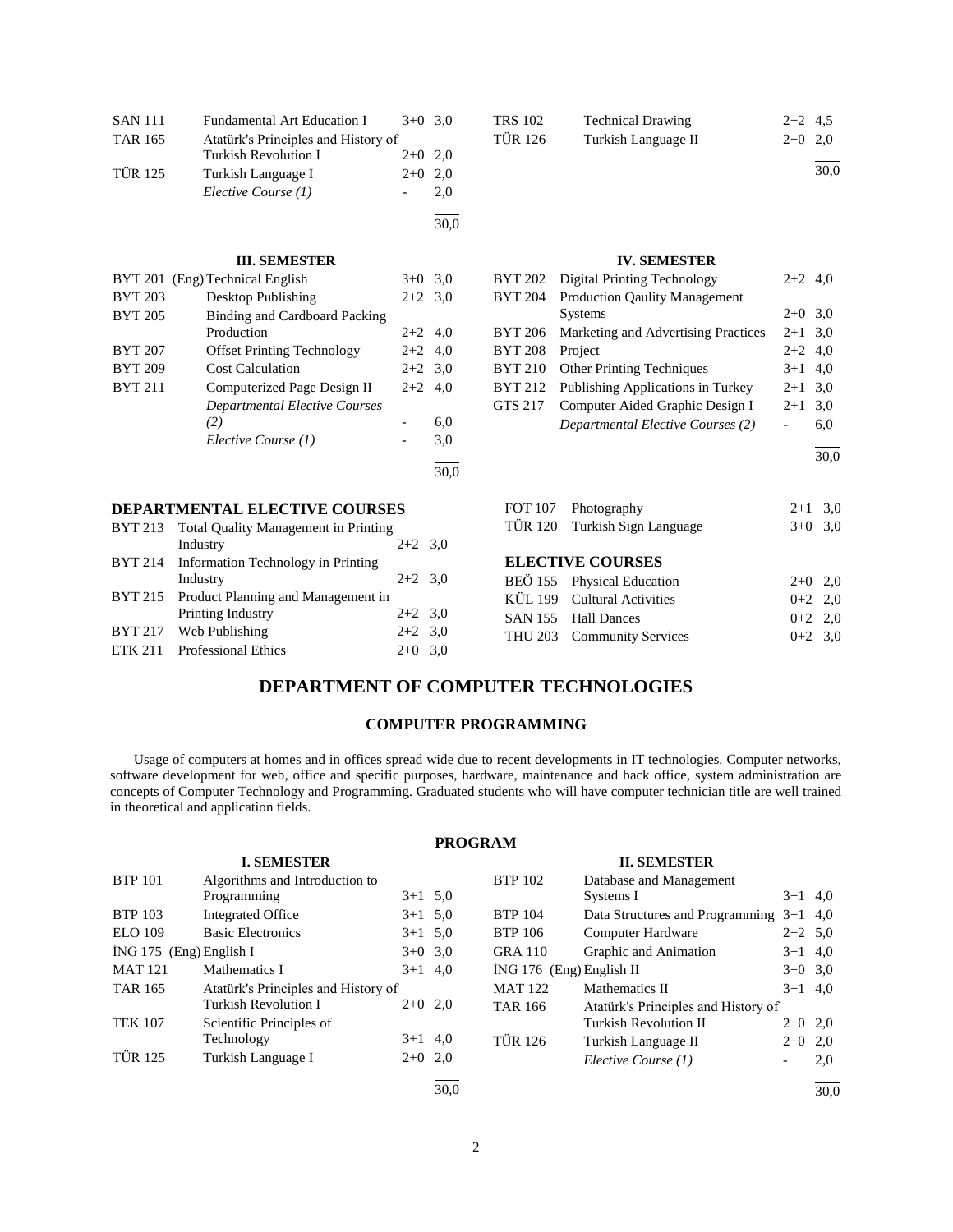| | | | |
|---|---|---|---|
| SAN 111 | Fundamental Art Education I | 3+0 | 3,0 |
| TAR 165 | Atatürk's Principles and History of Turkish Revolution I | 2+0 | 2,0 |
| TÜR 125 | Turkish Language I | 2+0 | 2,0 |
| | *Elective Course (1)* | - | 2,0 |
| | | | 30,0 |

| | | | |
|---|---|---|---|
| TRS 102 | Technical Drawing | 2+2 | 4,5 |
| TÜR 126 | Turkish Language II | 2+0 | 2,0 |
| | | | 30,0 |

### III. SEMESTER

| | | | |
|---|---|---|---|
| BYT 201 | (Eng) Technical English | 3+0 | 3,0 |
| BYT 203 | Desktop Publishing | 2+2 | 3,0 |
| BYT 205 | Binding and Cardboard Packing Production | 2+2 | 4,0 |
| BYT 207 | Offset Printing Technology | 2+2 | 4,0 |
| BYT 209 | Cost Calculation | 2+2 | 3,0 |
| BYT 211 | Computerized Page Design II | 2+2 | 4,0 |
| | *Departmental Elective Courses (2)* | - | 6,0 |
| | *Elective Course (1)* | - | 3,0 |
| | | | 30,0 |

### IV. SEMESTER

| | | | |
|---|---|---|---|
| BYT 202 | Digital Printing Technology | 2+2 | 4,0 |
| BYT 204 | Production Qaulity Management Systems | 2+0 | 3,0 |
| BYT 206 | Marketing and Advertising Practices | 2+1 | 3,0 |
| BYT 208 | Project | 2+2 | 4,0 |
| BYT 210 | Other Printing Techniques | 3+1 | 4,0 |
| BYT 212 | Publishing Applications in Turkey | 2+1 | 3,0 |
| GTS 217 | Computer Aided Graphic Design I | 2+1 | 3,0 |
| | *Departmental Elective Courses (2)* | - | 6,0 |
| | | | 30,0 |

### DEPARTMENTAL ELECTIVE COURSES

| | | | |
|---|---|---|---|
| BYT 213 | Total Quality Management in Printing Industry | 2+2 | 3,0 |
| BYT 214 | Information Technology in Printing Industry | 2+2 | 3,0 |
| BYT 215 | Product Planning and Management in Printing Industry | 2+2 | 3,0 |
| BYT 217 | Web Publishing | 2+2 | 3,0 |
| ETK 211 | Professional Ethics | 2+0 | 3,0 |
| FOT 107 | Photography | 2+1 | 3,0 |
| TÜR 120 | Turkish Sign Language | 3+0 | 3,0 |

### ELECTIVE COURSES

| | | | |
|---|---|---|---|
| BEÖ 155 | Physical Education | 2+0 | 2,0 |
| KÜL 199 | Cultural Activities | 0+2 | 2,0 |
| SAN 155 | Hall Dances | 0+2 | 2,0 |
| THU 203 | Community Services | 0+2 | 3,0 |

# DEPARTMENT OF COMPUTER TECHNOLOGIES

## COMPUTER PROGRAMMING

Usage of computers at homes and in offices spread wide due to recent developments in IT technologies. Computer networks, software development for web, office and specific purposes, hardware, maintenance and back office, system administration are concepts of Computer Technology and Programming. Graduated students who will have computer technician title are well trained in theoretical and application fields.

### PROGRAM

### I. SEMESTER

| | | | |
|---|---|---|---|
| BTP 101 | Algorithms and Introduction to Programming | 3+1 | 5,0 |
| BTP 103 | Integrated Office | 3+1 | 5,0 |
| ELO 109 | Basic Electronics | 3+1 | 5,0 |
| İNG 175 | (Eng) English I | 3+0 | 3,0 |
| MAT 121 | Mathematics I | 3+1 | 4,0 |
| TAR 165 | Atatürk's Principles and History of Turkish Revolution I | 2+0 | 2,0 |
| TEK 107 | Scientific Principles of Technology | 3+1 | 4,0 |
| TÜR 125 | Turkish Language I | 2+0 | 2,0 |
| | | | 30,0 |

### II. SEMESTER

| | | | |
|---|---|---|---|
| BTP 102 | Database and Management Systems I | 3+1 | 4,0 |
| BTP 104 | Data Structures and Programming | 3+1 | 4,0 |
| BTP 106 | Computer Hardware | 2+2 | 5,0 |
| GRA 110 | Graphic and Animation | 3+1 | 4,0 |
| İNG 176 | (Eng) English II | 3+0 | 3,0 |
| MAT 122 | Mathematics II | 3+1 | 4,0 |
| TAR 166 | Atatürk's Principles and History of Turkish Revolution II | 2+0 | 2,0 |
| TÜR 126 | Turkish Language II | 2+0 | 2,0 |
| | *Elective Course (1)* | - | 2,0 |
| | | | 30,0 |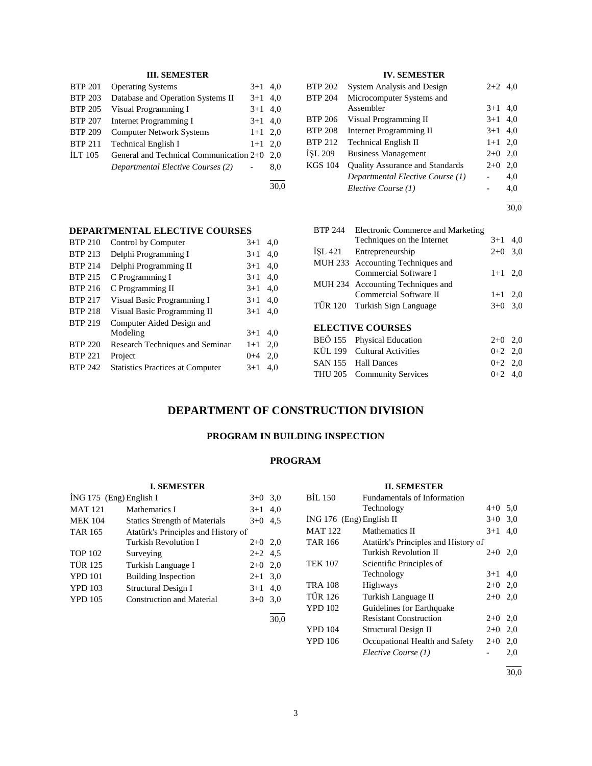### III. SEMESTER

| | | | |
|---|---|---|---|
| BTP 201 | Operating Systems | 3+1 | 4,0 |
| BTP 203 | Database and Operation Systems II | 3+1 | 4,0 |
| BTP 205 | Visual Programming I | 3+1 | 4,0 |
| BTP 207 | Internet Programming I | 3+1 | 4,0 |
| BTP 209 | Computer Network Systems | 1+1 | 2,0 |
| BTP 211 | Technical English I | 1+1 | 2,0 |
| İLT 105 | General and Technical Communication | 2+0 | 2,0 |
| | *Departmental Elective Courses (2)* | - | 8,0 |
| | | | 30,0 |

### IV. SEMESTER

| | | | |
|---|---|---|---|
| BTP 202 | System Analysis and Design | 2+2 | 4,0 |
| BTP 204 | Microcomputer Systems and Assembler | 3+1 | 4,0 |
| BTP 206 | Visual Programming II | 3+1 | 4,0 |
| BTP 208 | Internet Programming II | 3+1 | 4,0 |
| BTP 212 | Technical English II | 1+1 | 2,0 |
| İŞL 209 | Business Management | 2+0 | 2,0 |
| KGS 104 | Quality Assurance and Standards | 2+0 | 2,0 |
| | *Departmental Elective Course (1)* | - | 4,0 |
| | *Elective Course (1)* | - | 4,0 |
| | | | 30,0 |

### DEPARTMENTAL ELECTIVE COURSES

| | | | |
|---|---|---|---|
| BTP 210 | Control by Computer | 3+1 | 4,0 |
| BTP 213 | Delphi Programming I | 3+1 | 4,0 |
| BTP 214 | Delphi Programming II | 3+1 | 4,0 |
| BTP 215 | C Programming I | 3+1 | 4,0 |
| BTP 216 | C Programming II | 3+1 | 4,0 |
| BTP 217 | Visual Basic Programming I | 3+1 | 4,0 |
| BTP 218 | Visual Basic Programming II | 3+1 | 4,0 |
| BTP 219 | Computer Aided Design and Modeling | 3+1 | 4,0 |
| BTP 220 | Research Techniques and Seminar | 1+1 | 2,0 |
| BTP 221 | Project | 0+4 | 2,0 |
| BTP 242 | Statistics Practices at Computer | 3+1 | 4,0 |
| BTP 244 | Electronic Commerce and Marketing Techniques on the Internet | 3+1 | 4,0 |
| İŞL 421 | Entrepreneurship | 2+0 | 3,0 |
| MUH 233 | Accounting Techniques and Commercial Software I | 1+1 | 2,0 |
| MUH 234 | Accounting Techniques and Commercial Software II | 1+1 | 2,0 |
| TÜR 120 | Turkish Sign Language | 3+0 | 3,0 |

### ELECTIVE COURSES

| | | | |
|---|---|---|---|
| BEÖ 155 | Physical Education | 2+0 | 2,0 |
| KÜL 199 | Cultural Activities | 0+2 | 2,0 |
| SAN 155 | Hall Dances | 0+2 | 2,0 |
| THU 205 | Community Services | 0+2 | 4,0 |

## DEPARTMENT OF CONSTRUCTION DIVISION

### PROGRAM IN BUILDING INSPECTION

### PROGRAM

### I. SEMESTER

| | | | |
|---|---|---|---|
| İNG 175 (Eng) | English I | 3+0 | 3,0 |
| MAT 121 | Mathematics I | 3+1 | 4,0 |
| MEK 104 | Statics Strength of Materials | 3+0 | 4,5 |
| TAR 165 | Atatürk's Principles and History of Turkish Revolution I | 2+0 | 2,0 |
| TOP 102 | Surveying | 2+2 | 4,5 |
| TÜR 125 | Turkish Language I | 2+0 | 2,0 |
| YPD 101 | Building Inspection | 2+1 | 3,0 |
| YPD 103 | Structural Design I | 3+1 | 4,0 |
| YPD 105 | Construction and Material | 3+0 | 3,0 |
| | | | 30,0 |

### II. SEMESTER

| | | | |
|---|---|---|---|
| BİL 150 | Fundamentals of Information Technology | 4+0 | 5,0 |
| İNG 176 (Eng) | English II | 3+0 | 3,0 |
| MAT 122 | Mathematics II | 3+1 | 4,0 |
| TAR 166 | Atatürk's Principles and History of Turkish Revolution II | 2+0 | 2,0 |
| TEK 107 | Scientific Principles of Technology | 3+1 | 4,0 |
| TRA 108 | Highways | 2+0 | 2,0 |
| TÜR 126 | Turkish Language II | 2+0 | 2,0 |
| YPD 102 | Guidelines for Earthquake Resistant Construction | 2+0 | 2,0 |
| YPD 104 | Structural Design II | 2+0 | 2,0 |
| YPD 106 | Occupational Health and Safety | 2+0 | 2,0 |
| | *Elective Course (1)* | - | 2,0 |
| | | | 30,0 |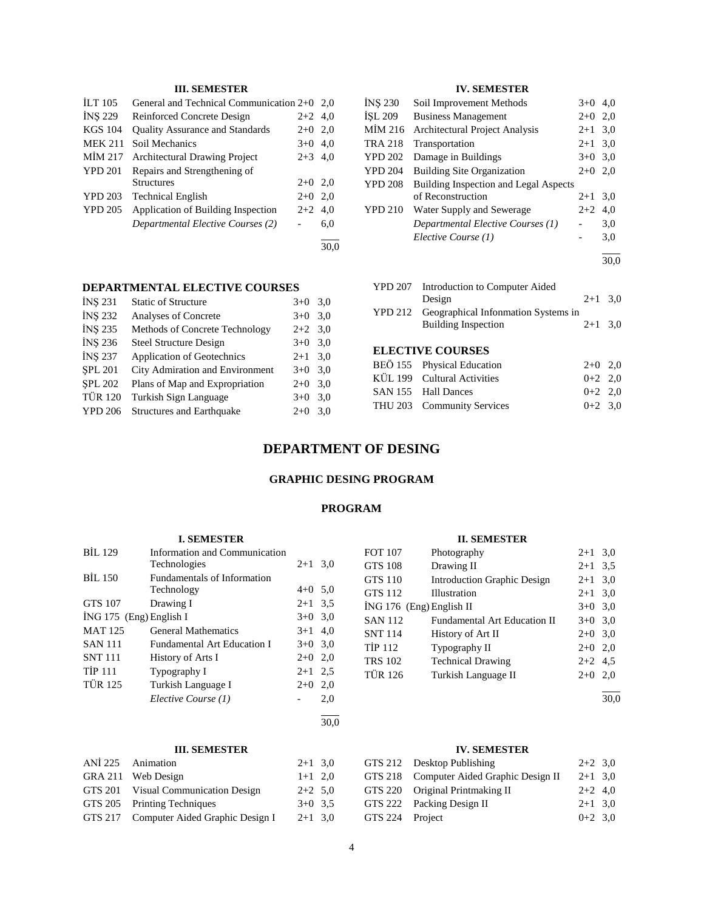### III. SEMESTER

| | | | |
|---|---|---|---|
| İLT 105 | General and Technical Communication | 2+0 | 2,0 |
| İNŞ 229 | Reinforced Concrete Design | 2+2 | 4,0 |
| KGS 104 | Quality Assurance and Standards | 2+0 | 2,0 |
| MEK 211 | Soil Mechanics | 3+0 | 4,0 |
| MİM 217 | Architectural Drawing Project | 2+3 | 4,0 |
| YPD 201 | Repairs and Strengthening of Structures | 2+0 | 2,0 |
| YPD 203 | Technical English | 2+0 | 2,0 |
| YPD 205 | Application of Building Inspection | 2+2 | 4,0 |
| | *Departmental Elective Courses (2)* | - | 6,0 |
| | | | 30,0 |

### IV. SEMESTER

| | | | |
|---|---|---|---|
| İNŞ 230 | Soil Improvement Methods | 3+0 | 4,0 |
| İŞL 209 | Business Management | 2+0 | 2,0 |
| MİM 216 | Architectural Project Analysis | 2+1 | 3,0 |
| TRA 218 | Transportation | 2+1 | 3,0 |
| YPD 202 | Damage in Buildings | 3+0 | 3,0 |
| YPD 204 | Building Site Organization | 2+0 | 2,0 |
| YPD 208 | Building Inspection and Legal Aspects of Reconstruction | 2+1 | 3,0 |
| YPD 210 | Water Supply and Sewerage | 2+2 | 4,0 |
| | *Departmental Elective Courses (1)* | - | 3,0 |
| | *Elective Course (1)* | - | 3,0 |
| | | | 30,0 |

### DEPARTMENTAL ELECTIVE COURSES

| | | | |
|---|---|---|---|
| İNŞ 231 | Static of Structure | 3+0 | 3,0 |
| İNŞ 232 | Analyses of Concrete | 3+0 | 3,0 |
| İNŞ 235 | Methods of Concrete Technology | 2+2 | 3,0 |
| İNŞ 236 | Steel Structure Design | 3+0 | 3,0 |
| İNŞ 237 | Application of Geotechnics | 2+1 | 3,0 |
| ŞPL 201 | City Admiration and Environment | 3+0 | 3,0 |
| ŞPL 202 | Plans of Map and Expropriation | 2+0 | 3,0 |
| TÜR 120 | Turkish Sign Language | 3+0 | 3,0 |
| YPD 206 | Structures and Earthquake | 2+0 | 3,0 |
| YPD 207 | Introduction to Computer Aided Design | 2+1 | 3,0 |
| YPD 212 | Geographical Infonmation Systems in Building Inspection | 2+1 | 3,0 |

### ELECTIVE COURSES

| | | | |
|---|---|---|---|
| BEÖ 155 | Physical Education | 2+0 | 2,0 |
| KÜL 199 | Cultural Activities | 0+2 | 2,0 |
| SAN 155 | Hall Dances | 0+2 | 2,0 |
| THU 203 | Community Services | 0+2 | 3,0 |

# DEPARTMENT OF DESING

## GRAPHIC DESING PROGRAM

## PROGRAM

### I. SEMESTER

| | | | |
|---|---|---|---|
| BİL 129 | Information and Communication Technologies | 2+1 | 3,0 |
| BİL 150 | Fundamentals of Information Technology | 4+0 | 5,0 |
| GTS 107 | Drawing I | 2+1 | 3,5 |
| İNG 175 (Eng) | English I | 3+0 | 3,0 |
| MAT 125 | General Mathematics | 3+1 | 4,0 |
| SAN 111 | Fundamental Art Education I | 3+0 | 3,0 |
| SNT 111 | History of Arts I | 2+0 | 2,0 |
| TİP 111 | Typography I | 2+1 | 2,5 |
| TÜR 125 | Turkish Language I | 2+0 | 2,0 |
| | *Elective Course (1)* | - | 2,0 |
| | | | 30,0 |

### II. SEMESTER

| | | | |
|---|---|---|---|
| FOT 107 | Photography | 2+1 | 3,0 |
| GTS 108 | Drawing II | 2+1 | 3,5 |
| GTS 110 | Introduction Graphic Design | 2+1 | 3,0 |
| GTS 112 | Illustration | 2+1 | 3,0 |
| İNG 176 (Eng) | English II | 3+0 | 3,0 |
| SAN 112 | Fundamental Art Education II | 3+0 | 3,0 |
| SNT 114 | History of Art II | 2+0 | 3,0 |
| TİP 112 | Typography II | 2+0 | 2,0 |
| TRS 102 | Technical Drawing | 2+2 | 4,5 |
| TÜR 126 | Turkish Language II | 2+0 | 2,0 |
| | | | 30,0 |

### III. SEMESTER

| | | | |
|---|---|---|---|
| ANİ 225 | Animation | 2+1 | 3,0 |
| GRA 211 | Web Design | 1+1 | 2,0 |
| GTS 201 | Visual Communication Design | 2+2 | 5,0 |
| GTS 205 | Printing Techniques | 3+0 | 3,5 |
| GTS 217 | Computer Aided Graphic Design I | 2+1 | 3,0 |

### IV. SEMESTER

| | | | |
|---|---|---|---|
| GTS 212 | Desktop Publishing | 2+2 | 3,0 |
| GTS 218 | Computer Aided Graphic Design II | 2+1 | 3,0 |
| GTS 220 | Original Printmaking II | 2+2 | 4,0 |
| GTS 222 | Packing Design II | 2+1 | 3,0 |
| GTS 224 | Project | 0+2 | 3,0 |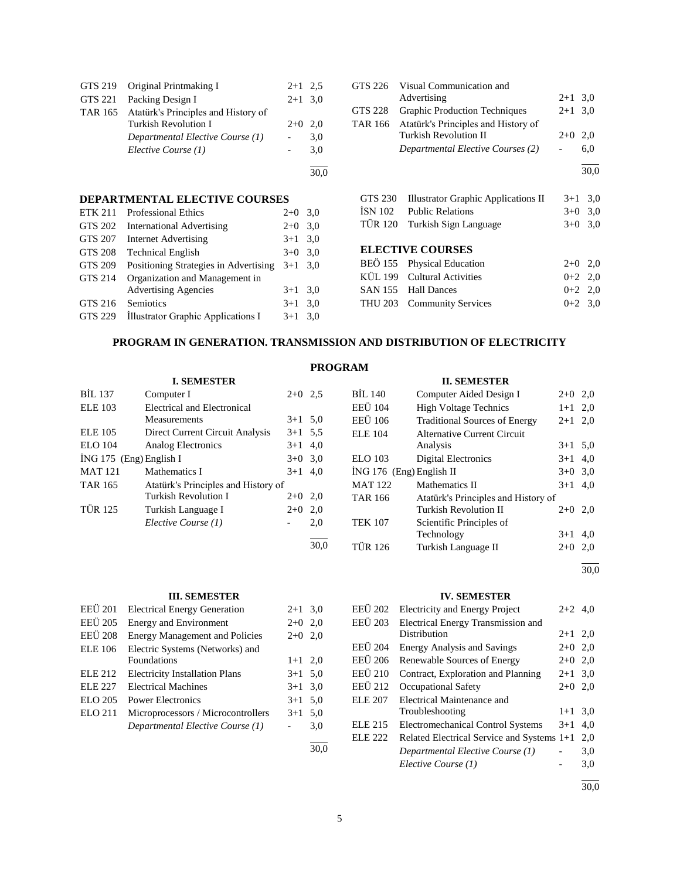| | | | |
|---|---|---|---|
| GTS 219 | Original Printmaking I | 2+1 | 2,5 |
| GTS 221 | Packing Design I | 2+1 | 3,0 |
| TAR 165 | Atatürk's Principles and History of Turkish Revolution I | 2+0 | 2,0 |
| | *Departmental Elective Course (1)* | - | 3,0 |
| | *Elective Course (1)* | - | 3,0 |
| | | | 30,0 |

| | | | |
|---|---|---|---|
| GTS 226 | Visual Communication and Advertising | 2+1 | 3,0 |
| GTS 228 | Graphic Production Techniques | 2+1 | 3,0 |
| TAR 166 | Atatürk's Principles and History of Turkish Revolution II | 2+0 | 2,0 |
| | *Departmental Elective Courses (2)* | - | 6,0 |
| | | | 30,0 |

## DEPARTMENTAL ELECTIVE COURSES

| | | | |
|---|---|---|---|
| ETK 211 | Professional Ethics | 2+0 | 3,0 |
| GTS 202 | International Advertising | 2+0 | 3,0 |
| GTS 207 | Internet Advertising | 3+1 | 3,0 |
| GTS 208 | Technical English | 3+0 | 3,0 |
| GTS 209 | Positioning Strategies in Advertising | 3+1 | 3,0 |
| GTS 214 | Organization and Management in Advertising Agencies | 3+1 | 3,0 |
| GTS 216 | Semiotics | 3+1 | 3,0 |
| GTS 229 | İllustrator Graphic Applications I | 3+1 | 3,0 |
| GTS 230 | Illustrator Graphic Applications II | 3+1 | 3,0 |
| İSN 102 | Public Relations | 3+0 | 3,0 |
| TÜR 120 | Turkish Sign Language | 3+0 | 3,0 |

## ELECTIVE COURSES

| | | | |
|---|---|---|---|
| BEÖ 155 | Physical Education | 2+0 | 2,0 |
| KÜL 199 | Cultural Activities | 0+2 | 2,0 |
| SAN 155 | Hall Dances | 0+2 | 2,0 |
| THU 203 | Community Services | 0+2 | 3,0 |

# PROGRAM IN GENERATION. TRANSMISSION AND DISTRIBUTION OF ELECTRICITY

## PROGRAM

### I. SEMESTER

| | | | |
|---|---|---|---|
| BİL 137 | Computer I | 2+0 | 2,5 |
| ELE 103 | Electrical and Electronical Measurements | 3+1 | 5,0 |
| ELE 105 | Direct Current Circuit Analysis | 3+1 | 5,5 |
| ELO 104 | Analog Electronics | 3+1 | 4,0 |
| İNG 175 (Eng) | English I | 3+0 | 3,0 |
| MAT 121 | Mathematics I | 3+1 | 4,0 |
| TAR 165 | Atatürk's Principles and History of Turkish Revolution I | 2+0 | 2,0 |
| TÜR 125 | Turkish Language I | 2+0 | 2,0 |
| | *Elective Course (1)* | - | 2,0 |
| | | | 30,0 |

### II. SEMESTER

| | | | |
|---|---|---|---|
| BİL 140 | Computer Aided Design I | 2+0 | 2,0 |
| EEÜ 104 | High Voltage Technics | 1+1 | 2,0 |
| EEÜ 106 | Traditional Sources of Energy | 2+1 | 2,0 |
| ELE 104 | Alternative Current Circuit Analysis | 3+1 | 5,0 |
| ELO 103 | Digital Electronics | 3+1 | 4,0 |
| İNG 176 (Eng) | English II | 3+0 | 3,0 |
| MAT 122 | Mathematics II | 3+1 | 4,0 |
| TAR 166 | Atatürk's Principles and History of Turkish Revolution II | 2+0 | 2,0 |
| TEK 107 | Scientific Principles of Technology | 3+1 | 4,0 |
| TÜR 126 | Turkish Language II | 2+0 | 2,0 |
| | | | 30,0 |

### III. SEMESTER

| | | | |
|---|---|---|---|
| EEÜ 201 | Electrical Energy Generation | 2+1 | 3,0 |
| EEÜ 205 | Energy and Environment | 2+0 | 2,0 |
| EEÜ 208 | Energy Management and Policies | 2+0 | 2,0 |
| ELE 106 | Electric Systems (Networks) and Foundations | 1+1 | 2,0 |
| ELE 212 | Electricity Installation Plans | 3+1 | 5,0 |
| ELE 227 | Electrical Machines | 3+1 | 3,0 |
| ELO 205 | Power Electronics | 3+1 | 5,0 |
| ELO 211 | Microprocessors / Microcontrollers | 3+1 | 5,0 |
| | *Departmental Elective Course (1)* | - | 3,0 |
| | | | 30,0 |

### IV. SEMESTER

| | | | |
|---|---|---|---|
| EEÜ 202 | Electricity and Energy Project | 2+2 | 4,0 |
| EEÜ 203 | Electrical Energy Transmission and Distribution | 2+1 | 2,0 |
| EEÜ 204 | Energy Analysis and Savings | 2+0 | 2,0 |
| EEÜ 206 | Renewable Sources of Energy | 2+0 | 2,0 |
| EEÜ 210 | Contract, Exploration and Planning | 2+1 | 3,0 |
| EEÜ 212 | Occupational Safety | 2+0 | 2,0 |
| ELE 207 | Electrical Maintenance and Troubleshooting | 1+1 | 3,0 |
| ELE 215 | Electromechanical Control Systems | 3+1 | 4,0 |
| ELE 222 | Related Electrical Service and Systems | 1+1 | 2,0 |
| | *Departmental Elective Course (1)* | - | 3,0 |
| | *Elective Course (1)* | - | 3,0 |
| | | | 30,0 |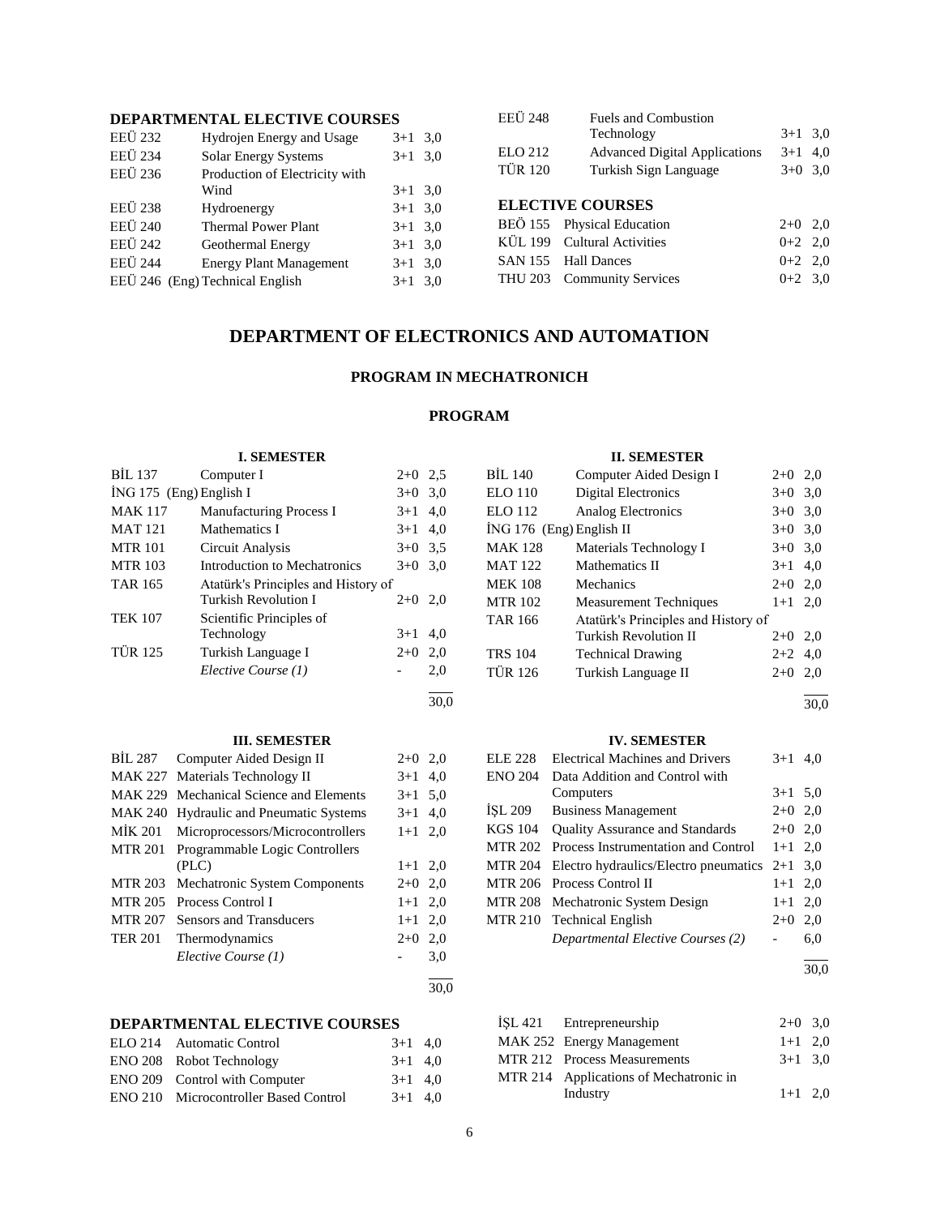### DEPARTMENTAL ELECTIVE COURSES

| | | | |
|---|---|---|---|
| EEÜ 232 | Hydrojen Energy and Usage | 3+1 | 3,0 |
| EEÜ 234 | Solar Energy Systems | 3+1 | 3,0 |
| EEÜ 236 | Production of Electricity with Wind | 3+1 | 3,0 |
| EEÜ 238 | Hydroenergy | 3+1 | 3,0 |
| EEÜ 240 | Thermal Power Plant | 3+1 | 3,0 |
| EEÜ 242 | Geothermal Energy | 3+1 | 3,0 |
| EEÜ 244 | Energy Plant Management | 3+1 | 3,0 |
| EEÜ 246 (Eng) | Technical English | 3+1 | 3,0 |
| EEÜ 248 | Fuels and Combustion Technology | 3+1 | 3,0 |
| ELO 212 | Advanced Digital Applications | 3+1 | 4,0 |
| TÜR 120 | Turkish Sign Language | 3+0 | 3,0 |

### ELECTIVE COURSES

| | | | |
|---|---|---|---|
| BEÖ 155 | Physical Education | 2+0 | 2,0 |
| KÜL 199 | Cultural Activities | 0+2 | 2,0 |
| SAN 155 | Hall Dances | 0+2 | 2,0 |
| THU 203 | Community Services | 0+2 | 3,0 |

# DEPARTMENT OF ELECTRONICS AND AUTOMATION

## PROGRAM IN MECHATRONICH

### PROGRAM

#### I. SEMESTER

| | | | |
|---|---|---|---|
| BİL 137 | Computer I | 2+0 | 2,5 |
| İNG 175 (Eng) | English I | 3+0 | 3,0 |
| MAK 117 | Manufacturing Process I | 3+1 | 4,0 |
| MAT 121 | Mathematics I | 3+1 | 4,0 |
| MTR 101 | Circuit Analysis | 3+0 | 3,5 |
| MTR 103 | Introduction to Mechatronics | 3+0 | 3,0 |
| TAR 165 | Atatürk's Principles and History of Turkish Revolution I | 2+0 | 2,0 |
| TEK 107 | Scientific Principles of Technology | 3+1 | 4,0 |
| TÜR 125 | Turkish Language I | 2+0 | 2,0 |
| | *Elective Course (1)* | - | 2,0 |
| | | | 30,0 |

#### II. SEMESTER

| | | | |
|---|---|---|---|
| BİL 140 | Computer Aided Design I | 2+0 | 2,0 |
| ELO 110 | Digital Electronics | 3+0 | 3,0 |
| ELO 112 | Analog Electronics | 3+0 | 3,0 |
| İNG 176 (Eng) | English II | 3+0 | 3,0 |
| MAK 128 | Materials Technology I | 3+0 | 3,0 |
| MAT 122 | Mathematics II | 3+1 | 4,0 |
| MEK 108 | Mechanics | 2+0 | 2,0 |
| MTR 102 | Measurement Techniques | 1+1 | 2,0 |
| TAR 166 | Atatürk's Principles and History of Turkish Revolution II | 2+0 | 2,0 |
| TRS 104 | Technical Drawing | 2+2 | 4,0 |
| TÜR 126 | Turkish Language II | 2+0 | 2,0 |
| | | | 30,0 |

#### III. SEMESTER

| | | | |
|---|---|---|---|
| BİL 287 | Computer Aided Design II | 2+0 | 2,0 |
| MAK 227 | Materials Technology II | 3+1 | 4,0 |
| MAK 229 | Mechanical Science and Elements | 3+1 | 5,0 |
| MAK 240 | Hydraulic and Pneumatic Systems | 3+1 | 4,0 |
| MİK 201 | Microprocessors/Microcontrollers | 1+1 | 2,0 |
| MTR 201 | Programmable Logic Controllers (PLC) | 1+1 | 2,0 |
| MTR 203 | Mechatronic System Components | 2+0 | 2,0 |
| MTR 205 | Process Control I | 1+1 | 2,0 |
| MTR 207 | Sensors and Transducers | 1+1 | 2,0 |
| TER 201 | Thermodynamics | 2+0 | 2,0 |
| | *Elective Course (1)* | - | 3,0 |
| | | | 30,0 |

#### IV. SEMESTER

| | | | |
|---|---|---|---|
| ELE 228 | Electrical Machines and Drivers | 3+1 | 4,0 |
| ENO 204 | Data Addition and Control with Computers | 3+1 | 5,0 |
| İŞL 209 | Business Management | 2+0 | 2,0 |
| KGS 104 | Quality Assurance and Standards | 2+0 | 2,0 |
| MTR 202 | Process Instrumentation and Control | 1+1 | 2,0 |
| MTR 204 | Electro hydraulics/Electro pneumatics | 2+1 | 3,0 |
| MTR 206 | Process Control II | 1+1 | 2,0 |
| MTR 208 | Mechatronic System Design | 1+1 | 2,0 |
| MTR 210 | Technical English | 2+0 | 2,0 |
| | *Departmental Elective Courses (2)* | - | 6,0 |
| | | | 30,0 |

### DEPARTMENTAL ELECTIVE COURSES

| | | | |
|---|---|---|---|
| ELO 214 | Automatic Control | 3+1 | 4,0 |
| ENO 208 | Robot Technology | 3+1 | 4,0 |
| ENO 209 | Control with Computer | 3+1 | 4,0 |
| ENO 210 | Microcontroller Based Control | 3+1 | 4,0 |
| İŞL 421 | Entrepreneurship | 2+0 | 3,0 |
| MAK 252 | Energy Management | 1+1 | 2,0 |
| MTR 212 | Process Measurements | 3+1 | 3,0 |
| MTR 214 | Applications of Mechatronic in Industry | 1+1 | 2,0 |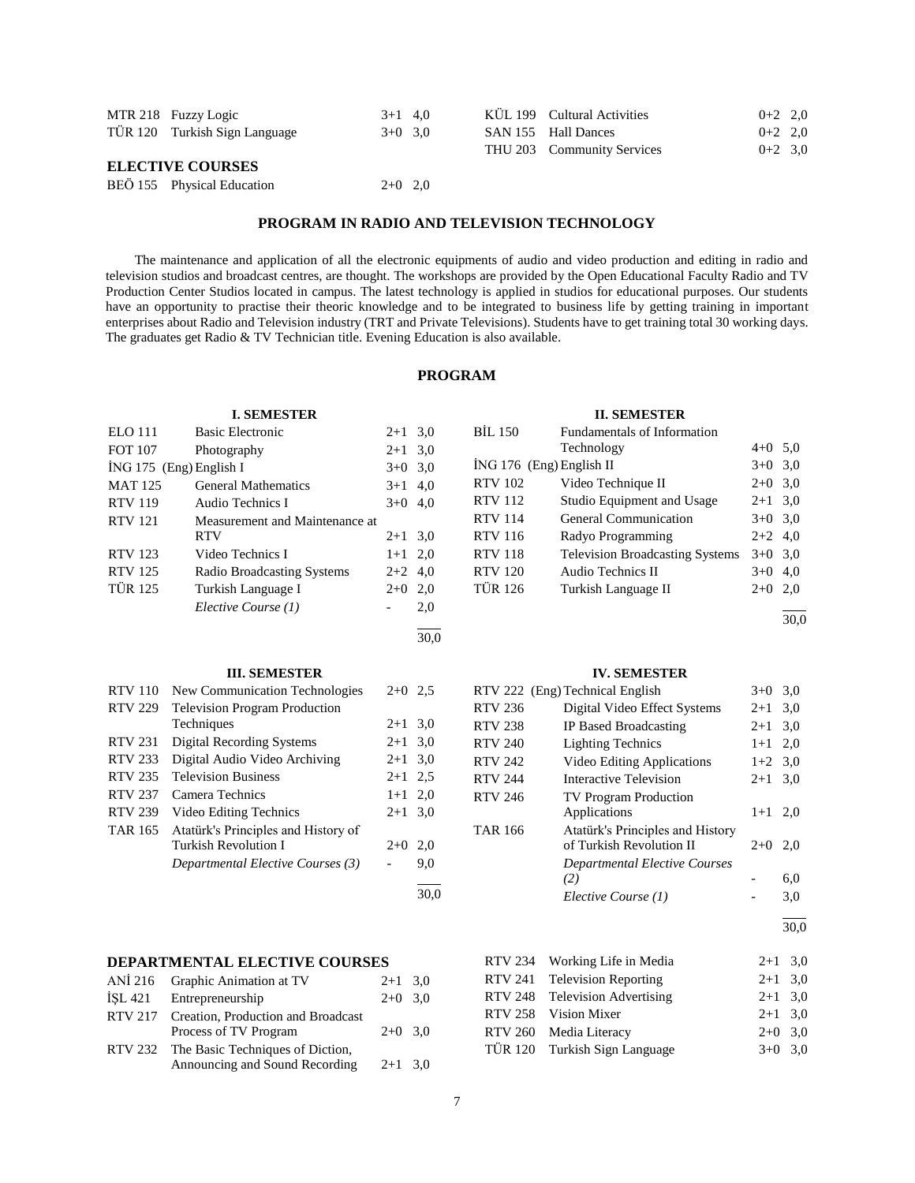| | | | |
|---|---|---|---|
| MTR 218 | Fuzzy Logic | 3+1 | 4,0 |
| TÜR 120 | Turkish Sign Language | 3+0 | 3,0 |

**ELECTIVE COURSES**

| | | | |
|---|---|---|---|
| BEÖ 155 | Physical Education | 2+0 | 2,0 |
| KÜL 199 | Cultural Activities | 0+2 | 2,0 |
| SAN 155 | Hall Dances | 0+2 | 2,0 |
| THU 203 | Community Services | 0+2 | 3,0 |

## PROGRAM IN RADIO AND TELEVISION TECHNOLOGY

The maintenance and application of all the electronic equipments of audio and video production and editing in radio and television studios and broadcast centres, are thought. The workshops are provided by the Open Educational Faculty Radio and TV Production Center Studios located in campus. The latest technology is applied in studios for educational purposes. Our students have an opportunity to practise their theoric knowledge and to be integrated to business life by getting training in important enterprises about Radio and Television industry (TRT and Private Televisions). Students have to get training total 30 working days. The graduates get Radio & TV Technician title. Evening Education is also available.

## PROGRAM

### I. SEMESTER

| | | | |
|---|---|---|---|
| ELO 111 | Basic Electronic | 2+1 | 3,0 |
| FOT 107 | Photography | 2+1 | 3,0 |
| İNG 175 | (Eng) English I | 3+0 | 3,0 |
| MAT 125 | General Mathematics | 3+1 | 4,0 |
| RTV 119 | Audio Technics I | 3+0 | 4,0 |
| RTV 121 | Measurement and Maintenance at RTV | 2+1 | 3,0 |
| RTV 123 | Video Technics I | 1+1 | 2,0 |
| RTV 125 | Radio Broadcasting Systems | 2+2 | 4,0 |
| TÜR 125 | Turkish Language I | 2+0 | 2,0 |
| | *Elective Course (1)* | - | 2,0 |
| | | | 30,0 |

### II. SEMESTER

| | | | |
|---|---|---|---|
| BİL 150 | Fundamentals of Information Technology | 4+0 | 5,0 |
| İNG 176 | (Eng) English II | 3+0 | 3,0 |
| RTV 102 | Video Technique II | 2+0 | 3,0 |
| RTV 112 | Studio Equipment and Usage | 2+1 | 3,0 |
| RTV 114 | General Communication | 3+0 | 3,0 |
| RTV 116 | Radyo Programming | 2+2 | 4,0 |
| RTV 118 | Television Broadcasting Systems | 3+0 | 3,0 |
| RTV 120 | Audio Technics II | 3+0 | 4,0 |
| TÜR 126 | Turkish Language II | 2+0 | 2,0 |
| | | | 30,0 |

### III. SEMESTER

| | | | |
|---|---|---|---|
| RTV 110 | New Communication Technologies | 2+0 | 2,5 |
| RTV 229 | Television Program Production Techniques | 2+1 | 3,0 |
| RTV 231 | Digital Recording Systems | 2+1 | 3,0 |
| RTV 233 | Digital Audio Video Archiving | 2+1 | 3,0 |
| RTV 235 | Television Business | 2+1 | 2,5 |
| RTV 237 | Camera Technics | 1+1 | 2,0 |
| RTV 239 | Video Editing Technics | 2+1 | 3,0 |
| TAR 165 | Atatürk's Principles and History of Turkish Revolution I | 2+0 | 2,0 |
| | *Departmental Elective Courses (3)* | - | 9,0 |
| | | | 30,0 |

### IV. SEMESTER

| | | | |
|---|---|---|---|
| RTV 222 | (Eng) Technical English | 3+0 | 3,0 |
| RTV 236 | Digital Video Effect Systems | 2+1 | 3,0 |
| RTV 238 | IP Based Broadcasting | 2+1 | 3,0 |
| RTV 240 | Lighting Technics | 1+1 | 2,0 |
| RTV 242 | Video Editing Applications | 1+2 | 3,0 |
| RTV 244 | Interactive Television | 2+1 | 3,0 |
| RTV 246 | TV Program Production Applications | 1+1 | 2,0 |
| TAR 166 | Atatürk's Principles and History of Turkish Revolution II | 2+0 | 2,0 |
| | *Departmental Elective Courses (2)* | - | 6,0 |
| | *Elective Course (1)* | - | 3,0 |
| | | | 30,0 |

### DEPARTMENTAL ELECTIVE COURSES

| | | | |
|---|---|---|---|
| ANİ 216 | Graphic Animation at TV | 2+1 | 3,0 |
| İŞL 421 | Entrepreneurship | 2+0 | 3,0 |
| RTV 217 | Creation, Production and Broadcast Process of TV Program | 2+0 | 3,0 |
| RTV 232 | The Basic Techniques of Diction, Announcing and Sound Recording | 2+1 | 3,0 |
| RTV 234 | Working Life in Media | 2+1 | 3,0 |
| RTV 241 | Television Reporting | 2+1 | 3,0 |
| RTV 248 | Television Advertising | 2+1 | 3,0 |
| RTV 258 | Vision Mixer | 2+1 | 3,0 |
| RTV 260 | Media Literacy | 2+0 | 3,0 |
| TÜR 120 | Turkish Sign Language | 3+0 | 3,0 |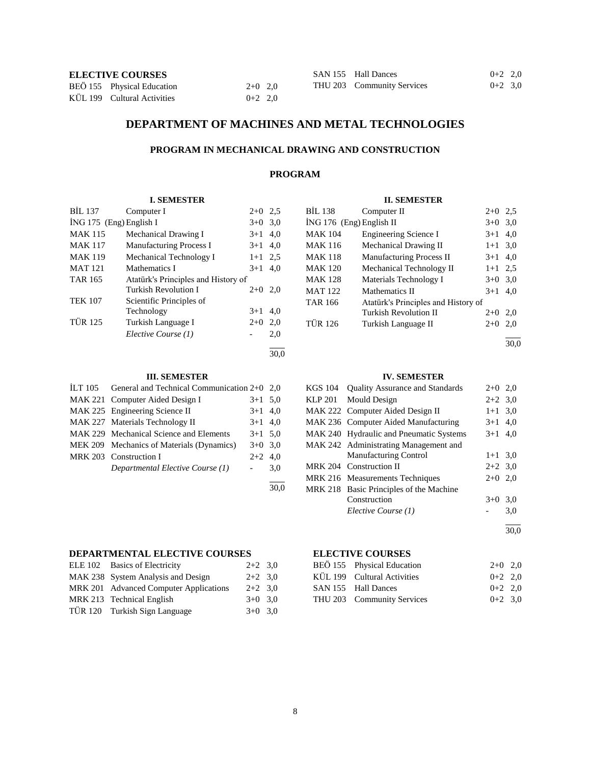**ELECTIVE COURSES**

| | | | |
|---|---|---|---|
| BEÖ 155 | Physical Education | 2+0 | 2,0 |
| KÜL 199 | Cultural Activities | 0+2 | 2,0 |
| SAN 155 | Hall Dances | 0+2 | 2,0 |
| THU 203 | Community Services | 0+2 | 3,0 |

# DEPARTMENT OF MACHINES AND METAL TECHNOLOGIES

## PROGRAM IN MECHANICAL DRAWING AND CONSTRUCTION

### PROGRAM

**I. SEMESTER**

| | | | |
|---|---|---|---|
| BİL 137 | Computer I | 2+0 | 2,5 |
| İNG 175 (Eng) | English I | 3+0 | 3,0 |
| MAK 115 | Mechanical Drawing I | 3+1 | 4,0 |
| MAK 117 | Manufacturing Process I | 3+1 | 4,0 |
| MAK 119 | Mechanical Technology I | 1+1 | 2,5 |
| MAT 121 | Mathematics I | 3+1 | 4,0 |
| TAR 165 | Atatürk's Principles and History of Turkish Revolution I | 2+0 | 2,0 |
| TEK 107 | Scientific Principles of Technology | 3+1 | 4,0 |
| TÜR 125 | Turkish Language I | 2+0 | 2,0 |
| | *Elective Course (1)* | - | 2,0 |
| | | | 30,0 |

**II. SEMESTER**

| | | | |
|---|---|---|---|
| BİL 138 | Computer II | 2+0 | 2,5 |
| İNG 176 (Eng) | English II | 3+0 | 3,0 |
| MAK 104 | Engineering Science I | 3+1 | 4,0 |
| MAK 116 | Mechanical Drawing II | 1+1 | 3,0 |
| MAK 118 | Manufacturing Process II | 3+1 | 4,0 |
| MAK 120 | Mechanical Technology II | 1+1 | 2,5 |
| MAK 128 | Materials Technology I | 3+0 | 3,0 |
| MAT 122 | Mathematics II | 3+1 | 4,0 |
| TAR 166 | Atatürk's Principles and History of Turkish Revolution II | 2+0 | 2,0 |
| TÜR 126 | Turkish Language II | 2+0 | 2,0 |
| | | | 30,0 |

**III. SEMESTER**

| | | | |
|---|---|---|---|
| İLT 105 | General and Technical Communication | 2+0 | 2,0 |
| MAK 221 | Computer Aided Design I | 3+1 | 5,0 |
| MAK 225 | Engineering Science II | 3+1 | 4,0 |
| MAK 227 | Materials Technology II | 3+1 | 4,0 |
| MAK 229 | Mechanical Science and Elements | 3+1 | 5,0 |
| MEK 209 | Mechanics of Materials (Dynamics) | 3+0 | 3,0 |
| MRK 203 | Construction I | 2+2 | 4,0 |
| | *Departmental Elective Course (1)* | - | 3,0 |
| | | | 30,0 |

**IV. SEMESTER**

| | | | |
|---|---|---|---|
| KGS 104 | Quality Assurance and Standards | 2+0 | 2,0 |
| KLP 201 | Mould Design | 2+2 | 3,0 |
| MAK 222 | Computer Aided Design II | 1+1 | 3,0 |
| MAK 236 | Computer Aided Manufacturing | 3+1 | 4,0 |
| MAK 240 | Hydraulic and Pneumatic Systems | 3+1 | 4,0 |
| MAK 242 | Administrating Management and Manufacturing Control | 1+1 | 3,0 |
| MRK 204 | Construction II | 2+2 | 3,0 |
| MRK 216 | Measurements Techniques | 2+0 | 2,0 |
| MRK 218 | Basic Principles of the Machine Construction | 3+0 | 3,0 |
| | *Elective Course (1)* | - | 3,0 |
| | | | 30,0 |

**DEPARTMENTAL ELECTIVE COURSES**

| | | | |
|---|---|---|---|
| ELE 102 | Basics of Electricity | 2+2 | 3,0 |
| MAK 238 | System Analysis and Design | 2+2 | 3,0 |
| MRK 201 | Advanced Computer Applications | 2+2 | 3,0 |
| MRK 213 | Technical English | 3+0 | 3,0 |
| TÜR 120 | Turkish Sign Language | 3+0 | 3,0 |

**ELECTIVE COURSES**

| | | | |
|---|---|---|---|
| BEÖ 155 | Physical Education | 2+0 | 2,0 |
| KÜL 199 | Cultural Activities | 0+2 | 2,0 |
| SAN 155 | Hall Dances | 0+2 | 2,0 |
| THU 203 | Community Services | 0+2 | 3,0 |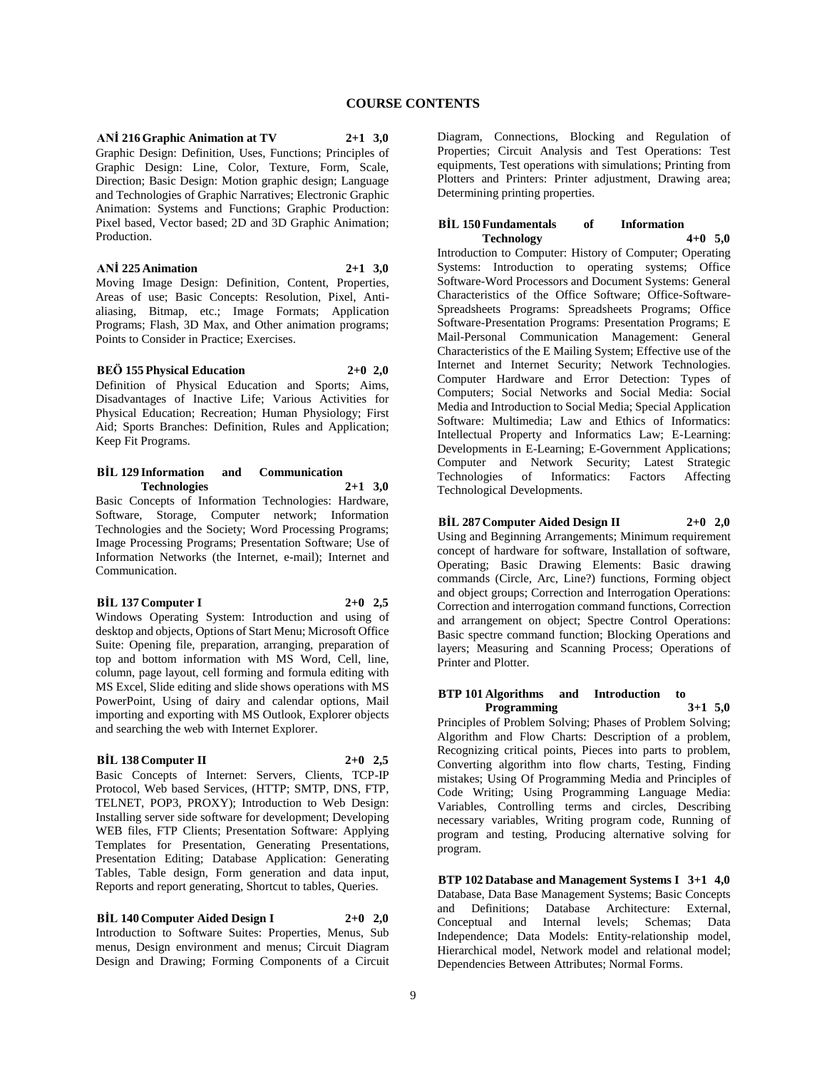# COURSE CONTENTS

**ANİ 216 Graphic Animation at TV 2+1 3,0**

Graphic Design: Definition, Uses, Functions; Principles of Graphic Design: Line, Color, Texture, Form, Scale, Direction; Basic Design: Motion graphic design; Language and Technologies of Graphic Narratives; Electronic Graphic Animation: Systems and Functions; Graphic Production: Pixel based, Vector based; 2D and 3D Graphic Animation; Production.

**ANİ 225 Animation 2+1 3,0**

Moving Image Design: Definition, Content, Properties, Areas of use; Basic Concepts: Resolution, Pixel, Anti-aliasing, Bitmap, etc.; Image Formats; Application Programs; Flash, 3D Max, and Other animation programs; Points to Consider in Practice; Exercises.

**BEÖ 155 Physical Education 2+0 2,0**

Definition of Physical Education and Sports; Aims, Disadvantages of Inactive Life; Various Activities for Physical Education; Recreation; Human Physiology; First Aid; Sports Branches: Definition, Rules and Application; Keep Fit Programs.

**BİL 129 Information and Communication Technologies 2+1 3,0**

Basic Concepts of Information Technologies: Hardware, Software, Storage, Computer network; Information Technologies and the Society; Word Processing Programs; Image Processing Programs; Presentation Software; Use of Information Networks (the Internet, e-mail); Internet and Communication.

**BİL 137 Computer I 2+0 2,5**

Windows Operating System: Introduction and using of desktop and objects, Options of Start Menu; Microsoft Office Suite: Opening file, preparation, arranging, preparation of top and bottom information with MS Word, Cell, line, column, page layout, cell forming and formula editing with MS Excel, Slide editing and slide shows operations with MS PowerPoint, Using of dairy and calendar options, Mail importing and exporting with MS Outlook, Explorer objects and searching the web with Internet Explorer.

**BİL 138 Computer II 2+0 2,5**

Basic Concepts of Internet: Servers, Clients, TCP-IP Protocol, Web based Services, (HTTP; SMTP, DNS, FTP, TELNET, POP3, PROXY); Introduction to Web Design: Installing server side software for development; Developing WEB files, FTP Clients; Presentation Software: Applying Templates for Presentation, Generating Presentations, Presentation Editing; Database Application: Generating Tables, Table design, Form generation and data input, Reports and report generating, Shortcut to tables, Queries.

**BİL 140 Computer Aided Design I 2+0 2,0**

Introduction to Software Suites: Properties, Menus, Sub menus, Design environment and menus; Circuit Diagram Design and Drawing; Forming Components of a Circuit Diagram, Connections, Blocking and Regulation of Properties; Circuit Analysis and Test Operations: Test equipments, Test operations with simulations; Printing from Plotters and Printers: Printer adjustment, Drawing area; Determining printing properties.

**BİL 150 Fundamentals of Information Technology 4+0 5,0**

Introduction to Computer: History of Computer; Operating Systems: Introduction to operating systems; Office Software-Word Processors and Document Systems: General Characteristics of the Office Software; Office-Software-Spreadsheets Programs: Spreadsheets Programs; Office Software-Presentation Programs: Presentation Programs; E Mail-Personal Communication Management: General Characteristics of the E Mailing System; Effective use of the Internet and Internet Security; Network Technologies. Computer Hardware and Error Detection: Types of Computers; Social Networks and Social Media: Social Media and Introduction to Social Media; Special Application Software: Multimedia; Law and Ethics of Informatics: Intellectual Property and Informatics Law; E-Learning: Developments in E-Learning; E-Government Applications; Computer and Network Security; Latest Strategic Technologies of Informatics: Factors Affecting Technological Developments.

**BİL 287 Computer Aided Design II 2+0 2,0**

Using and Beginning Arrangements; Minimum requirement concept of hardware for software, Installation of software, Operating; Basic Drawing Elements: Basic drawing commands (Circle, Arc, Line?) functions, Forming object and object groups; Correction and Interrogation Operations: Correction and interrogation command functions, Correction and arrangement on object; Spectre Control Operations: Basic spectre command function; Blocking Operations and layers; Measuring and Scanning Process; Operations of Printer and Plotter.

**BTP 101 Algorithms and Introduction to Programming 3+1 5,0**

Principles of Problem Solving; Phases of Problem Solving; Algorithm and Flow Charts: Description of a problem, Recognizing critical points, Pieces into parts to problem, Converting algorithm into flow charts, Testing, Finding mistakes; Using Of Programming Media and Principles of Code Writing; Using Programming Language Media: Variables, Controlling terms and circles, Describing necessary variables, Writing program code, Running of program and testing, Producing alternative solving for program.

**BTP 102 Database and Management Systems I 3+1 4,0**

Database, Data Base Management Systems; Basic Concepts and Definitions; Database Architecture: External, Conceptual and Internal levels; Schemas; Data Independence; Data Models: Entity-relationship model, Hierarchical model, Network model and relational model; Dependencies Between Attributes; Normal Forms.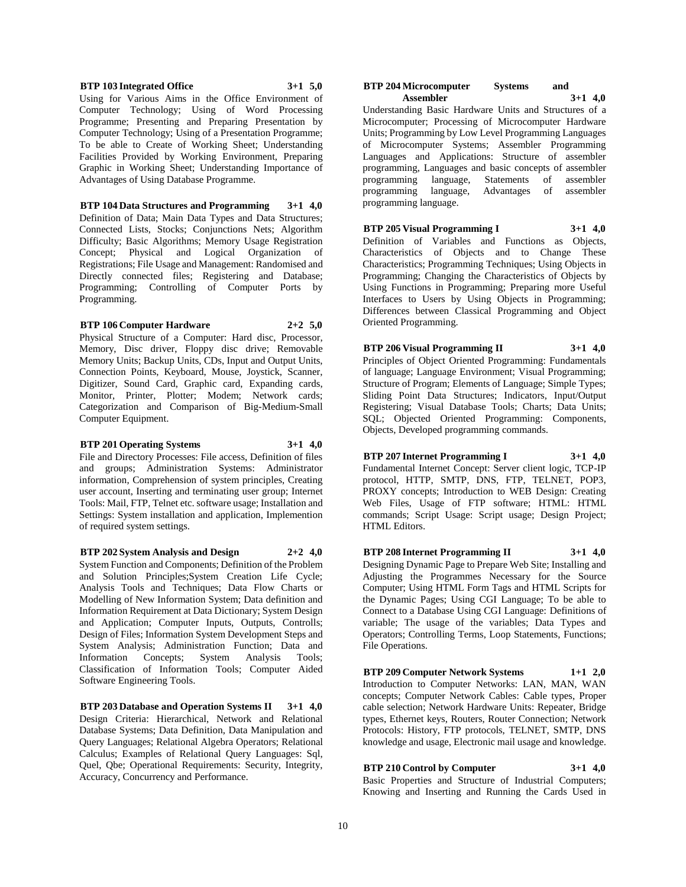**BTP 103 Integrated Office 3+1 5,0**

Using for Various Aims in the Office Environment of Computer Technology; Using of Word Processing Programme; Presenting and Preparing Presentation by Computer Technology; Using of a Presentation Programme; To be able to Create of Working Sheet; Understanding Facilities Provided by Working Environment, Preparing Graphic in Working Sheet; Understanding Importance of Advantages of Using Database Programme.

**BTP 104 Data Structures and Programming 3+1 4,0**

Definition of Data; Main Data Types and Data Structures; Connected Lists, Stocks; Conjunctions Nets; Algorithm Difficulty; Basic Algorithms; Memory Usage Registration Concept; Physical and Logical Organization of Registrations; File Usage and Management: Randomised and Directly connected files; Registering and Database; Programming; Controlling of Computer Ports by Programming.

**BTP 106 Computer Hardware 2+2 5,0**

Physical Structure of a Computer: Hard disc, Processor, Memory, Disc driver, Floppy disc drive; Removable Memory Units; Backup Units, CDs, Input and Output Units, Connection Points, Keyboard, Mouse, Joystick, Scanner, Digitizer, Sound Card, Graphic card, Expanding cards, Monitor, Printer, Plotter; Modem; Network cards; Categorization and Comparison of Big-Medium-Small Computer Equipment.

**BTP 201 Operating Systems 3+1 4,0**

File and Directory Processes: File access, Definition of files and groups; Administration Systems: Administrator information, Comprehension of system principles, Creating user account, Inserting and terminating user group; Internet Tools: Mail, FTP, Telnet etc. software usage; Installation and Settings: System installation and application, Implemention of required system settings.

**BTP 202 System Analysis and Design 2+2 4,0**

System Function and Components; Definition of the Problem and Solution Principles;System Creation Life Cycle; Analysis Tools and Techniques; Data Flow Charts or Modelling of New Information System; Data definition and Information Requirement at Data Dictionary; System Design and Application; Computer Inputs, Outputs, Controlls; Design of Files; Information System Development Steps and System Analysis; Administration Function; Data and Information Concepts; System Analysis Tools; Classification of Information Tools; Computer Aided Software Engineering Tools.

**BTP 203 Database and Operation Systems II 3+1 4,0**

Design Criteria: Hierarchical, Network and Relational Database Systems; Data Definition, Data Manipulation and Query Languages; Relational Algebra Operators; Relational Calculus; Examples of Relational Query Languages: Sql, Quel, Qbe; Operational Requirements: Security, Integrity, Accuracy, Concurrency and Performance.

**BTP 204 Microcomputer Systems and Assembler 3+1 4,0**

Understanding Basic Hardware Units and Structures of a Microcomputer; Processing of Microcomputer Hardware Units; Programming by Low Level Programming Languages of Microcomputer Systems; Assembler Programming Languages and Applications: Structure of assembler programming, Languages and basic concepts of assembler programming language, Statements of assembler programming language, Advantages of assembler programming language.

**BTP 205 Visual Programming I 3+1 4,0**

Definition of Variables and Functions as Objects, Characteristics of Objects and to Change These Characteristics; Programming Techniques; Using Objects in Programming; Changing the Characteristics of Objects by Using Functions in Programming; Preparing more Useful Interfaces to Users by Using Objects in Programming; Differences between Classical Programming and Object Oriented Programming.

**BTP 206 Visual Programming II 3+1 4,0**

Principles of Object Oriented Programming: Fundamentals of language; Language Environment; Visual Programming; Structure of Program; Elements of Language; Simple Types; Sliding Point Data Structures; Indicators, Input/Output Registering; Visual Database Tools; Charts; Data Units; SQL; Objected Oriented Programming: Components, Objects, Developed programming commands.

**BTP 207 Internet Programming I 3+1 4,0**

Fundamental Internet Concept: Server client logic, TCP-IP protocol, HTTP, SMTP, DNS, FTP, TELNET, POP3, PROXY concepts; Introduction to WEB Design: Creating Web Files, Usage of FTP software; HTML: HTML commands; Script Usage: Script usage; Design Project; HTML Editors.

**BTP 208 Internet Programming II 3+1 4,0**

Designing Dynamic Page to Prepare Web Site; Installing and Adjusting the Programmes Necessary for the Source Computer; Using HTML Form Tags and HTML Scripts for the Dynamic Pages; Using CGI Language; To be able to Connect to a Database Using CGI Language: Definitions of variable; The usage of the variables; Data Types and Operators; Controlling Terms, Loop Statements, Functions; File Operations.

**BTP 209 Computer Network Systems 1+1 2,0**

Introduction to Computer Networks: LAN, MAN, WAN concepts; Computer Network Cables: Cable types, Proper cable selection; Network Hardware Units: Repeater, Bridge types, Ethernet keys, Routers, Router Connection; Network Protocols: History, FTP protocols, TELNET, SMTP, DNS knowledge and usage, Electronic mail usage and knowledge.

**BTP 210 Control by Computer 3+1 4,0**

Basic Properties and Structure of Industrial Computers; Knowing and Inserting and Running the Cards Used in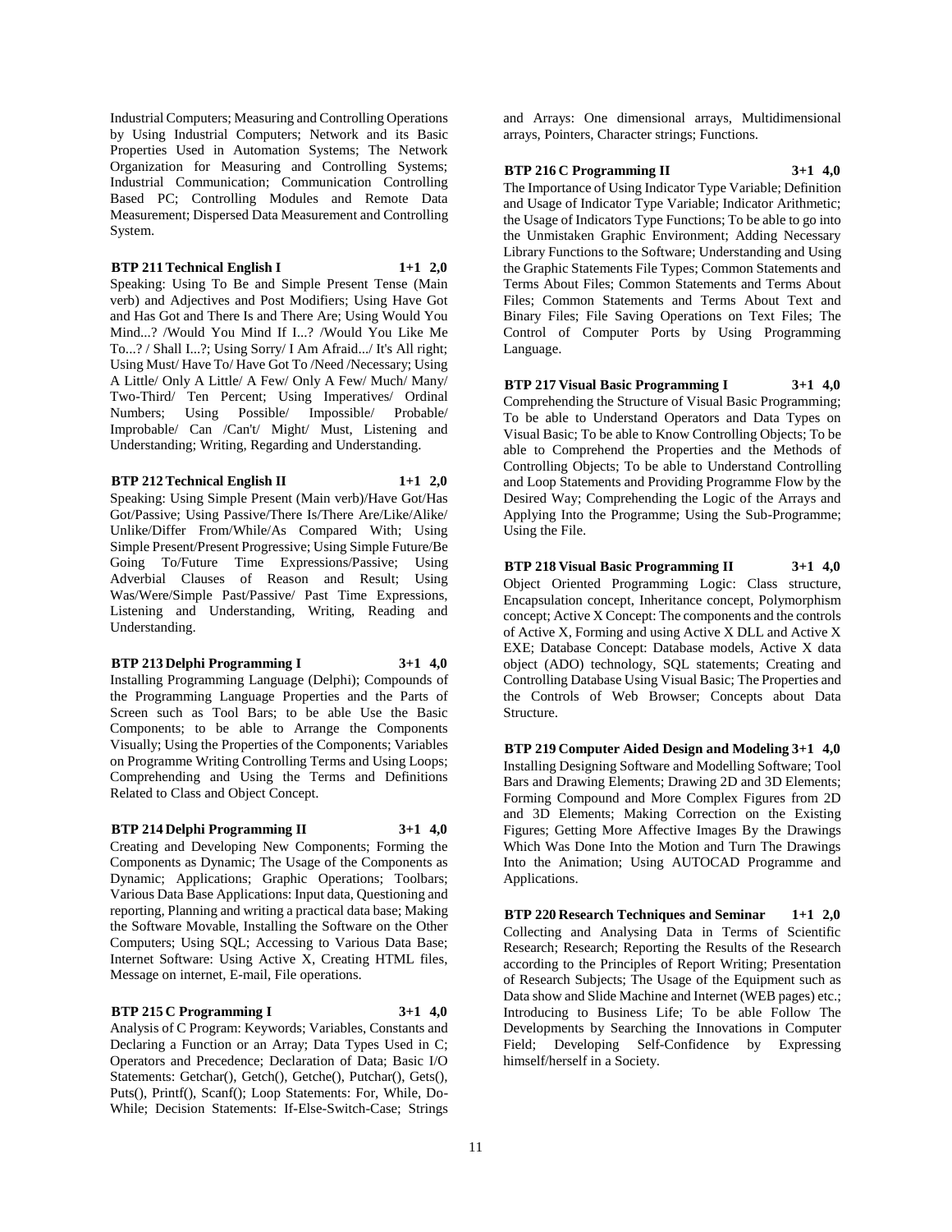Industrial Computers; Measuring and Controlling Operations by Using Industrial Computers; Network and its Basic Properties Used in Automation Systems; The Network Organization for Measuring and Controlling Systems; Industrial Communication; Communication Controlling Based PC; Controlling Modules and Remote Data Measurement; Dispersed Data Measurement and Controlling System.

**BTP 211 Technical English I 1+1 2,0**

Speaking: Using To Be and Simple Present Tense (Main verb) and Adjectives and Post Modifiers; Using Have Got and Has Got and There Is and There Are; Using Would You Mind...? /Would You Mind If I...? /Would You Like Me To...? / Shall I...?; Using Sorry/ I Am Afraid.../ It's All right; Using Must/ Have To/ Have Got To /Need /Necessary; Using A Little/ Only A Little/ A Few/ Only A Few/ Much/ Many/ Two-Third/ Ten Percent; Using Imperatives/ Ordinal Numbers; Using Possible/ Impossible/ Probable/ Improbable/ Can /Can't/ Might/ Must, Listening and Understanding; Writing, Regarding and Understanding.

**BTP 212 Technical English II 1+1 2,0**

Speaking: Using Simple Present (Main verb)/Have Got/Has Got/Passive; Using Passive/There Is/There Are/Like/Alike/ Unlike/Differ From/While/As Compared With; Using Simple Present/Present Progressive; Using Simple Future/Be Going To/Future Time Expressions/Passive; Using Adverbial Clauses of Reason and Result; Using Was/Were/Simple Past/Passive/ Past Time Expressions, Listening and Understanding, Writing, Reading and Understanding.

**BTP 213 Delphi Programming I 3+1 4,0**

Installing Programming Language (Delphi); Compounds of the Programming Language Properties and the Parts of Screen such as Tool Bars; to be able Use the Basic Components; to be able to Arrange the Components Visually; Using the Properties of the Components; Variables on Programme Writing Controlling Terms and Using Loops; Comprehending and Using the Terms and Definitions Related to Class and Object Concept.

**BTP 214 Delphi Programming II 3+1 4,0**

Creating and Developing New Components; Forming the Components as Dynamic; The Usage of the Components as Dynamic; Applications; Graphic Operations; Toolbars; Various Data Base Applications: Input data, Questioning and reporting, Planning and writing a practical data base; Making the Software Movable, Installing the Software on the Other Computers; Using SQL; Accessing to Various Data Base; Internet Software: Using Active X, Creating HTML files, Message on internet, E-mail, File operations.

**BTP 215 C Programming I 3+1 4,0**

Analysis of C Program: Keywords; Variables, Constants and Declaring a Function or an Array; Data Types Used in C; Operators and Precedence; Declaration of Data; Basic I/O Statements: Getchar(), Getch(), Getche(), Putchar(), Gets(), Puts(), Printf(), Scanf(); Loop Statements: For, While, Do-While; Decision Statements: If-Else-Switch-Case; Strings and Arrays: One dimensional arrays, Multidimensional arrays, Pointers, Character strings; Functions.

**BTP 216 C Programming II 3+1 4,0**

The Importance of Using Indicator Type Variable; Definition and Usage of Indicator Type Variable; Indicator Arithmetic; the Usage of Indicators Type Functions; To be able to go into the Unmistaken Graphic Environment; Adding Necessary Library Functions to the Software; Understanding and Using the Graphic Statements File Types; Common Statements and Terms About Files; Common Statements and Terms About Files; Common Statements and Terms About Text and Binary Files; File Saving Operations on Text Files; The Control of Computer Ports by Using Programming Language.

**BTP 217 Visual Basic Programming I 3+1 4,0**

Comprehending the Structure of Visual Basic Programming; To be able to Understand Operators and Data Types on Visual Basic; To be able to Know Controlling Objects; To be able to Comprehend the Properties and the Methods of Controlling Objects; To be able to Understand Controlling and Loop Statements and Providing Programme Flow by the Desired Way; Comprehending the Logic of the Arrays and Applying Into the Programme; Using the Sub-Programme; Using the File.

**BTP 218 Visual Basic Programming II 3+1 4,0**

Object Oriented Programming Logic: Class structure, Encapsulation concept, Inheritance concept, Polymorphism concept; Active X Concept: The components and the controls of Active X, Forming and using Active X DLL and Active X EXE; Database Concept: Database models, Active X data object (ADO) technology, SQL statements; Creating and Controlling Database Using Visual Basic; The Properties and the Controls of Web Browser; Concepts about Data Structure.

**BTP 219 Computer Aided Design and Modeling 3+1 4,0**

Installing Designing Software and Modelling Software; Tool Bars and Drawing Elements; Drawing 2D and 3D Elements; Forming Compound and More Complex Figures from 2D and 3D Elements; Making Correction on the Existing Figures; Getting More Affective Images By the Drawings Which Was Done Into the Motion and Turn The Drawings Into the Animation; Using AUTOCAD Programme and Applications.

**BTP 220 Research Techniques and Seminar 1+1 2,0**

Collecting and Analysing Data in Terms of Scientific Research; Research; Reporting the Results of the Research according to the Principles of Report Writing; Presentation of Research Subjects; The Usage of the Equipment such as Data show and Slide Machine and Internet (WEB pages) etc.; Introducing to Business Life; To be able Follow The Developments by Searching the Innovations in Computer Field; Developing Self-Confidence by Expressing himself/herself in a Society.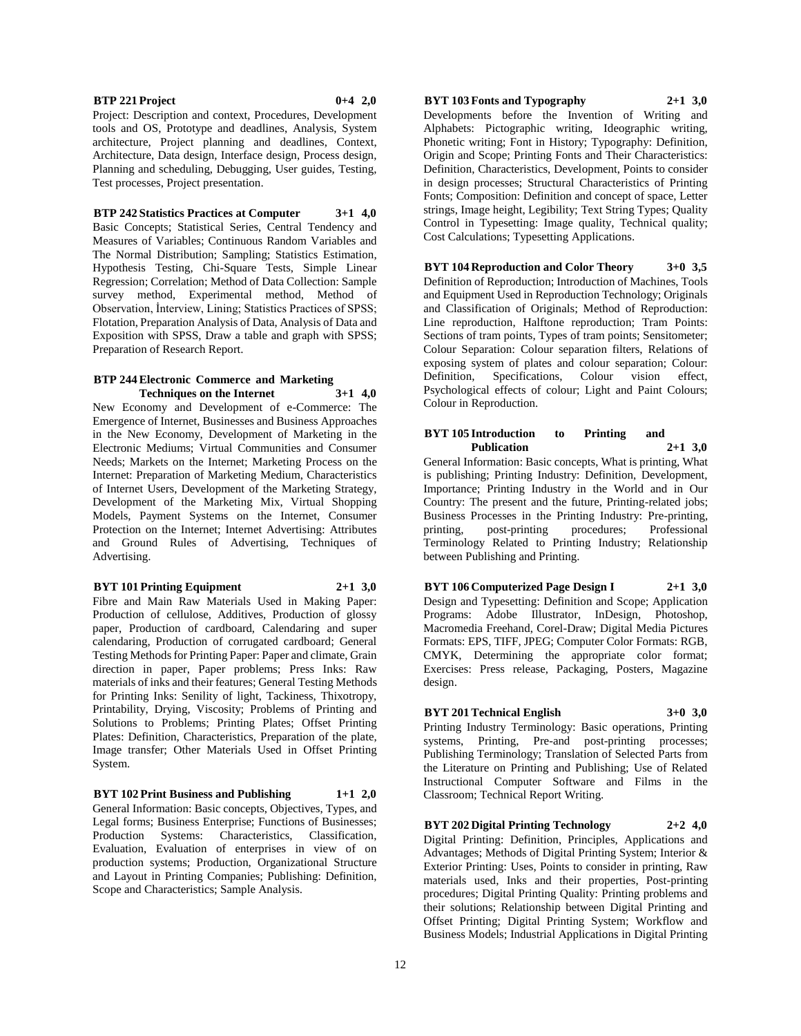**BTP 221 Project 0+4 2,0**

Project: Description and context, Procedures, Development tools and OS, Prototype and deadlines, Analysis, System architecture, Project planning and deadlines, Context, Architecture, Data design, Interface design, Process design, Planning and scheduling, Debugging, User guides, Testing, Test processes, Project presentation.

**BTP 242 Statistics Practices at Computer 3+1 4,0**

Basic Concepts; Statistical Series, Central Tendency and Measures of Variables; Continuous Random Variables and The Normal Distribution; Sampling; Statistics Estimation, Hypothesis Testing, Chi-Square Tests, Simple Linear Regression; Correlation; Method of Data Collection: Sample survey method, Experimental method, Method of Observation, İnterview, Lining; Statistics Practices of SPSS; Flotation, Preparation Analysis of Data, Analysis of Data and Exposition with SPSS, Draw a table and graph with SPSS; Preparation of Research Report.

**BTP 244 Electronic Commerce and Marketing Techniques on the Internet 3+1 4,0**

New Economy and Development of e-Commerce: The Emergence of Internet, Businesses and Business Approaches in the New Economy, Development of Marketing in the Electronic Mediums; Virtual Communities and Consumer Needs; Markets on the Internet; Marketing Process on the Internet: Preparation of Marketing Medium, Characteristics of Internet Users, Development of the Marketing Strategy, Development of the Marketing Mix, Virtual Shopping Models, Payment Systems on the Internet, Consumer Protection on the Internet; Internet Advertising: Attributes and Ground Rules of Advertising, Techniques of Advertising.

**BYT 101 Printing Equipment 2+1 3,0**

Fibre and Main Raw Materials Used in Making Paper: Production of cellulose, Additives, Production of glossy paper, Production of cardboard, Calendaring and super calendaring, Production of corrugated cardboard; General Testing Methods for Printing Paper: Paper and climate, Grain direction in paper, Paper problems; Press Inks: Raw materials of inks and their features; General Testing Methods for Printing Inks: Senility of light, Tackiness, Thixotropy, Printability, Drying, Viscosity; Problems of Printing and Solutions to Problems; Printing Plates; Offset Printing Plates: Definition, Characteristics, Preparation of the plate, Image transfer; Other Materials Used in Offset Printing System.

**BYT 102 Print Business and Publishing 1+1 2,0**

General Information: Basic concepts, Objectives, Types, and Legal forms; Business Enterprise; Functions of Businesses; Production Systems: Characteristics, Classification, Evaluation, Evaluation of enterprises in view of on production systems; Production, Organizational Structure and Layout in Printing Companies; Publishing: Definition, Scope and Characteristics; Sample Analysis.

**BYT 103 Fonts and Typography 2+1 3,0**

Developments before the Invention of Writing and Alphabets: Pictographic writing, Ideographic writing, Phonetic writing; Font in History; Typography: Definition, Origin and Scope; Printing Fonts and Their Characteristics: Definition, Characteristics, Development, Points to consider in design processes; Structural Characteristics of Printing Fonts; Composition: Definition and concept of space, Letter strings, Image height, Legibility; Text String Types; Quality Control in Typesetting: Image quality, Technical quality; Cost Calculations; Typesetting Applications.

**BYT 104 Reproduction and Color Theory 3+0 3,5**

Definition of Reproduction; Introduction of Machines, Tools and Equipment Used in Reproduction Technology; Originals and Classification of Originals; Method of Reproduction: Line reproduction, Halftone reproduction; Tram Points: Sections of tram points, Types of tram points; Sensitometer; Colour Separation: Colour separation filters, Relations of exposing system of plates and colour separation; Colour: Definition, Specifications, Colour vision effect, Psychological effects of colour; Light and Paint Colours; Colour in Reproduction.

**BYT 105 Introduction to Printing and Publication 2+1 3,0**

General Information: Basic concepts, What is printing, What is publishing; Printing Industry: Definition, Development, Importance; Printing Industry in the World and in Our Country: The present and the future, Printing-related jobs; Business Processes in the Printing Industry: Pre-printing, printing, post-printing procedures; Professional Terminology Related to Printing Industry; Relationship between Publishing and Printing.

**BYT 106 Computerized Page Design I 2+1 3,0**

Design and Typesetting: Definition and Scope; Application Programs: Adobe Illustrator, InDesign, Photoshop, Macromedia Freehand, Corel-Draw; Digital Media Pictures Formats: EPS, TIFF, JPEG; Computer Color Formats: RGB, CMYK, Determining the appropriate color format; Exercises: Press release, Packaging, Posters, Magazine design.

**BYT 201 Technical English 3+0 3,0**

Printing Industry Terminology: Basic operations, Printing systems, Printing, Pre-and post-printing processes; Publishing Terminology; Translation of Selected Parts from the Literature on Printing and Publishing; Use of Related Instructional Computer Software and Films in the Classroom; Technical Report Writing.

**BYT 202 Digital Printing Technology 2+2 4,0**

Digital Printing: Definition, Principles, Applications and Advantages; Methods of Digital Printing System; Interior & Exterior Printing: Uses, Points to consider in printing, Raw materials used, Inks and their properties, Post-printing procedures; Digital Printing Quality: Printing problems and their solutions; Relationship between Digital Printing and Offset Printing; Digital Printing System; Workflow and Business Models; Industrial Applications in Digital Printing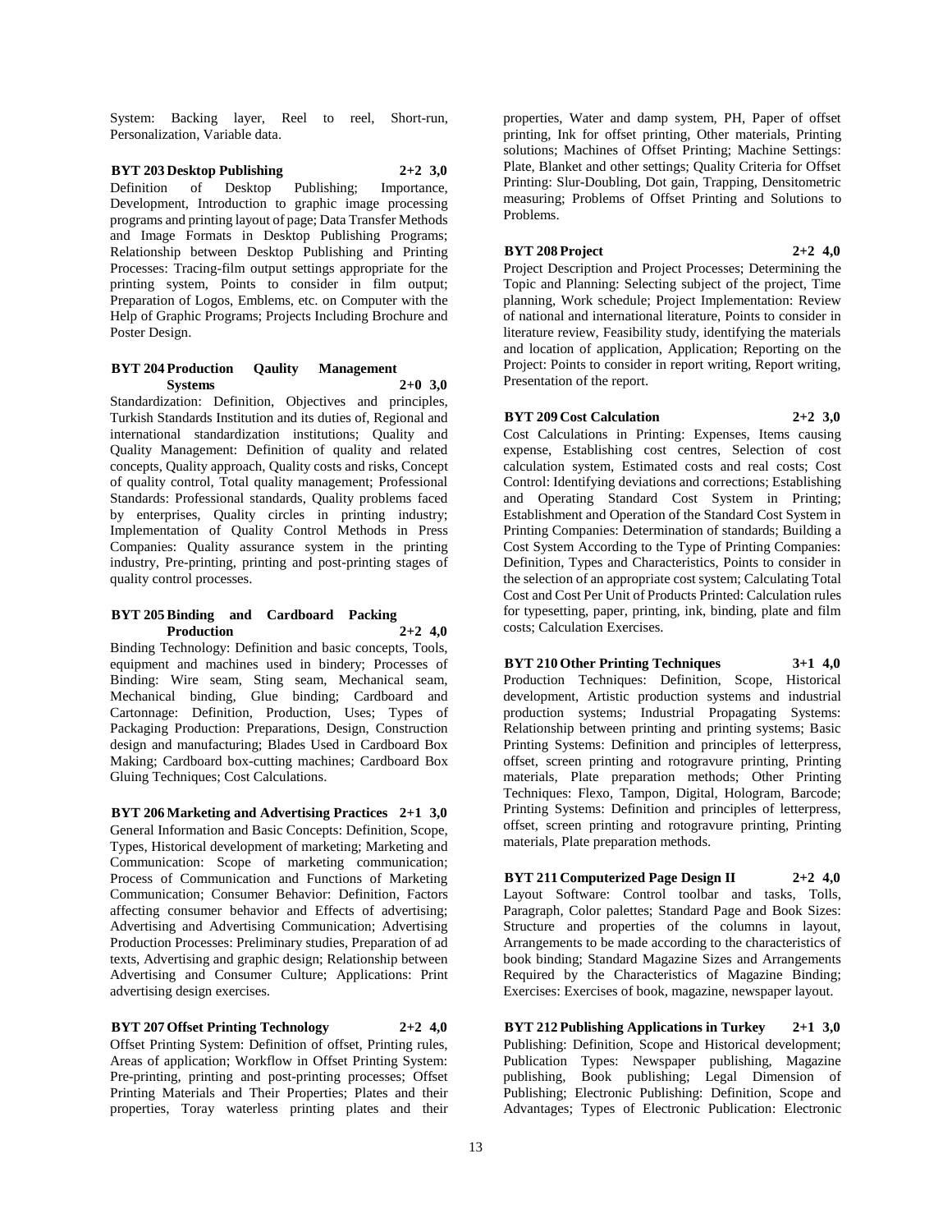System: Backing layer, Reel to reel, Short-run, Personalization, Variable data.

**BYT 203 Desktop Publishing 2+2 3,0**

Definition of Desktop Publishing; Importance, Development, Introduction to graphic image processing programs and printing layout of page; Data Transfer Methods and Image Formats in Desktop Publishing Programs; Relationship between Desktop Publishing and Printing Processes: Tracing-film output settings appropriate for the printing system, Points to consider in film output; Preparation of Logos, Emblems, etc. on Computer with the Help of Graphic Programs; Projects Including Brochure and Poster Design.

**BYT 204 Production Qaulity Management Systems 2+0 3,0**

Standardization: Definition, Objectives and principles, Turkish Standards Institution and its duties of, Regional and international standardization institutions; Quality and Quality Management: Definition of quality and related concepts, Quality approach, Quality costs and risks, Concept of quality control, Total quality management; Professional Standards: Professional standards, Quality problems faced by enterprises, Quality circles in printing industry; Implementation of Quality Control Methods in Press Companies: Quality assurance system in the printing industry, Pre-printing, printing and post-printing stages of quality control processes.

**BYT 205 Binding and Cardboard Packing Production 2+2 4,0**

Binding Technology: Definition and basic concepts, Tools, equipment and machines used in bindery; Processes of Binding: Wire seam, Sting seam, Mechanical seam, Mechanical binding, Glue binding; Cardboard and Cartonnage: Definition, Production, Uses; Types of Packaging Production: Preparations, Design, Construction design and manufacturing; Blades Used in Cardboard Box Making; Cardboard box-cutting machines; Cardboard Box Gluing Techniques; Cost Calculations.

**BYT 206 Marketing and Advertising Practices 2+1 3,0**

General Information and Basic Concepts: Definition, Scope, Types, Historical development of marketing; Marketing and Communication: Scope of marketing communication; Process of Communication and Functions of Marketing Communication; Consumer Behavior: Definition, Factors affecting consumer behavior and Effects of advertising; Advertising and Advertising Communication; Advertising Production Processes: Preliminary studies, Preparation of ad texts, Advertising and graphic design; Relationship between Advertising and Consumer Culture; Applications: Print advertising design exercises.

**BYT 207 Offset Printing Technology 2+2 4,0**

Offset Printing System: Definition of offset, Printing rules, Areas of application; Workflow in Offset Printing System: Pre-printing, printing and post-printing processes; Offset Printing Materials and Their Properties; Plates and their properties, Toray waterless printing plates and their properties, Water and damp system, PH, Paper of offset printing, Ink for offset printing, Other materials, Printing solutions; Machines of Offset Printing; Machine Settings: Plate, Blanket and other settings; Quality Criteria for Offset Printing: Slur-Doubling, Dot gain, Trapping, Densitometric measuring; Problems of Offset Printing and Solutions to Problems.

**BYT 208 Project 2+2 4,0**

Project Description and Project Processes; Determining the Topic and Planning: Selecting subject of the project, Time planning, Work schedule; Project Implementation: Review of national and international literature, Points to consider in literature review, Feasibility study, identifying the materials and location of application, Application; Reporting on the Project: Points to consider in report writing, Report writing, Presentation of the report.

**BYT 209 Cost Calculation 2+2 3,0**

Cost Calculations in Printing: Expenses, Items causing expense, Establishing cost centres, Selection of cost calculation system, Estimated costs and real costs; Cost Control: Identifying deviations and corrections; Establishing and Operating Standard Cost System in Printing; Establishment and Operation of the Standard Cost System in Printing Companies: Determination of standards; Building a Cost System According to the Type of Printing Companies: Definition, Types and Characteristics, Points to consider in the selection of an appropriate cost system; Calculating Total Cost and Cost Per Unit of Products Printed: Calculation rules for typesetting, paper, printing, ink, binding, plate and film costs; Calculation Exercises.

**BYT 210 Other Printing Techniques 3+1 4,0**

Production Techniques: Definition, Scope, Historical development, Artistic production systems and industrial production systems; Industrial Propagating Systems: Relationship between printing and printing systems; Basic Printing Systems: Definition and principles of letterpress, offset, screen printing and rotogravure printing, Printing materials, Plate preparation methods; Other Printing Techniques: Flexo, Tampon, Digital, Hologram, Barcode; Printing Systems: Definition and principles of letterpress, offset, screen printing and rotogravure printing, Printing materials, Plate preparation methods.

**BYT 211 Computerized Page Design II 2+2 4,0**

Layout Software: Control toolbar and tasks, Tolls, Paragraph, Color palettes; Standard Page and Book Sizes: Structure and properties of the columns in layout, Arrangements to be made according to the characteristics of book binding; Standard Magazine Sizes and Arrangements Required by the Characteristics of Magazine Binding; Exercises: Exercises of book, magazine, newspaper layout.

**BYT 212 Publishing Applications in Turkey 2+1 3,0**

Publishing: Definition, Scope and Historical development; Publication Types: Newspaper publishing, Magazine publishing, Book publishing; Legal Dimension of Publishing; Electronic Publishing: Definition, Scope and Advantages; Types of Electronic Publication: Electronic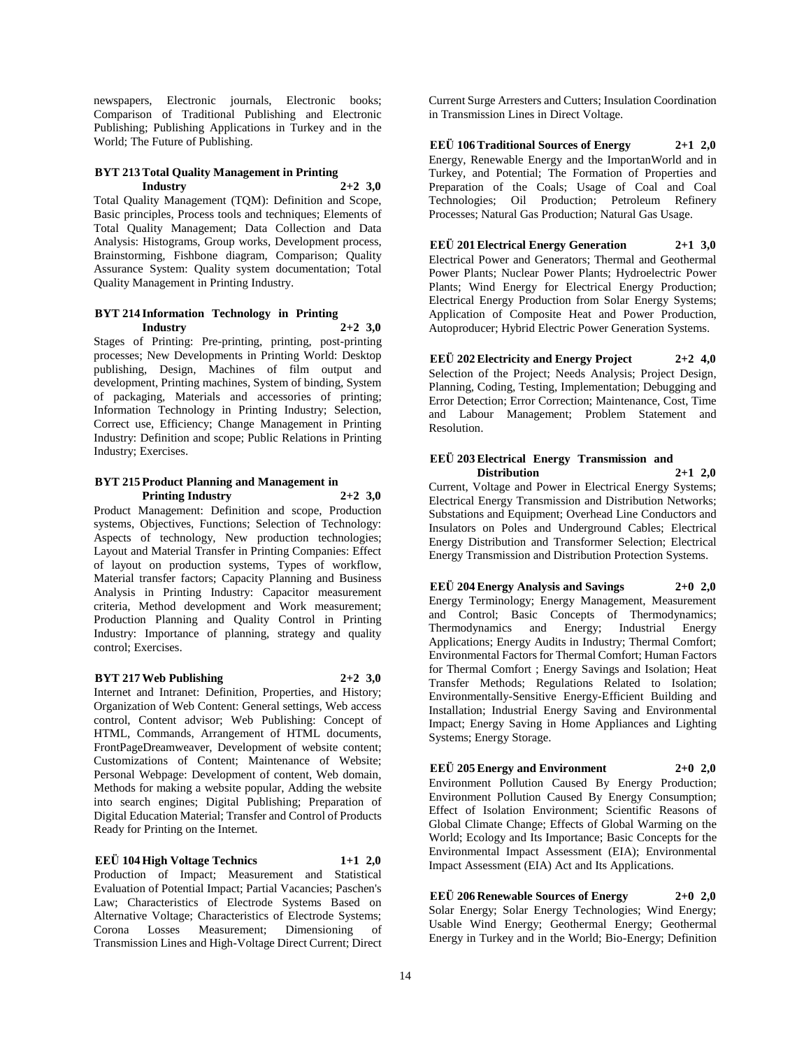newspapers, Electronic journals, Electronic books; Comparison of Traditional Publishing and Electronic Publishing; Publishing Applications in Turkey and in the World; The Future of Publishing.

**BYT 213 Total Quality Management in Printing Industry 2+2 3,0**

Total Quality Management (TQM): Definition and Scope, Basic principles, Process tools and techniques; Elements of Total Quality Management; Data Collection and Data Analysis: Histograms, Group works, Development process, Brainstorming, Fishbone diagram, Comparison; Quality Assurance System: Quality system documentation; Total Quality Management in Printing Industry.

**BYT 214 Information Technology in Printing Industry 2+2 3,0**

Stages of Printing: Pre-printing, printing, post-printing processes; New Developments in Printing World: Desktop publishing, Design, Machines of film output and development, Printing machines, System of binding, System of packaging, Materials and accessories of printing; Information Technology in Printing Industry; Selection, Correct use, Efficiency; Change Management in Printing Industry: Definition and scope; Public Relations in Printing Industry; Exercises.

**BYT 215 Product Planning and Management in Printing Industry 2+2 3,0**

Product Management: Definition and scope, Production systems, Objectives, Functions; Selection of Technology: Aspects of technology, New production technologies; Layout and Material Transfer in Printing Companies: Effect of layout on production systems, Types of workflow, Material transfer factors; Capacity Planning and Business Analysis in Printing Industry: Capacitor measurement criteria, Method development and Work measurement; Production Planning and Quality Control in Printing Industry: Importance of planning, strategy and quality control; Exercises.

**BYT 217 Web Publishing 2+2 3,0**

Internet and Intranet: Definition, Properties, and History; Organization of Web Content: General settings, Web access control, Content advisor; Web Publishing: Concept of HTML, Commands, Arrangement of HTML documents, FrontPageDreamweaver, Development of website content; Customizations of Content; Maintenance of Website; Personal Webpage: Development of content, Web domain, Methods for making a website popular, Adding the website into search engines; Digital Publishing; Preparation of Digital Education Material; Transfer and Control of Products Ready for Printing on the Internet.

**EEÜ 104 High Voltage Technics 1+1 2,0**

Production of Impact; Measurement and Statistical Evaluation of Potential Impact; Partial Vacancies; Paschen's Law; Characteristics of Electrode Systems Based on Alternative Voltage; Characteristics of Electrode Systems; Corona Losses Measurement; Dimensioning of Transmission Lines and High-Voltage Direct Current; Direct Current Surge Arresters and Cutters; Insulation Coordination in Transmission Lines in Direct Voltage.

**EEÜ 106 Traditional Sources of Energy 2+1 2,0**

Energy, Renewable Energy and the ImportanWorld and in Turkey, and Potential; The Formation of Properties and Preparation of the Coals; Usage of Coal and Coal Technologies; Oil Production; Petroleum Refinery Processes; Natural Gas Production; Natural Gas Usage.

**EEÜ 201 Electrical Energy Generation 2+1 3,0**

Electrical Power and Generators; Thermal and Geothermal Power Plants; Nuclear Power Plants; Hydroelectric Power Plants; Wind Energy for Electrical Energy Production; Electrical Energy Production from Solar Energy Systems; Application of Composite Heat and Power Production, Autoproducer; Hybrid Electric Power Generation Systems.

**EEÜ 202 Electricity and Energy Project 2+2 4,0**

Selection of the Project; Needs Analysis; Project Design, Planning, Coding, Testing, Implementation; Debugging and Error Detection; Error Correction; Maintenance, Cost, Time and Labour Management; Problem Statement and Resolution.

**EEÜ 203 Electrical Energy Transmission and Distribution 2+1 2,0**

Current, Voltage and Power in Electrical Energy Systems; Electrical Energy Transmission and Distribution Networks; Substations and Equipment; Overhead Line Conductors and Insulators on Poles and Underground Cables; Electrical Energy Distribution and Transformer Selection; Electrical Energy Transmission and Distribution Protection Systems.

**EEÜ 204 Energy Analysis and Savings 2+0 2,0**

Energy Terminology; Energy Management, Measurement and Control; Basic Concepts of Thermodynamics; Thermodynamics and Energy; Industrial Energy Applications; Energy Audits in Industry; Thermal Comfort; Environmental Factors for Thermal Comfort; Human Factors for Thermal Comfort ; Energy Savings and Isolation; Heat Transfer Methods; Regulations Related to Isolation; Environmentally-Sensitive Energy-Efficient Building and Installation; Industrial Energy Saving and Environmental Impact; Energy Saving in Home Appliances and Lighting Systems; Energy Storage.

**EEÜ 205 Energy and Environment 2+0 2,0**

Environment Pollution Caused By Energy Production; Environment Pollution Caused By Energy Consumption; Effect of Isolation Environment; Scientific Reasons of Global Climate Change; Effects of Global Warming on the World; Ecology and Its Importance; Basic Concepts for the Environmental Impact Assessment (EIA); Environmental Impact Assessment (EIA) Act and Its Applications.

**EEÜ 206 Renewable Sources of Energy 2+0 2,0**

Solar Energy; Solar Energy Technologies; Wind Energy; Usable Wind Energy; Geothermal Energy; Geothermal Energy in Turkey and in the World; Bio-Energy; Definition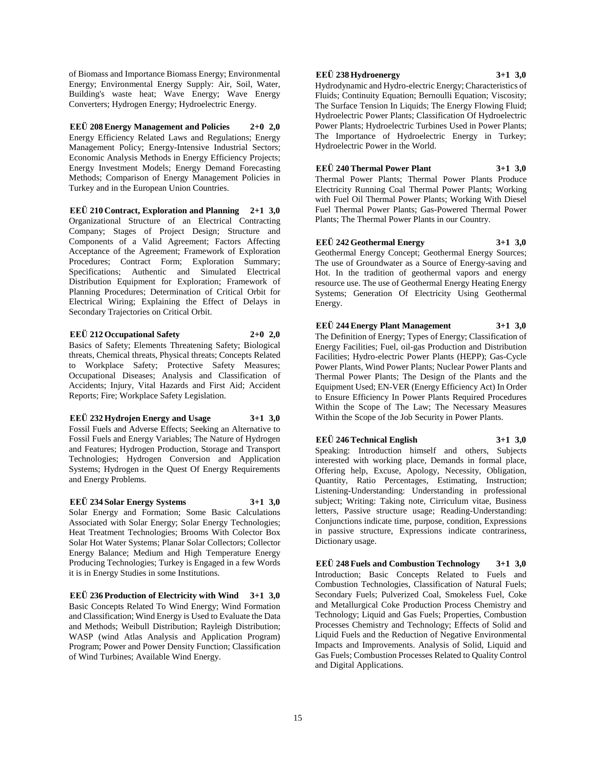of Biomass and Importance Biomass Energy; Environmental Energy; Environmental Energy Supply: Air, Soil, Water, Building's waste heat; Wave Energy; Wave Energy Converters; Hydrogen Energy; Hydroelectric Energy.

**EEÜ 208 Energy Management and Policies 2+0 2,0**

Energy Efficiency Related Laws and Regulations; Energy Management Policy; Energy-Intensive Industrial Sectors; Economic Analysis Methods in Energy Efficiency Projects; Energy Investment Models; Energy Demand Forecasting Methods; Comparison of Energy Management Policies in Turkey and in the European Union Countries.

**EEÜ 210 Contract, Exploration and Planning 2+1 3,0**

Organizational Structure of an Electrical Contracting Company; Stages of Project Design; Structure and Components of a Valid Agreement; Factors Affecting Acceptance of the Agreement; Framework of Exploration Procedures; Contract Form; Exploration Summary; Specifications; Authentic and Simulated Electrical Distribution Equipment for Exploration; Framework of Planning Procedures; Determination of Critical Orbit for Electrical Wiring; Explaining the Effect of Delays in Secondary Trajectories on Critical Orbit.

**EEÜ 212 Occupational Safety 2+0 2,0**

Basics of Safety; Elements Threatening Safety; Biological threats, Chemical threats, Physical threats; Concepts Related to Workplace Safety; Protective Safety Measures; Occupational Diseases; Analysis and Classification of Accidents; Injury, Vital Hazards and First Aid; Accident Reports; Fire; Workplace Safety Legislation.

**EEÜ 232 Hydrojen Energy and Usage 3+1 3,0**

Fossil Fuels and Adverse Effects; Seeking an Alternative to Fossil Fuels and Energy Variables; The Nature of Hydrogen and Features; Hydrogen Production, Storage and Transport Technologies; Hydrogen Conversion and Application Systems; Hydrogen in the Quest Of Energy Requirements and Energy Problems.

**EEÜ 234 Solar Energy Systems 3+1 3,0**

Solar Energy and Formation; Some Basic Calculations Associated with Solar Energy; Solar Energy Technologies; Heat Treatment Technologies; Brooms With Colector Box Solar Hot Water Systems; Planar Solar Collectors; Collector Energy Balance; Medium and High Temperature Energy Producing Technologies; Turkey is Engaged in a few Words it is in Energy Studies in some Institutions.

**EEÜ 236 Production of Electricity with Wind 3+1 3,0**

Basic Concepts Related To Wind Energy; Wind Formation and Classification; Wind Energy is Used to Evaluate the Data and Methods; Weibull Distribution; Rayleigh Distribution; WASP (wind Atlas Analysis and Application Program) Program; Power and Power Density Function; Classification of Wind Turbines; Available Wind Energy.

**EEÜ 238 Hydroenergy 3+1 3,0**

Hydrodynamic and Hydro-electric Energy; Characteristics of Fluids; Continuity Equation; Bernoulli Equation; Viscosity; The Surface Tension In Liquids; The Energy Flowing Fluid; Hydroelectric Power Plants; Classification Of Hydroelectric Power Plants; Hydroelectric Turbines Used in Power Plants; The Importance of Hydroelectric Energy in Turkey; Hydroelectric Power in the World.

**EEÜ 240 Thermal Power Plant 3+1 3,0**

Thermal Power Plants; Thermal Power Plants Produce Electricity Running Coal Thermal Power Plants; Working with Fuel Oil Thermal Power Plants; Working With Diesel Fuel Thermal Power Plants; Gas-Powered Thermal Power Plants; The Thermal Power Plants in our Country.

**EEÜ 242 Geothermal Energy 3+1 3,0**

Geothermal Energy Concept; Geothermal Energy Sources; The use of Groundwater as a Source of Energy-saving and Hot. In the tradition of geothermal vapors and energy resource use. The use of Geothermal Energy Heating Energy Systems; Generation Of Electricity Using Geothermal Energy.

**EEÜ 244 Energy Plant Management 3+1 3,0**

The Definition of Energy; Types of Energy; Classification of Energy Facilities; Fuel, oil-gas Production and Distribution Facilities; Hydro-electric Power Plants (HEPP); Gas-Cycle Power Plants, Wind Power Plants; Nuclear Power Plants and Thermal Power Plants; The Design of the Plants and the Equipment Used; EN-VER (Energy Efficiency Act) In Order to Ensure Efficiency In Power Plants Required Procedures Within the Scope of The Law; The Necessary Measures Within the Scope of the Job Security in Power Plants.

**EEÜ 246 Technical English 3+1 3,0**

Speaking: Introduction himself and others, Subjects interested with working place, Demands in formal place, Offering help, Excuse, Apology, Necessity, Obligation, Quantity, Ratio Percentages, Estimating, Instruction; Listening-Understanding: Understanding in professional subject; Writing: Taking note, Cirriculum vitae, Business letters, Passive structure usage; Reading-Understanding: Conjunctions indicate time, purpose, condition, Expressions in passive structure, Expressions indicate contrariness, Dictionary usage.

**EEÜ 248 Fuels and Combustion Technology 3+1 3,0**

Introduction; Basic Concepts Related to Fuels and Combustion Technologies, Classification of Natural Fuels; Secondary Fuels; Pulverized Coal, Smokeless Fuel, Coke and Metallurgical Coke Production Process Chemistry and Technology; Liquid and Gas Fuels; Properties, Combustion Processes Chemistry and Technology; Effects of Solid and Liquid Fuels and the Reduction of Negative Environmental Impacts and Improvements. Analysis of Solid, Liquid and Gas Fuels; Combustion Processes Related to Quality Control and Digital Applications.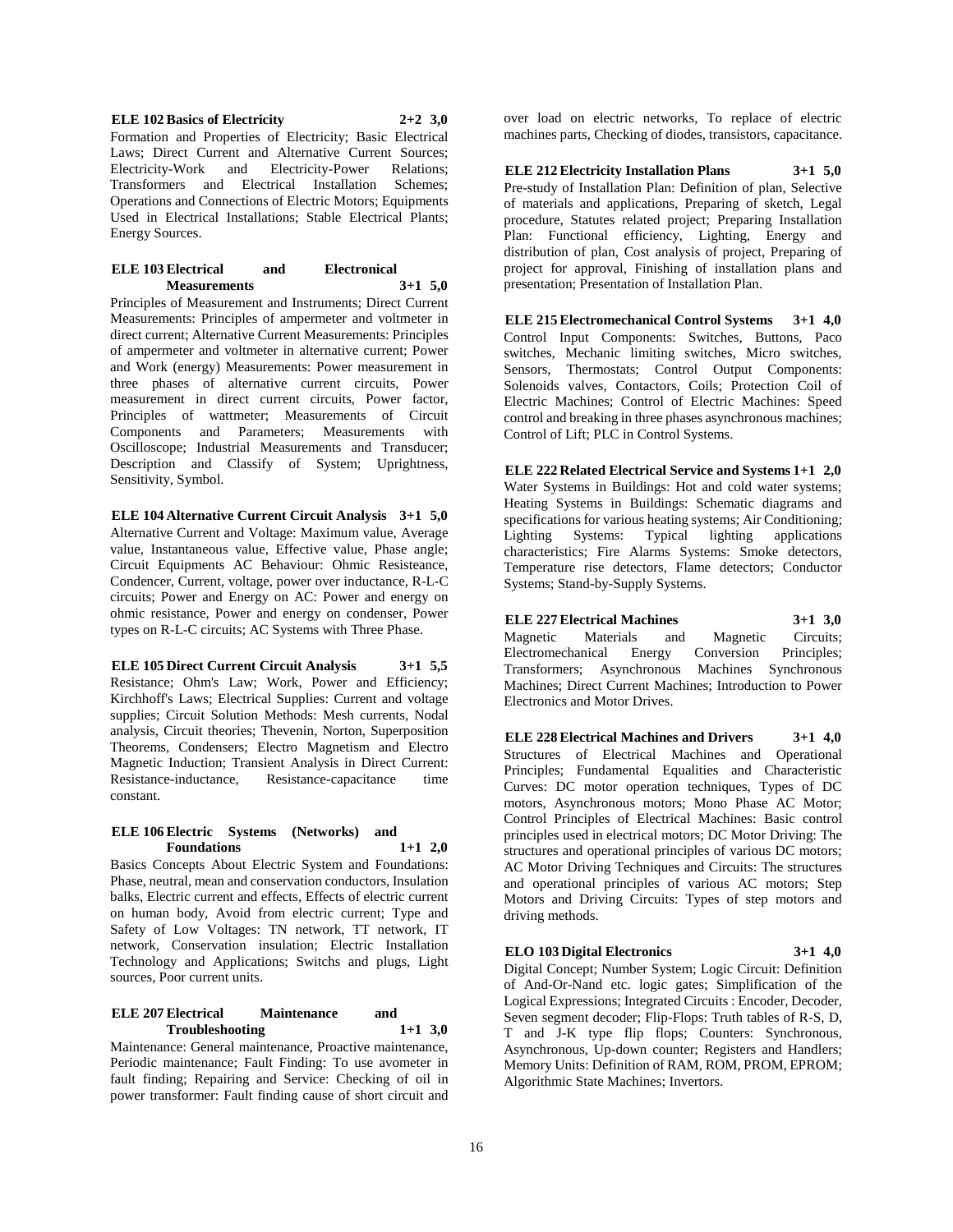**ELE 102 Basics of Electricity 2+2 3,0**

Formation and Properties of Electricity; Basic Electrical Laws; Direct Current and Alternative Current Sources; Electricity-Work and Electricity-Power Relations; Transformers and Electrical Installation Schemes; Operations and Connections of Electric Motors; Equipments Used in Electrical Installations; Stable Electrical Plants; Energy Sources.

**ELE 103 Electrical and Electronical Measurements 3+1 5,0**

Principles of Measurement and Instruments; Direct Current Measurements: Principles of ampermeter and voltmeter in direct current; Alternative Current Measurements: Principles of ampermeter and voltmeter in alternative current; Power and Work (energy) Measurements: Power measurement in three phases of alternative current circuits, Power measurement in direct current circuits, Power factor, Principles of wattmeter; Measurements of Circuit Components and Parameters; Measurements with Oscilloscope; Industrial Measurements and Transducer; Description and Classify of System; Uprightness, Sensitivity, Symbol.

**ELE 104 Alternative Current Circuit Analysis 3+1 5,0**

Alternative Current and Voltage: Maximum value, Average value, Instantaneous value, Effective value, Phase angle; Circuit Equipments AC Behaviour: Ohmic Resisteance, Condencer, Current, voltage, power over inductance, R-L-C circuits; Power and Energy on AC: Power and energy on ohmic resistance, Power and energy on condenser, Power types on R-L-C circuits; AC Systems with Three Phase.

**ELE 105 Direct Current Circuit Analysis 3+1 5,5**

Resistance; Ohm's Law; Work, Power and Efficiency; Kirchhoff's Laws; Electrical Supplies: Current and voltage supplies; Circuit Solution Methods: Mesh currents, Nodal analysis, Circuit theories; Thevenin, Norton, Superposition Theorems, Condensers; Electro Magnetism and Electro Magnetic Induction; Transient Analysis in Direct Current: Resistance-inductance, Resistance-capacitance time constant.

**ELE 106 Electric Systems (Networks) and Foundations 1+1 2,0**

Basics Concepts About Electric System and Foundations: Phase, neutral, mean and conservation conductors, Insulation balks, Electric current and effects, Effects of electric current on human body, Avoid from electric current; Type and Safety of Low Voltages: TN network, TT network, IT network, Conservation insulation; Electric Installation Technology and Applications; Switchs and plugs, Light sources, Poor current units.

**ELE 207 Electrical Maintenance and Troubleshooting 1+1 3,0**

Maintenance: General maintenance, Proactive maintenance, Periodic maintenance; Fault Finding: To use avometer in fault finding; Repairing and Service: Checking of oil in power transformer: Fault finding cause of short circuit and over load on electric networks, To replace of electric machines parts, Checking of diodes, transistors, capacitance.

**ELE 212 Electricity Installation Plans 3+1 5,0**

Pre-study of Installation Plan: Definition of plan, Selective of materials and applications, Preparing of sketch, Legal procedure, Statutes related project; Preparing Installation Plan: Functional efficiency, Lighting, Energy and distribution of plan, Cost analysis of project, Preparing of project for approval, Finishing of installation plans and presentation; Presentation of Installation Plan.

**ELE 215 Electromechanical Control Systems 3+1 4,0**

Control Input Components: Switches, Buttons, Paco switches, Mechanic limiting switches, Micro switches, Sensors, Thermostats; Control Output Components: Solenoids valves, Contactors, Coils; Protection Coil of Electric Machines; Control of Electric Machines: Speed control and breaking in three phases asynchronous machines; Control of Lift; PLC in Control Systems.

**ELE 222 Related Electrical Service and Systems 1+1 2,0**

Water Systems in Buildings: Hot and cold water systems; Heating Systems in Buildings: Schematic diagrams and specifications for various heating systems; Air Conditioning; Lighting Systems: Typical lighting applications characteristics; Fire Alarms Systems: Smoke detectors, Temperature rise detectors, Flame detectors; Conductor Systems; Stand-by-Supply Systems.

**ELE 227 Electrical Machines 3+1 3,0**

Magnetic Materials and Magnetic Circuits; Electromechanical Energy Conversion Principles; Transformers; Asynchronous Machines Synchronous Machines; Direct Current Machines; Introduction to Power Electronics and Motor Drives.

**ELE 228 Electrical Machines and Drivers 3+1 4,0**

Structures of Electrical Machines and Operational Principles; Fundamental Equalities and Characteristic Curves: DC motor operation techniques, Types of DC motors, Asynchronous motors; Mono Phase AC Motor; Control Principles of Electrical Machines: Basic control principles used in electrical motors; DC Motor Driving: The structures and operational principles of various DC motors; AC Motor Driving Techniques and Circuits: The structures and operational principles of various AC motors; Step Motors and Driving Circuits: Types of step motors and driving methods.

**ELO 103 Digital Electronics 3+1 4,0**

Digital Concept; Number System; Logic Circuit: Definition of And-Or-Nand etc. logic gates; Simplification of the Logical Expressions; Integrated Circuits : Encoder, Decoder, Seven segment decoder; Flip-Flops: Truth tables of R-S, D, T and J-K type flip flops; Counters: Synchronous, Asynchronous, Up-down counter; Registers and Handlers; Memory Units: Definition of RAM, ROM, PROM, EPROM; Algorithmic State Machines; Invertors.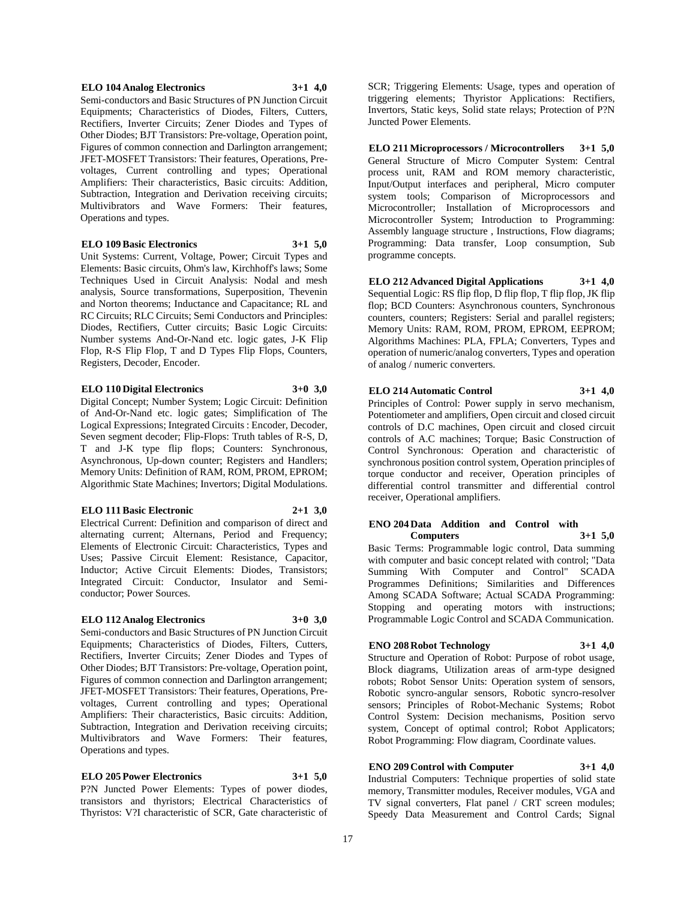**ELO 104 Analog Electronics 3+1 4,0**

Semi-conductors and Basic Structures of PN Junction Circuit Equipments; Characteristics of Diodes, Filters, Cutters, Rectifiers, Inverter Circuits; Zener Diodes and Types of Other Diodes; BJT Transistors: Pre-voltage, Operation point, Figures of common connection and Darlington arrangement; JFET-MOSFET Transistors: Their features, Operations, Pre-voltages, Current controlling and types; Operational Amplifiers: Their characteristics, Basic circuits: Addition, Subtraction, Integration and Derivation receiving circuits; Multivibrators and Wave Formers: Their features, Operations and types.

**ELO 109 Basic Electronics 3+1 5,0**

Unit Systems: Current, Voltage, Power; Circuit Types and Elements: Basic circuits, Ohm's law, Kirchhoff's laws; Some Techniques Used in Circuit Analysis: Nodal and mesh analysis, Source transformations, Superposition, Thevenin and Norton theorems; Inductance and Capacitance; RL and RC Circuits; RLC Circuits; Semi Conductors and Principles: Diodes, Rectifiers, Cutter circuits; Basic Logic Circuits: Number systems And-Or-Nand etc. logic gates, J-K Flip Flop, R-S Flip Flop, T and D Types Flip Flops, Counters, Registers, Decoder, Encoder.

**ELO 110 Digital Electronics 3+0 3,0**

Digital Concept; Number System; Logic Circuit: Definition of And-Or-Nand etc. logic gates; Simplification of The Logical Expressions; Integrated Circuits : Encoder, Decoder, Seven segment decoder; Flip-Flops: Truth tables of R-S, D, T and J-K type flip flops; Counters: Synchronous, Asynchronous, Up-down counter; Registers and Handlers; Memory Units: Definition of RAM, ROM, PROM, EPROM; Algorithmic State Machines; Invertors; Digital Modulations.

**ELO 111 Basic Electronic 2+1 3,0**

Electrical Current: Definition and comparison of direct and alternating current; Alternans, Period and Frequency; Elements of Electronic Circuit: Characteristics, Types and Uses; Passive Circuit Element: Resistance, Capacitor, Inductor; Active Circuit Elements: Diodes, Transistors; Integrated Circuit: Conductor, Insulator and Semi-conductor; Power Sources.

**ELO 112 Analog Electronics 3+0 3,0**

Semi-conductors and Basic Structures of PN Junction Circuit Equipments; Characteristics of Diodes, Filters, Cutters, Rectifiers, Inverter Circuits; Zener Diodes and Types of Other Diodes; BJT Transistors: Pre-voltage, Operation point, Figures of common connection and Darlington arrangement; JFET-MOSFET Transistors: Their features, Operations, Pre-voltages, Current controlling and types; Operational Amplifiers: Their characteristics, Basic circuits: Addition, Subtraction, Integration and Derivation receiving circuits; Multivibrators and Wave Formers: Their features, Operations and types.

**ELO 205 Power Electronics 3+1 5,0**

P?N Juncted Power Elements: Types of power diodes, transistors and thyristors; Electrical Characteristics of Thyristos: V?I characteristic of SCR, Gate characteristic of SCR; Triggering Elements: Usage, types and operation of triggering elements; Thyristor Applications: Rectifiers, Invertors, Static keys, Solid state relays; Protection of P?N Juncted Power Elements.

**ELO 211 Microprocessors / Microcontrollers 3+1 5,0**

General Structure of Micro Computer System: Central process unit, RAM and ROM memory characteristic, Input/Output interfaces and peripheral, Micro computer system tools; Comparison of Microprocessors and Microcontroller; Installation of Microprocessors and Microcontroller System; Introduction to Programming: Assembly language structure , Instructions, Flow diagrams; Programming: Data transfer, Loop consumption, Sub programme concepts.

**ELO 212 Advanced Digital Applications 3+1 4,0**

Sequential Logic: RS flip flop, D flip flop, T flip flop, JK flip flop; BCD Counters: Asynchronous counters, Synchronous counters, counters; Registers: Serial and parallel registers; Memory Units: RAM, ROM, PROM, EPROM, EEPROM; Algorithms Machines: PLA, FPLA; Converters, Types and operation of numeric/analog converters, Types and operation of analog / numeric converters.

**ELO 214 Automatic Control 3+1 4,0**

Principles of Control: Power supply in servo mechanism, Potentiometer and amplifiers, Open circuit and closed circuit controls of D.C machines, Open circuit and closed circuit controls of A.C machines; Torque; Basic Construction of Control Synchronous: Operation and characteristic of synchronous position control system, Operation principles of torque conductor and receiver, Operation principles of differential control transmitter and differential control receiver, Operational amplifiers.

**ENO 204 Data Addition and Control with Computers 3+1 5,0**

Basic Terms: Programmable logic control, Data summing with computer and basic concept related with control; "Data Summing With Computer and Control" SCADA Programmes Definitions; Similarities and Differences Among SCADA Software; Actual SCADA Programming: Stopping and operating motors with instructions; Programmable Logic Control and SCADA Communication.

**ENO 208 Robot Technology 3+1 4,0**

Structure and Operation of Robot: Purpose of robot usage, Block diagrams, Utilization areas of arm-type designed robots; Robot Sensor Units: Operation system of sensors, Robotic syncro-angular sensors, Robotic syncro-resolver sensors; Principles of Robot-Mechanic Systems; Robot Control System: Decision mechanisms, Position servo system, Concept of optimal control; Robot Applicators; Robot Programming: Flow diagram, Coordinate values.

**ENO 209 Control with Computer 3+1 4,0**

Industrial Computers: Technique properties of solid state memory, Transmitter modules, Receiver modules, VGA and TV signal converters, Flat panel / CRT screen modules; Speedy Data Measurement and Control Cards; Signal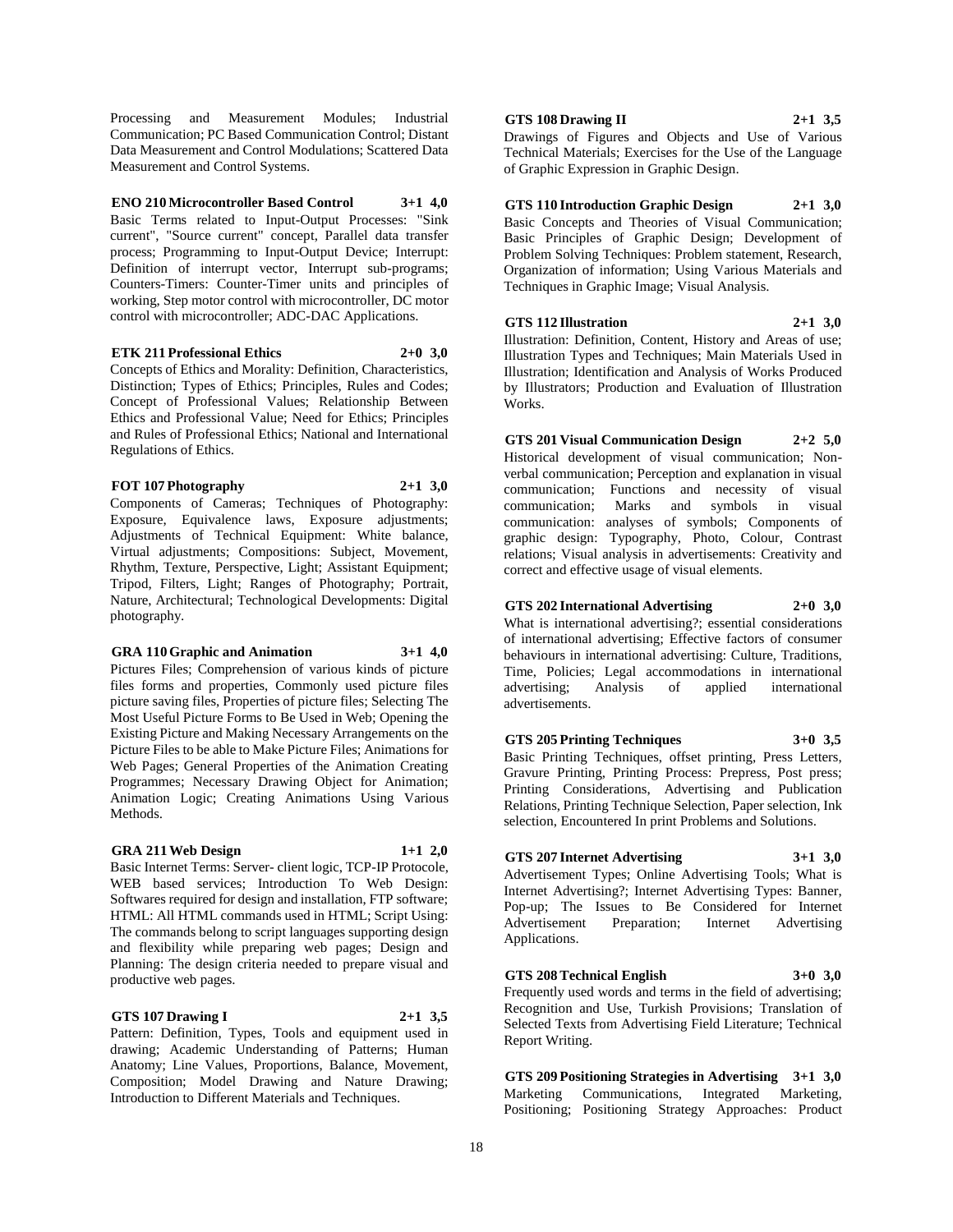Processing and Measurement Modules; Industrial Communication; PC Based Communication Control; Distant Data Measurement and Control Modulations; Scattered Data Measurement and Control Systems.

**ENO 210 Microcontroller Based Control 3+1 4,0**

Basic Terms related to Input-Output Processes: "Sink current", "Source current" concept, Parallel data transfer process; Programming to Input-Output Device; Interrupt: Definition of interrupt vector, Interrupt sub-programs; Counters-Timers: Counter-Timer units and principles of working, Step motor control with microcontroller, DC motor control with microcontroller; ADC-DAC Applications.

**ETK 211 Professional Ethics 2+0 3,0**

Concepts of Ethics and Morality: Definition, Characteristics, Distinction; Types of Ethics; Principles, Rules and Codes; Concept of Professional Values; Relationship Between Ethics and Professional Value; Need for Ethics; Principles and Rules of Professional Ethics; National and International Regulations of Ethics.

**FOT 107 Photography 2+1 3,0**

Components of Cameras; Techniques of Photography: Exposure, Equivalence laws, Exposure adjustments; Adjustments of Technical Equipment: White balance, Virtual adjustments; Compositions: Subject, Movement, Rhythm, Texture, Perspective, Light; Assistant Equipment; Tripod, Filters, Light; Ranges of Photography; Portrait, Nature, Architectural; Technological Developments: Digital photography.

**GRA 110 Graphic and Animation 3+1 4,0**

Pictures Files; Comprehension of various kinds of picture files forms and properties, Commonly used picture files picture saving files, Properties of picture files; Selecting The Most Useful Picture Forms to Be Used in Web; Opening the Existing Picture and Making Necessary Arrangements on the Picture Files to be able to Make Picture Files; Animations for Web Pages; General Properties of the Animation Creating Programmes; Necessary Drawing Object for Animation; Animation Logic; Creating Animations Using Various Methods.

**GRA 211 Web Design 1+1 2,0**

Basic Internet Terms: Server- client logic, TCP-IP Protocole, WEB based services; Introduction To Web Design: Softwares required for design and installation, FTP software; HTML: All HTML commands used in HTML; Script Using: The commands belong to script languages supporting design and flexibility while preparing web pages; Design and Planning: The design criteria needed to prepare visual and productive web pages.

**GTS 107 Drawing I 2+1 3,5**

Pattern: Definition, Types, Tools and equipment used in drawing; Academic Understanding of Patterns; Human Anatomy; Line Values, Proportions, Balance, Movement, Composition; Model Drawing and Nature Drawing; Introduction to Different Materials and Techniques.

**GTS 108 Drawing II 2+1 3,5**

Drawings of Figures and Objects and Use of Various Technical Materials; Exercises for the Use of the Language of Graphic Expression in Graphic Design.

**GTS 110 Introduction Graphic Design 2+1 3,0**

Basic Concepts and Theories of Visual Communication; Basic Principles of Graphic Design; Development of Problem Solving Techniques: Problem statement, Research, Organization of information; Using Various Materials and Techniques in Graphic Image; Visual Analysis.

**GTS 112 Illustration 2+1 3,0**

Illustration: Definition, Content, History and Areas of use; Illustration Types and Techniques; Main Materials Used in Illustration; Identification and Analysis of Works Produced by Illustrators; Production and Evaluation of Illustration Works.

**GTS 201 Visual Communication Design 2+2 5,0**

Historical development of visual communication; Non-verbal communication; Perception and explanation in visual communication; Functions and necessity of visual communication; Marks and symbols in visual communication: analyses of symbols; Components of graphic design: Typography, Photo, Colour, Contrast relations; Visual analysis in advertisements: Creativity and correct and effective usage of visual elements.

**GTS 202 International Advertising 2+0 3,0**

What is international advertising?; essential considerations of international advertising; Effective factors of consumer behaviours in international advertising: Culture, Traditions, Time, Policies; Legal accommodations in international advertising; Analysis of applied international advertisements.

**GTS 205 Printing Techniques 3+0 3,5**

Basic Printing Techniques, offset printing, Press Letters, Gravure Printing, Printing Process: Prepress, Post press; Printing Considerations, Advertising and Publication Relations, Printing Technique Selection, Paper selection, Ink selection, Encountered In print Problems and Solutions.

**GTS 207 Internet Advertising 3+1 3,0**

Advertisement Types; Online Advertising Tools; What is Internet Advertising?; Internet Advertising Types: Banner, Pop-up; The Issues to Be Considered for Internet Advertisement Preparation; Internet Advertising Applications.

**GTS 208 Technical English 3+0 3,0**

Frequently used words and terms in the field of advertising; Recognition and Use, Turkish Provisions; Translation of Selected Texts from Advertising Field Literature; Technical Report Writing.

**GTS 209 Positioning Strategies in Advertising 3+1 3,0**

Marketing Communications, Integrated Marketing, Positioning; Positioning Strategy Approaches: Product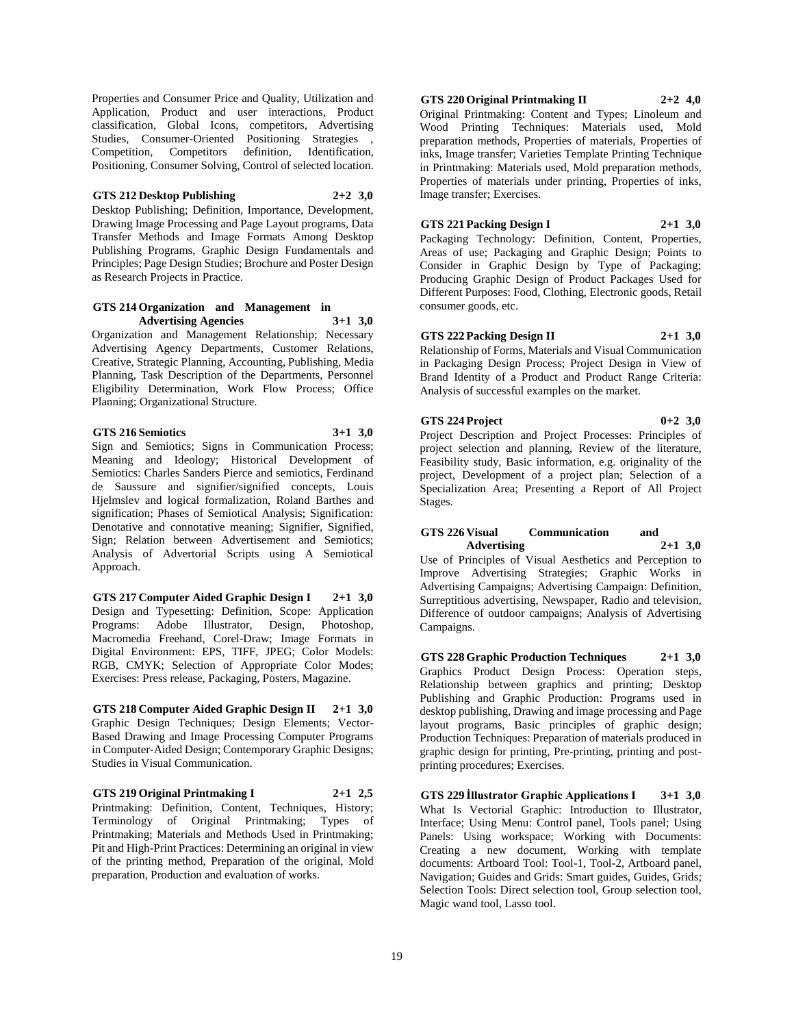Properties and Consumer Price and Quality, Utilization and Application, Product and user interactions, Product classification, Global Icons, competitors, Advertising Studies, Consumer-Oriented Positioning Strategies , Competition, Competitors definition, Identification, Positioning, Consumer Solving, Control of selected location.

**GTS 212 Desktop Publishing 2+2 3,0**

Desktop Publishing; Definition, Importance, Development, Drawing Image Processing and Page Layout programs, Data Transfer Methods and Image Formats Among Desktop Publishing Programs, Graphic Design Fundamentals and Principles; Page Design Studies; Brochure and Poster Design as Research Projects in Practice.

**GTS 214 Organization and Management in Advertising Agencies 3+1 3,0**

Organization and Management Relationship; Necessary Advertising Agency Departments, Customer Relations, Creative, Strategic Planning, Accounting, Publishing, Media Planning, Task Description of the Departments, Personnel Eligibility Determination, Work Flow Process; Office Planning; Organizational Structure.

**GTS 216 Semiotics 3+1 3,0**

Sign and Semiotics; Signs in Communication Process; Meaning and Ideology; Historical Development of Semiotics: Charles Sanders Pierce and semiotics, Ferdinand de Saussure and signifier/signified concepts, Louis Hjelmslev and logical formalization, Roland Barthes and signification; Phases of Semiotical Analysis; Signification: Denotative and connotative meaning; Signifier, Signified, Sign; Relation between Advertisement and Semiotics; Analysis of Advertorial Scripts using A Semiotical Approach.

**GTS 217 Computer Aided Graphic Design I 2+1 3,0**

Design and Typesetting: Definition, Scope: Application Programs: Adobe Illustrator, Design, Photoshop, Macromedia Freehand, Corel-Draw; Image Formats in Digital Environment: EPS, TIFF, JPEG; Color Models: RGB, CMYK; Selection of Appropriate Color Modes; Exercises: Press release, Packaging, Posters, Magazine.

**GTS 218 Computer Aided Graphic Design II 2+1 3,0**

Graphic Design Techniques; Design Elements; Vector-Based Drawing and Image Processing Computer Programs in Computer-Aided Design; Contemporary Graphic Designs; Studies in Visual Communication.

**GTS 219 Original Printmaking I 2+1 2,5**

Printmaking: Definition, Content, Techniques, History; Terminology of Original Printmaking; Types of Printmaking; Materials and Methods Used in Printmaking; Pit and High-Print Practices: Determining an original in view of the printing method, Preparation of the original, Mold preparation, Production and evaluation of works.

**GTS 220 Original Printmaking II 2+2 4,0**

Original Printmaking: Content and Types; Linoleum and Wood Printing Techniques: Materials used, Mold preparation methods, Properties of materials, Properties of inks, Image transfer; Varieties Template Printing Technique in Printmaking: Materials used, Mold preparation methods, Properties of materials under printing, Properties of inks, Image transfer; Exercises.

**GTS 221 Packing Design I 2+1 3,0**

Packaging Technology: Definition, Content, Properties, Areas of use; Packaging and Graphic Design; Points to Consider in Graphic Design by Type of Packaging; Producing Graphic Design of Product Packages Used for Different Purposes: Food, Clothing, Electronic goods, Retail consumer goods, etc.

**GTS 222 Packing Design II 2+1 3,0**

Relationship of Forms, Materials and Visual Communication in Packaging Design Process; Project Design in View of Brand Identity of a Product and Product Range Criteria: Analysis of successful examples on the market.

**GTS 224 Project 0+2 3,0**

Project Description and Project Processes: Principles of project selection and planning, Review of the literature, Feasibility study, Basic information, e.g. originality of the project, Development of a project plan; Selection of a Specialization Area; Presenting a Report of All Project Stages.

**GTS 226 Visual Communication and Advertising 2+1 3,0**

Use of Principles of Visual Aesthetics and Perception to Improve Advertising Strategies; Graphic Works in Advertising Campaigns; Advertising Campaign: Definition, Surreptitious advertising, Newspaper, Radio and television, Difference of outdoor campaigns; Analysis of Advertising Campaigns.

**GTS 228 Graphic Production Techniques 2+1 3,0**

Graphics Product Design Process: Operation steps, Relationship between graphics and printing; Desktop Publishing and Graphic Production: Programs used in desktop publishing, Drawing and image processing and Page layout programs, Basic principles of graphic design; Production Techniques: Preparation of materials produced in graphic design for printing, Pre-printing, printing and post-printing procedures; Exercises.

**GTS 229 İllustrator Graphic Applications I 3+1 3,0**

What Is Vectorial Graphic: Introduction to Illustrator, Interface; Using Menu: Control panel, Tools panel; Using Panels: Using workspace; Working with Documents: Creating a new document, Working with template documents: Artboard Tool: Tool-1, Tool-2, Artboard panel, Navigation; Guides and Grids: Smart guides, Guides, Grids; Selection Tools: Direct selection tool, Group selection tool, Magic wand tool, Lasso tool.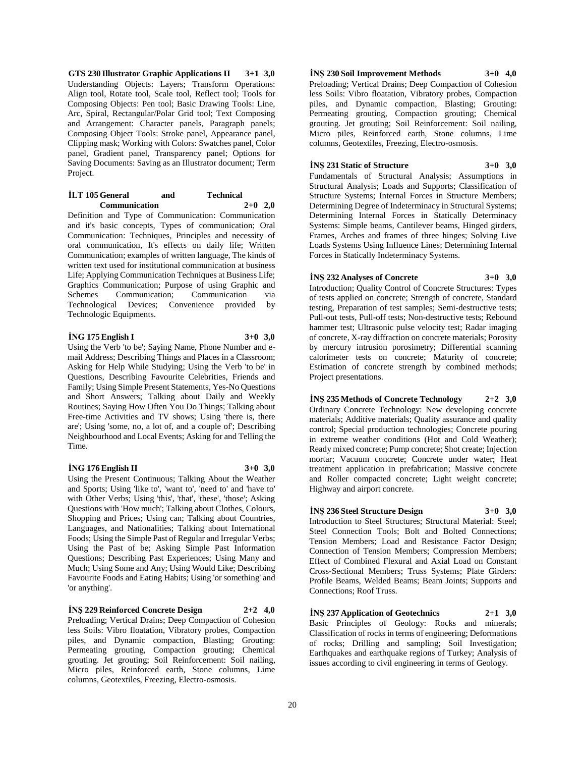**GTS 230 Illustrator Graphic Applications II 3+1 3,0**
Understanding Objects: Layers; Transform Operations: Align tool, Rotate tool, Scale tool, Reflect tool; Tools for Composing Objects: Pen tool; Basic Drawing Tools: Line, Arc, Spiral, Rectangular/Polar Grid tool; Text Composing and Arrangement: Character panels, Paragraph panels; Composing Object Tools: Stroke panel, Appearance panel, Clipping mask; Working with Colors: Swatches panel, Color panel, Gradient panel, Transparency panel; Options for Saving Documents: Saving as an Illustrator document; Term Project.

**İLT 105 General and Technical Communication 2+0 2,0**
Definition and Type of Communication: Communication and it's basic concepts, Types of communication; Oral Communication: Techniques, Principles and necessity of oral communication, It's effects on daily life; Written Communication; examples of written language, The kinds of written text used for institutional communication at business Life; Applying Communication Techniques at Business Life; Graphics Communication; Purpose of using Graphic and Schemes Communication; Communication via Technological Devices; Convenience provided by Technologic Equipments.

**İNG 175 English I 3+0 3,0**
Using the Verb 'to be'; Saying Name, Phone Number and e-mail Address; Describing Things and Places in a Classroom; Asking for Help While Studying; Using the Verb 'to be' in Questions, Describing Favourite Celebrities, Friends and Family; Using Simple Present Statements, Yes-No Questions and Short Answers; Talking about Daily and Weekly Routines; Saying How Often You Do Things; Talking about Free-time Activities and TV shows; Using 'there is, there are'; Using 'some, no, a lot of, and a couple of'; Describing Neighbourhood and Local Events; Asking for and Telling the Time.

**İNG 176 English II 3+0 3,0**
Using the Present Continuous; Talking About the Weather and Sports; Using 'like to', 'want to', 'need to' and 'have to' with Other Verbs; Using 'this', 'that', 'these', 'those'; Asking Questions with 'How much'; Talking about Clothes, Colours, Shopping and Prices; Using can; Talking about Countries, Languages, and Nationalities; Talking about International Foods; Using the Simple Past of Regular and Irregular Verbs; Using the Past of be; Asking Simple Past Information Questions; Describing Past Experiences; Using Many and Much; Using Some and Any; Using Would Like; Describing Favourite Foods and Eating Habits; Using 'or something' and 'or anything'.

**İNŞ 229 Reinforced Concrete Design 2+2 4,0**
Preloading; Vertical Drains; Deep Compaction of Cohesion less Soils: Vibro floatation, Vibratory probes, Compaction piles, and Dynamic compaction, Blasting; Grouting: Permeating grouting, Compaction grouting; Chemical grouting. Jet grouting; Soil Reinforcement: Soil nailing, Micro piles, Reinforced earth, Stone columns, Lime columns, Geotextiles, Freezing, Electro-osmosis.

**İNŞ 230 Soil Improvement Methods 3+0 4,0**
Preloading; Vertical Drains; Deep Compaction of Cohesion less Soils: Vibro floatation, Vibratory probes, Compaction piles, and Dynamic compaction, Blasting; Grouting: Permeating grouting, Compaction grouting; Chemical grouting. Jet grouting; Soil Reinforcement: Soil nailing, Micro piles, Reinforced earth, Stone columns, Lime columns, Geotextiles, Freezing, Electro-osmosis.

**İNŞ 231 Static of Structure 3+0 3,0**
Fundamentals of Structural Analysis; Assumptions in Structural Analysis; Loads and Supports; Classification of Structure Systems; Internal Forces in Structure Members; Determining Degree of Indeterminacy in Structural Systems; Determining Internal Forces in Statically Determinacy Systems: Simple beams, Cantilever beams, Hinged girders, Frames, Arches and frames of three hinges; Solving Live Loads Systems Using Influence Lines; Determining Internal Forces in Statically Indeterminacy Systems.

**İNŞ 232 Analyses of Concrete 3+0 3,0**
Introduction; Quality Control of Concrete Structures: Types of tests applied on concrete; Strength of concrete, Standard testing, Preparation of test samples; Semi-destructive tests; Pull-out tests, Pull-off tests; Non-destructive tests; Rebound hammer test; Ultrasonic pulse velocity test; Radar imaging of concrete, X-ray diffraction on concrete materials; Porosity by mercury intrusion porosimetry; Differential scanning calorimeter tests on concrete; Maturity of concrete; Estimation of concrete strength by combined methods; Project presentations.

**İNŞ 235 Methods of Concrete Technology 2+2 3,0**
Ordinary Concrete Technology: New developing concrete materials; Additive materials; Quality assurance and quality control; Special production technologies; Concrete pouring in extreme weather conditions (Hot and Cold Weather); Ready mixed concrete; Pump concrete; Shot create; Injection mortar; Vacuum concrete; Concrete under water; Heat treatment application in prefabrication; Massive concrete and Roller compacted concrete; Light weight concrete; Highway and airport concrete.

**İNŞ 236 Steel Structure Design 3+0 3,0**
Introduction to Steel Structures; Structural Material: Steel; Steel Connection Tools; Bolt and Bolted Connections; Tension Members; Load and Resistance Factor Design; Connection of Tension Members; Compression Members; Effect of Combined Flexural and Axial Load on Constant Cross-Sectional Members; Truss Systems; Plate Girders: Profile Beams, Welded Beams; Beam Joints; Supports and Connections; Roof Truss.

**İNŞ 237 Application of Geotechnics 2+1 3,0**
Basic Principles of Geology: Rocks and minerals; Classification of rocks in terms of engineering; Deformations of rocks; Drilling and sampling; Soil Investigation; Earthquakes and earthquake regions of Turkey; Analysis of issues according to civil engineering in terms of Geology.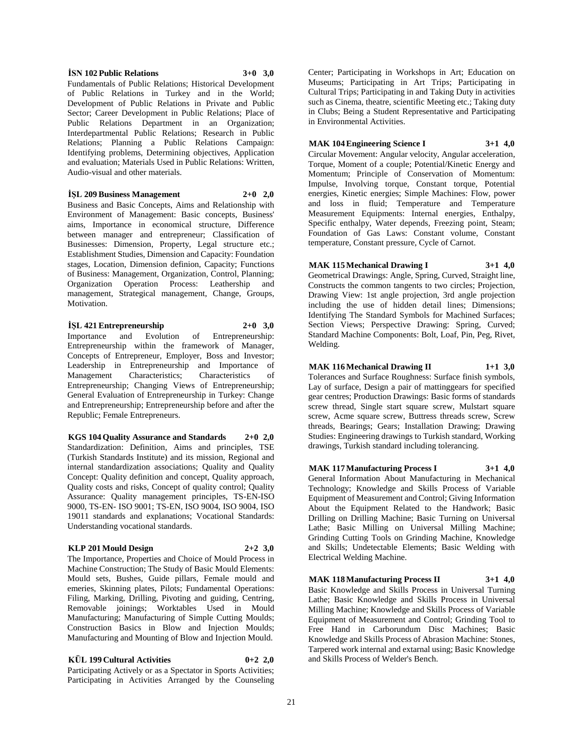**İSN 102 Public Relations 3+0 3,0**

Fundamentals of Public Relations; Historical Development of Public Relations in Turkey and in the World; Development of Public Relations in Private and Public Sector; Career Development in Public Relations; Place of Public Relations Department in an Organization; Interdepartmental Public Relations; Research in Public Relations; Planning a Public Relations Campaign: Identifying problems, Determining objectives, Application and evaluation; Materials Used in Public Relations: Written, Audio-visual and other materials.

**İŞL 209 Business Management 2+0 2,0**

Business and Basic Concepts, Aims and Relationship with Environment of Management: Basic concepts, Business' aims, Importance in economical structure, Difference between manager and entrepreneur; Classification of Businesses: Dimension, Property, Legal structure etc.; Establishment Studies, Dimension and Capacity: Foundation stages, Location, Dimension definion, Capacity; Functions of Business: Management, Organization, Control, Planning; Organization Operation Process: Leathership and management, Strategical management, Change, Groups, Motivation.

**İŞL 421 Entrepreneurship 2+0 3,0**

Importance and Evolution of Entrepreneurship: Entrepreneurship within the framework of Manager, Concepts of Entrepreneur, Employer, Boss and Investor; Leadership in Entrepreneurship and Importance of Management Characteristics; Characteristics of Entrepreneurship; Changing Views of Entrepreneurship; General Evaluation of Entrepreneurship in Turkey: Change and Entrepreneurship; Entrepreneurship before and after the Republic; Female Entrepreneurs.

**KGS 104 Quality Assurance and Standards 2+0 2,0**

Standardization: Definition, Aims and principles, TSE (Turkish Standards Institute) and its mission, Regional and internal standardization associations; Quality and Quality Concept: Quality definition and concept, Quality approach, Quality costs and risks, Concept of quality control; Quality Assurance: Quality management principles, TS-EN-ISO 9000, TS-EN- ISO 9001; TS-EN, ISO 9004, ISO 9004, ISO 19011 standards and explanations; Vocational Standards: Understanding vocational standards.

**KLP 201 Mould Design 2+2 3,0**

The Importance, Properties and Choice of Mould Process in Machine Construction; The Study of Basic Mould Elements: Mould sets, Bushes, Guide pillars, Female mould and emeries, Skinning plates, Pilots; Fundamental Operations: Filing, Marking, Drilling, Pivoting and guiding, Centring, Removable joinings; Worktables Used in Mould Manufacturing; Manufacturing of Simple Cutting Moulds; Construction Basics in Blow and Injection Moulds; Manufacturing and Mounting of Blow and Injection Mould.

**KÜL 199 Cultural Activities 0+2 2,0**

Participating Actively or as a Spectator in Sports Activities; Participating in Activities Arranged by the Counseling Center; Participating in Workshops in Art; Education on Museums; Participating in Art Trips; Participating in Cultural Trips; Participating in and Taking Duty in activities such as Cinema, theatre, scientific Meeting etc.; Taking duty in Clubs; Being a Student Representative and Participating in Environmental Activities.

**MAK 104 Engineering Science I 3+1 4,0**

Circular Movement: Angular velocity, Angular acceleration, Torque, Moment of a couple; Potential/Kinetic Energy and Momentum; Principle of Conservation of Momentum: Impulse, Involving torque, Constant torque, Potential energies, Kinetic energies; Simple Machines: Flow, power and loss in fluid; Temperature and Temperature Measurement Equipments: Internal energies, Enthalpy, Specific enthalpy, Water depends, Freezing point, Steam; Foundation of Gas Laws: Constant volume, Constant temperature, Constant pressure, Cycle of Carnot.

**MAK 115 Mechanical Drawing I 3+1 4,0**

Geometrical Drawings: Angle, Spring, Curved, Straight line, Constructs the common tangents to two circles; Projection, Drawing View: 1st angle projection, 3rd angle projection including the use of hidden detail lines; Dimensions; Identifying The Standard Symbols for Machined Surfaces; Section Views; Perspective Drawing: Spring, Curved; Standard Machine Components: Bolt, Loaf, Pin, Peg, Rivet, Welding.

**MAK 116 Mechanical Drawing II 1+1 3,0**

Tolerances and Surface Roughness: Surface finish symbols, Lay of surface, Design a pair of mattinggears for specified gear centres; Production Drawings: Basic forms of standards screw thread, Single start square screw, Mulstart square screw, Acme square screw, Buttress threads screw, Screw threads, Bearings; Gears; Installation Drawing; Drawing Studies: Engineering drawings to Turkish standard, Working drawings, Turkish standard including tolerancing.

**MAK 117 Manufacturing Process I 3+1 4,0**

General Information About Manufacturing in Mechanical Technology; Knowledge and Skills Process of Variable Equipment of Measurement and Control; Giving Information About the Equipment Related to the Handwork; Basic Drilling on Drilling Machine; Basic Turning on Universal Lathe; Basic Milling on Universal Milling Machine; Grinding Cutting Tools on Grinding Machine, Knowledge and Skills; Undetectable Elements; Basic Welding with Electrical Welding Machine.

**MAK 118 Manufacturing Process II 3+1 4,0**

Basic Knowledge and Skills Process in Universal Turning Lathe; Basic Knowledge and Skills Process in Universal Milling Machine; Knowledge and Skills Process of Variable Equipment of Measurement and Control; Grinding Tool to Free Hand in Carborundum Disc Machines; Basic Knowledge and Skills Process of Abrasion Machine: Stones, Tarpered work internal and extarnal using; Basic Knowledge and Skills Process of Welder's Bench.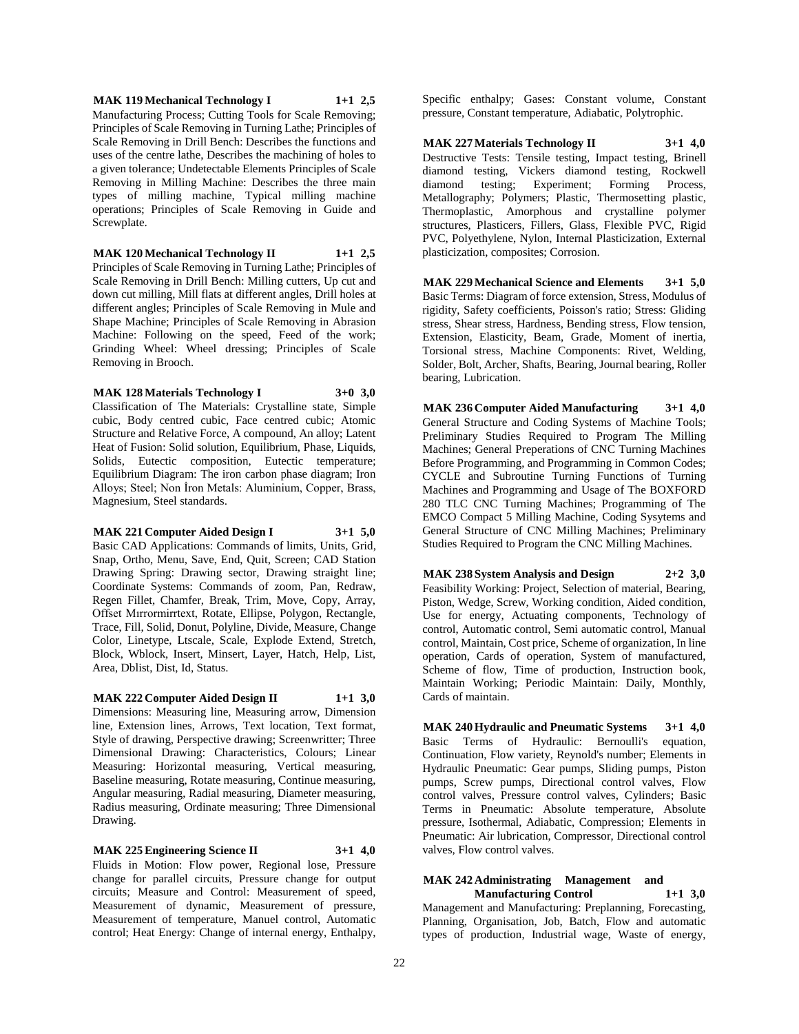**MAK 119 Mechanical Technology I 1+1 2,5**
Manufacturing Process; Cutting Tools for Scale Removing; Principles of Scale Removing in Turning Lathe; Principles of Scale Removing in Drill Bench: Describes the functions and uses of the centre lathe, Describes the machining of holes to a given tolerance; Undetectable Elements Principles of Scale Removing in Milling Machine: Describes the three main types of milling machine, Typical milling machine operations; Principles of Scale Removing in Guide and Screwplate.

**MAK 120 Mechanical Technology II 1+1 2,5**
Principles of Scale Removing in Turning Lathe; Principles of Scale Removing in Drill Bench: Milling cutters, Up cut and down cut milling, Mill flats at different angles, Drill holes at different angles; Principles of Scale Removing in Mule and Shape Machine; Principles of Scale Removing in Abrasion Machine: Following on the speed, Feed of the work; Grinding Wheel: Wheel dressing; Principles of Scale Removing in Brooch.

**MAK 128 Materials Technology I 3+0 3,0**
Classification of The Materials: Crystalline state, Simple cubic, Body centred cubic, Face centred cubic; Atomic Structure and Relative Force, A compound, An alloy; Latent Heat of Fusion: Solid solution, Equilibrium, Phase, Liquids, Solids, Eutectic composition, Eutectic temperature; Equilibrium Diagram: The iron carbon phase diagram; Iron Alloys; Steel; Non İron Metals: Aluminium, Copper, Brass, Magnesium, Steel standards.

**MAK 221 Computer Aided Design I 3+1 5,0**
Basic CAD Applications: Commands of limits, Units, Grid, Snap, Ortho, Menu, Save, End, Quit, Screen; CAD Station Drawing Spring: Drawing sector, Drawing straight line; Coordinate Systems: Commands of zoom, Pan, Redraw, Regen Fillet, Chamfer, Break, Trim, Move, Copy, Array, Offset Mırrormirrtext, Rotate, Ellipse, Polygon, Rectangle, Trace, Fill, Solid, Donut, Polyline, Divide, Measure, Change Color, Linetype, Ltscale, Scale, Explode Extend, Stretch, Block, Wblock, Insert, Minsert, Layer, Hatch, Help, List, Area, Dblist, Dist, Id, Status.

**MAK 222 Computer Aided Design II 1+1 3,0**
Dimensions: Measuring line, Measuring arrow, Dimension line, Extension lines, Arrows, Text location, Text format, Style of drawing, Perspective drawing; Screenwritter; Three Dimensional Drawing: Characteristics, Colours; Linear Measuring: Horizontal measuring, Vertical measuring, Baseline measuring, Rotate measuring, Continue measuring, Angular measuring, Radial measuring, Diameter measuring, Radius measuring, Ordinate measuring; Three Dimensional Drawing.

**MAK 225 Engineering Science II 3+1 4,0**
Fluids in Motion: Flow power, Regional lose, Pressure change for parallel circuits, Pressure change for output circuits; Measure and Control: Measurement of speed, Measurement of dynamic, Measurement of pressure, Measurement of temperature, Manuel control, Automatic control; Heat Energy: Change of internal energy, Enthalpy, Specific enthalpy; Gases: Constant volume, Constant pressure, Constant temperature, Adiabatic, Polytrophic.

**MAK 227 Materials Technology II 3+1 4,0**
Destructive Tests: Tensile testing, Impact testing, Brinell diamond testing, Vickers diamond testing, Rockwell diamond testing; Experiment; Forming Process, Metallography; Polymers; Plastic, Thermosetting plastic, Thermoplastic, Amorphous and crystalline polymer structures, Plasticers, Fillers, Glass, Flexible PVC, Rigid PVC, Polyethylene, Nylon, Internal Plasticization, External plasticization, composites; Corrosion.

**MAK 229 Mechanical Science and Elements 3+1 5,0**
Basic Terms: Diagram of force extension, Stress, Modulus of rigidity, Safety coefficients, Poisson's ratio; Stress: Gliding stress, Shear stress, Hardness, Bending stress, Flow tension, Extension, Elasticity, Beam, Grade, Moment of inertia, Torsional stress, Machine Components: Rivet, Welding, Solder, Bolt, Archer, Shafts, Bearing, Journal bearing, Roller bearing, Lubrication.

**MAK 236 Computer Aided Manufacturing 3+1 4,0**
General Structure and Coding Systems of Machine Tools; Preliminary Studies Required to Program The Milling Machines; General Preperations of CNC Turning Machines Before Programming, and Programming in Common Codes; CYCLE and Subroutine Turning Functions of Turning Machines and Programming and Usage of The BOXFORD 280 TLC CNC Turning Machines; Programming of The EMCO Compact 5 Milling Machine, Coding Sysytems and General Structure of CNC Milling Machines; Preliminary Studies Required to Program the CNC Milling Machines.

**MAK 238 System Analysis and Design 2+2 3,0**
Feasibility Working: Project, Selection of material, Bearing, Piston, Wedge, Screw, Working condition, Aided condition, Use for energy, Actuating components, Technology of control, Automatic control, Semi automatic control, Manual control, Maintain, Cost price, Scheme of organization, In line operation, Cards of operation, System of manufactured, Scheme of flow, Time of production, Instruction book, Maintain Working; Periodic Maintain: Daily, Monthly, Cards of maintain.

**MAK 240 Hydraulic and Pneumatic Systems 3+1 4,0**
Basic Terms of Hydraulic: Bernoulli's equation, Continuation, Flow variety, Reynold's number; Elements in Hydraulic Pneumatic: Gear pumps, Sliding pumps, Piston pumps, Screw pumps, Directional control valves, Flow control valves, Pressure control valves, Cylinders; Basic Terms in Pneumatic: Absolute temperature, Absolute pressure, Isothermal, Adiabatic, Compression; Elements in Pneumatic: Air lubrication, Compressor, Directional control valves, Flow control valves.

**MAK 242 Administrating Management and Manufacturing Control 1+1 3,0**
Management and Manufacturing: Preplanning, Forecasting, Planning, Organisation, Job, Batch, Flow and automatic types of production, Industrial wage, Waste of energy,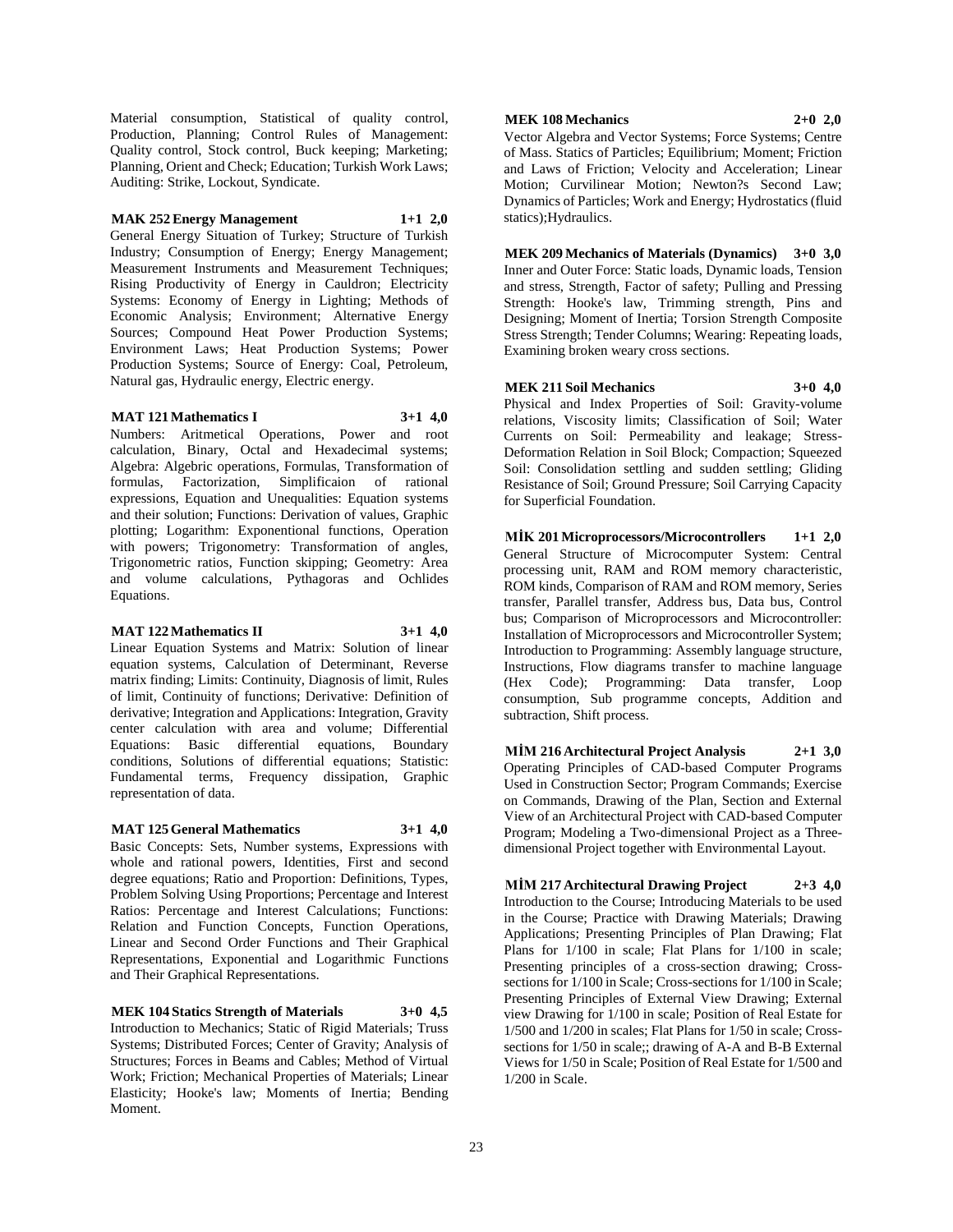Material consumption, Statistical of quality control, Production, Planning; Control Rules of Management: Quality control, Stock control, Buck keeping; Marketing; Planning, Orient and Check; Education; Turkish Work Laws; Auditing: Strike, Lockout, Syndicate.

**MAK 252 Energy Management 1+1 2,0**

General Energy Situation of Turkey; Structure of Turkish Industry; Consumption of Energy; Energy Management; Measurement Instruments and Measurement Techniques; Rising Productivity of Energy in Cauldron; Electricity Systems: Economy of Energy in Lighting; Methods of Economic Analysis; Environment; Alternative Energy Sources; Compound Heat Power Production Systems; Environment Laws; Heat Production Systems; Power Production Systems; Source of Energy: Coal, Petroleum, Natural gas, Hydraulic energy, Electric energy.

**MAT 121 Mathematics I 3+1 4,0**

Numbers: Aritmetical Operations, Power and root calculation, Binary, Octal and Hexadecimal systems; Algebra: Algebric operations, Formulas, Transformation of formulas, Factorization, Simplificaion of rational expressions, Equation and Unequalities: Equation systems and their solution; Functions: Derivation of values, Graphic plotting; Logarithm: Exponentional functions, Operation with powers; Trigonometry: Transformation of angles, Trigonometric ratios, Function skipping; Geometry: Area and volume calculations, Pythagoras and Ochlides Equations.

**MAT 122 Mathematics II 3+1 4,0**

Linear Equation Systems and Matrix: Solution of linear equation systems, Calculation of Determinant, Reverse matrix finding; Limits: Continuity, Diagnosis of limit, Rules of limit, Continuity of functions; Derivative: Definition of derivative; Integration and Applications: Integration, Gravity center calculation with area and volume; Differential Equations: Basic differential equations, Boundary conditions, Solutions of differential equations; Statistic: Fundamental terms, Frequency dissipation, Graphic representation of data.

**MAT 125 General Mathematics 3+1 4,0**

Basic Concepts: Sets, Number systems, Expressions with whole and rational powers, Identities, First and second degree equations; Ratio and Proportion: Definitions, Types, Problem Solving Using Proportions; Percentage and Interest Ratios: Percentage and Interest Calculations; Functions: Relation and Function Concepts, Function Operations, Linear and Second Order Functions and Their Graphical Representations, Exponential and Logarithmic Functions and Their Graphical Representations.

**MEK 104 Statics Strength of Materials 3+0 4,5**

Introduction to Mechanics; Static of Rigid Materials; Truss Systems; Distributed Forces; Center of Gravity; Analysis of Structures; Forces in Beams and Cables; Method of Virtual Work; Friction; Mechanical Properties of Materials; Linear Elasticity; Hooke's law; Moments of Inertia; Bending Moment.

**MEK 108 Mechanics 2+0 2,0**

Vector Algebra and Vector Systems; Force Systems; Centre of Mass. Statics of Particles; Equilibrium; Moment; Friction and Laws of Friction; Velocity and Acceleration; Linear Motion; Curvilinear Motion; Newton?s Second Law; Dynamics of Particles; Work and Energy; Hydrostatics (fluid statics);Hydraulics.

**MEK 209 Mechanics of Materials (Dynamics) 3+0 3,0**

Inner and Outer Force: Static loads, Dynamic loads, Tension and stress, Strength, Factor of safety; Pulling and Pressing Strength: Hooke's law, Trimming strength, Pins and Designing; Moment of Inertia; Torsion Strength Composite Stress Strength; Tender Columns; Wearing: Repeating loads, Examining broken weary cross sections.

**MEK 211 Soil Mechanics 3+0 4,0**

Physical and Index Properties of Soil: Gravity-volume relations, Viscosity limits; Classification of Soil; Water Currents on Soil: Permeability and leakage; Stress-Deformation Relation in Soil Block; Compaction; Squeezed Soil: Consolidation settling and sudden settling; Gliding Resistance of Soil; Ground Pressure; Soil Carrying Capacity for Superficial Foundation.

**MİK 201 Microprocessors/Microcontrollers 1+1 2,0**

General Structure of Microcomputer System: Central processing unit, RAM and ROM memory characteristic, ROM kinds, Comparison of RAM and ROM memory, Series transfer, Parallel transfer, Address bus, Data bus, Control bus; Comparison of Microprocessors and Microcontroller: Installation of Microprocessors and Microcontroller System; Introduction to Programming: Assembly language structure, Instructions, Flow diagrams transfer to machine language (Hex Code); Programming: Data transfer, Loop consumption, Sub programme concepts, Addition and subtraction, Shift process.

**MİM 216 Architectural Project Analysis 2+1 3,0**

Operating Principles of CAD-based Computer Programs Used in Construction Sector; Program Commands; Exercise on Commands, Drawing of the Plan, Section and External View of an Architectural Project with CAD-based Computer Program; Modeling a Two-dimensional Project as a Three-dimensional Project together with Environmental Layout.

**MİM 217 Architectural Drawing Project 2+3 4,0**

Introduction to the Course; Introducing Materials to be used in the Course; Practice with Drawing Materials; Drawing Applications; Presenting Principles of Plan Drawing; Flat Plans for 1/100 in scale; Flat Plans for 1/100 in scale; Presenting principles of a cross-section drawing; Cross-sections for 1/100 in Scale; Cross-sections for 1/100 in Scale; Presenting Principles of External View Drawing; External view Drawing for 1/100 in scale; Position of Real Estate for 1/500 and 1/200 in scales; Flat Plans for 1/50 in scale; Cross-sections for 1/50 in scale;; drawing of A-A and B-B External Views for 1/50 in Scale; Position of Real Estate for 1/500 and 1/200 in Scale.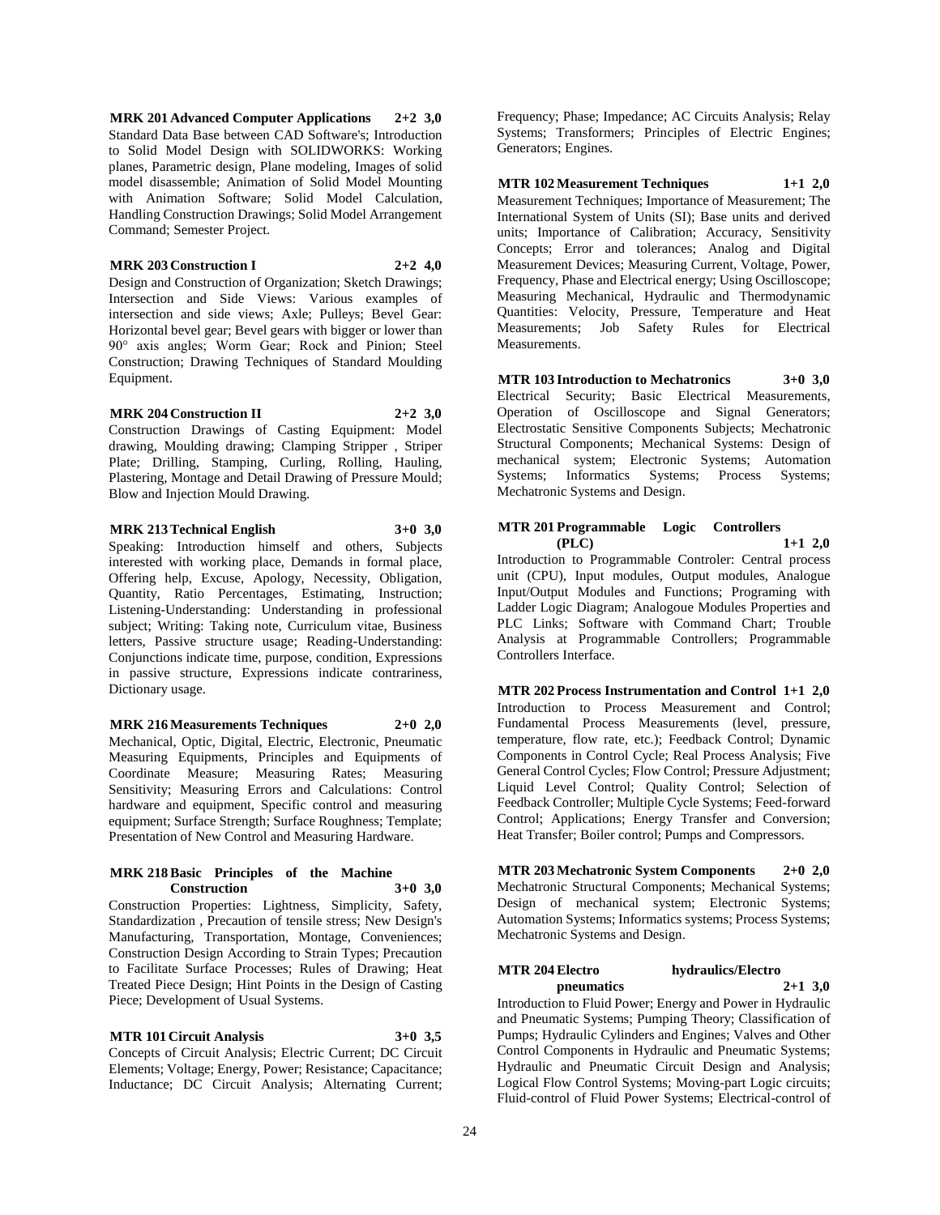**MRK 201 Advanced Computer Applications 2+2 3,0**
Standard Data Base between CAD Software's; Introduction to Solid Model Design with SOLIDWORKS: Working planes, Parametric design, Plane modeling, Images of solid model disassemble; Animation of Solid Model Mounting with Animation Software; Solid Model Calculation, Handling Construction Drawings; Solid Model Arrangement Command; Semester Project.

**MRK 203 Construction I 2+2 4,0**
Design and Construction of Organization; Sketch Drawings; Intersection and Side Views: Various examples of intersection and side views; Axle; Pulleys; Bevel Gear: Horizontal bevel gear; Bevel gears with bigger or lower than 90° axis angles; Worm Gear; Rock and Pinion; Steel Construction; Drawing Techniques of Standard Moulding Equipment.

**MRK 204 Construction II 2+2 3,0**
Construction Drawings of Casting Equipment: Model drawing, Moulding drawing; Clamping Stripper , Striper Plate; Drilling, Stamping, Curling, Rolling, Hauling, Plastering, Montage and Detail Drawing of Pressure Mould; Blow and Injection Mould Drawing.

**MRK 213 Technical English 3+0 3,0**
Speaking: Introduction himself and others, Subjects interested with working place, Demands in formal place, Offering help, Excuse, Apology, Necessity, Obligation, Quantity, Ratio Percentages, Estimating, Instruction; Listening-Understanding: Understanding in professional subject; Writing: Taking note, Curriculum vitae, Business letters, Passive structure usage; Reading-Understanding: Conjunctions indicate time, purpose, condition, Expressions in passive structure, Expressions indicate contrariness, Dictionary usage.

**MRK 216 Measurements Techniques 2+0 2,0**
Mechanical, Optic, Digital, Electric, Electronic, Pneumatic Measuring Equipments, Principles and Equipments of Coordinate Measure; Measuring Rates; Measuring Sensitivity; Measuring Errors and Calculations: Control hardware and equipment, Specific control and measuring equipment; Surface Strength; Surface Roughness; Template; Presentation of New Control and Measuring Hardware.

**MRK 218 Basic Principles of the Machine Construction 3+0 3,0**
Construction Properties: Lightness, Simplicity, Safety, Standardization , Precaution of tensile stress; New Design's Manufacturing, Transportation, Montage, Conveniences; Construction Design According to Strain Types; Precaution to Facilitate Surface Processes; Rules of Drawing; Heat Treated Piece Design; Hint Points in the Design of Casting Piece; Development of Usual Systems.

**MTR 101 Circuit Analysis 3+0 3,5**
Concepts of Circuit Analysis; Electric Current; DC Circuit Elements; Voltage; Energy, Power; Resistance; Capacitance; Inductance; DC Circuit Analysis; Alternating Current; Frequency; Phase; Impedance; AC Circuits Analysis; Relay Systems; Transformers; Principles of Electric Engines; Generators; Engines.

**MTR 102 Measurement Techniques 1+1 2,0**
Measurement Techniques; Importance of Measurement; The International System of Units (SI); Base units and derived units; Importance of Calibration; Accuracy, Sensitivity Concepts; Error and tolerances; Analog and Digital Measurement Devices; Measuring Current, Voltage, Power, Frequency, Phase and Electrical energy; Using Oscilloscope; Measuring Mechanical, Hydraulic and Thermodynamic Quantities: Velocity, Pressure, Temperature and Heat Measurements; Job Safety Rules for Electrical Measurements.

**MTR 103 Introduction to Mechatronics 3+0 3,0**
Electrical Security; Basic Electrical Measurements, Operation of Oscilloscope and Signal Generators; Electrostatic Sensitive Components Subjects; Mechatronic Structural Components; Mechanical Systems: Design of mechanical system; Electronic Systems; Automation Systems; Informatics Systems; Process Systems; Mechatronic Systems and Design.

**MTR 201 Programmable Logic Controllers (PLC) 1+1 2,0**
Introduction to Programmable Controler: Central process unit (CPU), Input modules, Output modules, Analogue Input/Output Modules and Functions; Programing with Ladder Logic Diagram; Analogoue Modules Properties and PLC Links; Software with Command Chart; Trouble Analysis at Programmable Controllers; Programmable Controllers Interface.

**MTR 202 Process Instrumentation and Control 1+1 2,0**
Introduction to Process Measurement and Control; Fundamental Process Measurements (level, pressure, temperature, flow rate, etc.); Feedback Control; Dynamic Components in Control Cycle; Real Process Analysis; Five General Control Cycles; Flow Control; Pressure Adjustment; Liquid Level Control; Quality Control; Selection of Feedback Controller; Multiple Cycle Systems; Feed-forward Control; Applications; Energy Transfer and Conversion; Heat Transfer; Boiler control; Pumps and Compressors.

**MTR 203 Mechatronic System Components 2+0 2,0**
Mechatronic Structural Components; Mechanical Systems; Design of mechanical system; Electronic Systems; Automation Systems; Informatics systems; Process Systems; Mechatronic Systems and Design.

**MTR 204 Electro hydraulics/Electro pneumatics 2+1 3,0**
Introduction to Fluid Power; Energy and Power in Hydraulic and Pneumatic Systems; Pumping Theory; Classification of Pumps; Hydraulic Cylinders and Engines; Valves and Other Control Components in Hydraulic and Pneumatic Systems; Hydraulic and Pneumatic Circuit Design and Analysis; Logical Flow Control Systems; Moving-part Logic circuits; Fluid-control of Fluid Power Systems; Electrical-control of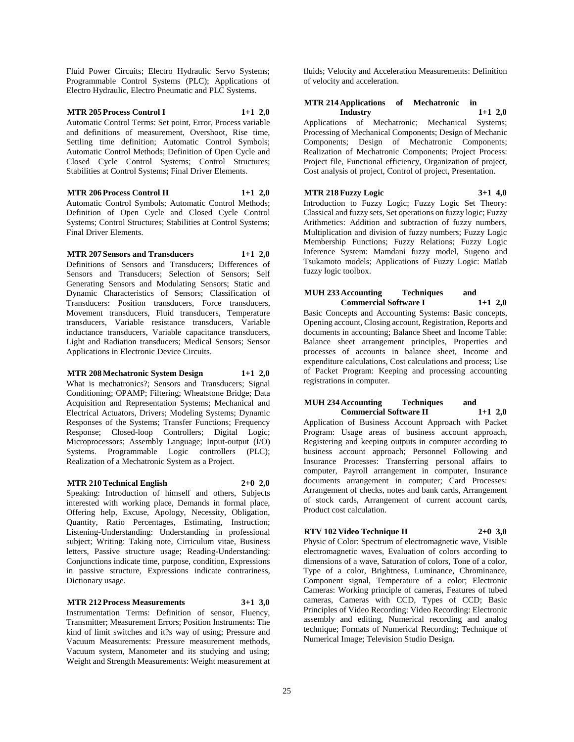Fluid Power Circuits; Electro Hydraulic Servo Systems; Programmable Control Systems (PLC); Applications of Electro Hydraulic, Electro Pneumatic and PLC Systems.

**MTR 205 Process Control I 1+1 2,0**

Automatic Control Terms: Set point, Error, Process variable and definitions of measurement, Overshoot, Rise time, Settling time definition; Automatic Control Symbols; Automatic Control Methods; Definition of Open Cycle and Closed Cycle Control Systems; Control Structures; Stabilities at Control Systems; Final Driver Elements.

**MTR 206 Process Control II 1+1 2,0**

Automatic Control Symbols; Automatic Control Methods; Definition of Open Cycle and Closed Cycle Control Systems; Control Structures; Stabilities at Control Systems; Final Driver Elements.

**MTR 207 Sensors and Transducers 1+1 2,0**

Definitions of Sensors and Transducers; Differences of Sensors and Transducers; Selection of Sensors; Self Generating Sensors and Modulating Sensors; Static and Dynamic Characteristics of Sensors; Classification of Transducers: Position transducers, Force transducers, Movement transducers, Fluid transducers, Temperature transducers, Variable resistance transducers, Variable inductance transducers, Variable capacitance transducers, Light and Radiation transducers; Medical Sensors; Sensor Applications in Electronic Device Circuits.

**MTR 208 Mechatronic System Design 1+1 2,0**

What is mechatronics?; Sensors and Transducers; Signal Conditioning; OPAMP; Filtering; Wheatstone Bridge; Data Acquisition and Representation Systems; Mechanical and Electrical Actuators, Drivers; Modeling Systems; Dynamic Responses of the Systems; Transfer Functions; Frequency Response; Closed-loop Controllers; Digital Logic; Microprocessors; Assembly Language; Input-output (I/O) Systems. Programmable Logic controllers (PLC); Realization of a Mechatronic System as a Project.

**MTR 210 Technical English 2+0 2,0**

Speaking: Introduction of himself and others, Subjects interested with working place, Demands in formal place, Offering help, Excuse, Apology, Necessity, Obligation, Quantity, Ratio Percentages, Estimating, Instruction; Listening-Understanding: Understanding in professional subject; Writing: Taking note, Cirriculum vitae, Business letters, Passive structure usage; Reading-Understanding: Conjunctions indicate time, purpose, condition, Expressions in passive structure, Expressions indicate contrariness, Dictionary usage.

**MTR 212 Process Measurements 3+1 3,0**

Instrumentation Terms: Definition of sensor, Fluency, Transmitter; Measurement Errors; Position Instruments: The kind of limit switches and it?s way of using; Pressure and Vacuum Measurements: Pressure measurement methods, Vacuum system, Manometer and its studying and using; Weight and Strength Measurements: Weight measurement at fluids; Velocity and Acceleration Measurements: Definition of velocity and acceleration.

**MTR 214 Applications of Mechatronic in Industry 1+1 2,0**

Applications of Mechatronic; Mechanical Systems; Processing of Mechanical Components; Design of Mechanic Components; Design of Mechatronic Components; Realization of Mechatronic Components; Project Process: Project file, Functional efficiency, Organization of project, Cost analysis of project, Control of project, Presentation.

**MTR 218 Fuzzy Logic 3+1 4,0**

Introduction to Fuzzy Logic; Fuzzy Logic Set Theory: Classical and fuzzy sets, Set operations on fuzzy logic; Fuzzy Arithmetics: Addition and subtraction of fuzzy numbers, Multiplication and division of fuzzy numbers; Fuzzy Logic Membership Functions; Fuzzy Relations; Fuzzy Logic Inference System: Mamdani fuzzy model, Sugeno and Tsukamoto models; Applications of Fuzzy Logic: Matlab fuzzy logic toolbox.

**MUH 233 Accounting Techniques and Commercial Software I 1+1 2,0**

Basic Concepts and Accounting Systems: Basic concepts, Opening account, Closing account, Registration, Reports and documents in accounting; Balance Sheet and Income Table: Balance sheet arrangement principles, Properties and processes of accounts in balance sheet, Income and expenditure calculations, Cost calculations and process; Use of Packet Program: Keeping and processing accounting registrations in computer.

**MUH 234 Accounting Techniques and Commercial Software II 1+1 2,0**

Application of Business Account Approach with Packet Program: Usage areas of business account approach, Registering and keeping outputs in computer according to business account approach; Personnel Following and Insurance Processes: Transferring personal affairs to computer, Payroll arrangement in computer, Insurance documents arrangement in computer; Card Processes: Arrangement of checks, notes and bank cards, Arrangement of stock cards, Arrangement of current account cards, Product cost calculation.

**RTV 102 Video Technique II 2+0 3,0**

Physic of Color: Spectrum of electromagnetic wave, Visible electromagnetic waves, Evaluation of colors according to dimensions of a wave, Saturation of colors, Tone of a color, Type of a color, Brightness, Luminance, Chrominance, Component signal, Temperature of a color; Electronic Cameras: Working principle of cameras, Features of tubed cameras, Cameras with CCD, Types of CCD; Basic Principles of Video Recording: Video Recording: Electronic assembly and editing, Numerical recording and analog technique; Formats of Numerical Recording; Technique of Numerical Image; Television Studio Design.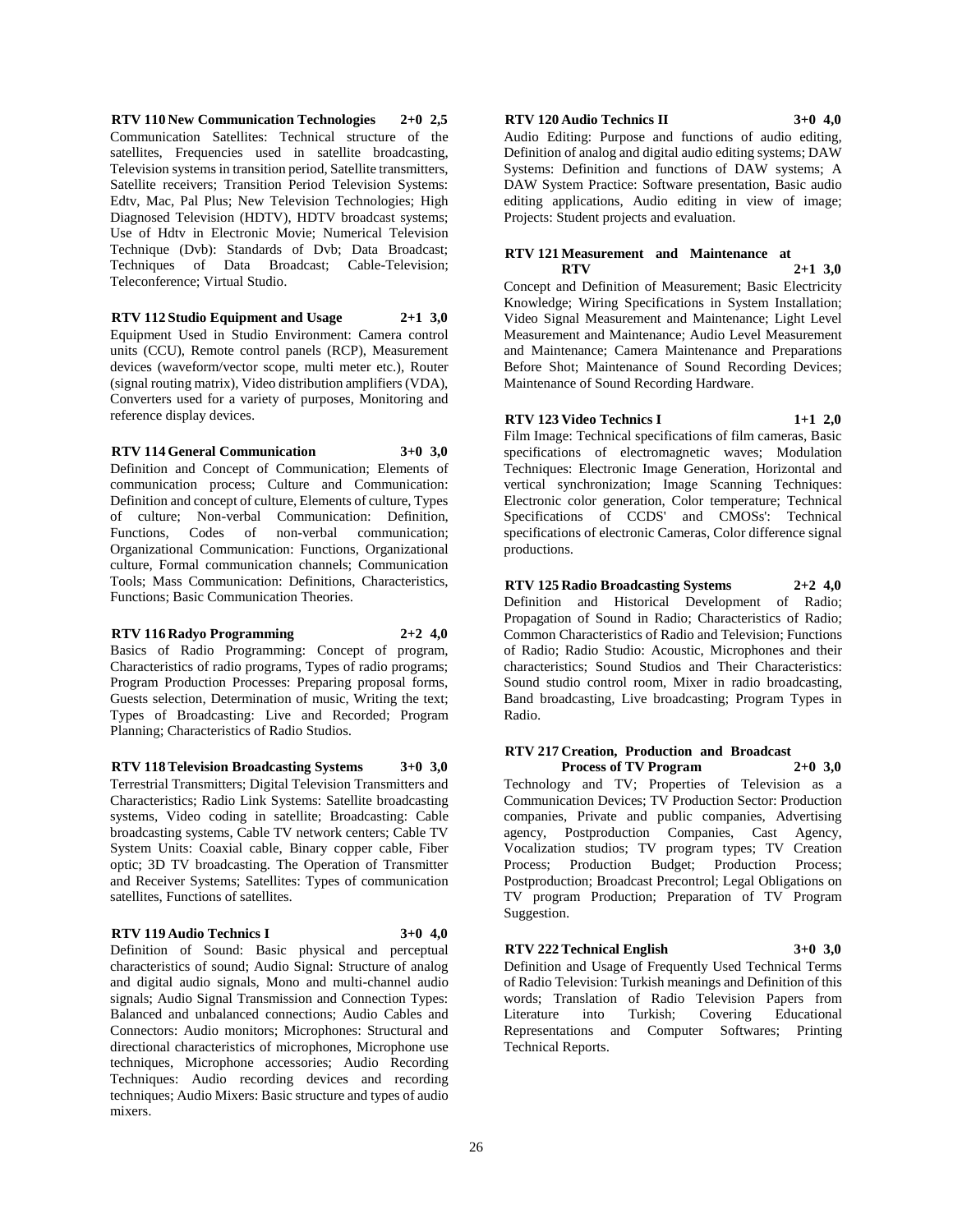**RTV 110 New Communication Technologies 2+0 2,5**
Communication Satellites: Technical structure of the satellites, Frequencies used in satellite broadcasting, Television systems in transition period, Satellite transmitters, Satellite receivers; Transition Period Television Systems: Edtv, Mac, Pal Plus; New Television Technologies; High Diagnosed Television (HDTV), HDTV broadcast systems; Use of Hdtv in Electronic Movie; Numerical Television Technique (Dvb): Standards of Dvb; Data Broadcast; Techniques of Data Broadcast; Cable-Television; Teleconference; Virtual Studio.

**RTV 112 Studio Equipment and Usage 2+1 3,0**
Equipment Used in Studio Environment: Camera control units (CCU), Remote control panels (RCP), Measurement devices (waveform/vector scope, multi meter etc.), Router (signal routing matrix), Video distribution amplifiers (VDA), Converters used for a variety of purposes, Monitoring and reference display devices.

**RTV 114 General Communication 3+0 3,0**
Definition and Concept of Communication; Elements of communication process; Culture and Communication: Definition and concept of culture, Elements of culture, Types of culture; Non-verbal Communication: Definition, Functions, Codes of non-verbal communication; Organizational Communication: Functions, Organizational culture, Formal communication channels; Communication Tools; Mass Communication: Definitions, Characteristics, Functions; Basic Communication Theories.

**RTV 116 Radyo Programming 2+2 4,0**
Basics of Radio Programming: Concept of program, Characteristics of radio programs, Types of radio programs; Program Production Processes: Preparing proposal forms, Guests selection, Determination of music, Writing the text; Types of Broadcasting: Live and Recorded; Program Planning; Characteristics of Radio Studios.

**RTV 118 Television Broadcasting Systems 3+0 3,0**
Terrestrial Transmitters; Digital Television Transmitters and Characteristics; Radio Link Systems: Satellite broadcasting systems, Video coding in satellite; Broadcasting: Cable broadcasting systems, Cable TV network centers; Cable TV System Units: Coaxial cable, Binary copper cable, Fiber optic; 3D TV broadcasting. The Operation of Transmitter and Receiver Systems; Satellites: Types of communication satellites, Functions of satellites.

**RTV 119 Audio Technics I 3+0 4,0**
Definition of Sound: Basic physical and perceptual characteristics of sound; Audio Signal: Structure of analog and digital audio signals, Mono and multi-channel audio signals; Audio Signal Transmission and Connection Types: Balanced and unbalanced connections; Audio Cables and Connectors: Audio monitors; Microphones: Structural and directional characteristics of microphones, Microphone use techniques, Microphone accessories; Audio Recording Techniques: Audio recording devices and recording techniques; Audio Mixers: Basic structure and types of audio mixers.

**RTV 120 Audio Technics II 3+0 4,0**
Audio Editing: Purpose and functions of audio editing, Definition of analog and digital audio editing systems; DAW Systems: Definition and functions of DAW systems; A DAW System Practice: Software presentation, Basic audio editing applications, Audio editing in view of image; Projects: Student projects and evaluation.

**RTV 121 Measurement and Maintenance at RTV 2+1 3,0**
Concept and Definition of Measurement; Basic Electricity Knowledge; Wiring Specifications in System Installation; Video Signal Measurement and Maintenance; Light Level Measurement and Maintenance; Audio Level Measurement and Maintenance; Camera Maintenance and Preparations Before Shot; Maintenance of Sound Recording Devices; Maintenance of Sound Recording Hardware.

**RTV 123 Video Technics I 1+1 2,0**
Film Image: Technical specifications of film cameras, Basic specifications of electromagnetic waves; Modulation Techniques: Electronic Image Generation, Horizontal and vertical synchronization; Image Scanning Techniques: Electronic color generation, Color temperature; Technical Specifications of CCDS' and CMOSs': Technical specifications of electronic Cameras, Color difference signal productions.

**RTV 125 Radio Broadcasting Systems 2+2 4,0**
Definition and Historical Development of Radio; Propagation of Sound in Radio; Characteristics of Radio; Common Characteristics of Radio and Television; Functions of Radio; Radio Studio: Acoustic, Microphones and their characteristics; Sound Studios and Their Characteristics: Sound studio control room, Mixer in radio broadcasting, Band broadcasting, Live broadcasting; Program Types in Radio.

**RTV 217 Creation, Production and Broadcast Process of TV Program 2+0 3,0**
Technology and TV; Properties of Television as a Communication Devices; TV Production Sector: Production companies, Private and public companies, Advertising agency, Postproduction Companies, Cast Agency, Vocalization studios; TV program types; TV Creation Process; Production Budget; Production Process; Postproduction; Broadcast Precontrol; Legal Obligations on TV program Production; Preparation of TV Program Suggestion.

**RTV 222 Technical English 3+0 3,0**
Definition and Usage of Frequently Used Technical Terms of Radio Television: Turkish meanings and Definition of this words; Translation of Radio Television Papers from Literature into Turkish; Covering Educational Representations and Computer Softwares; Printing Technical Reports.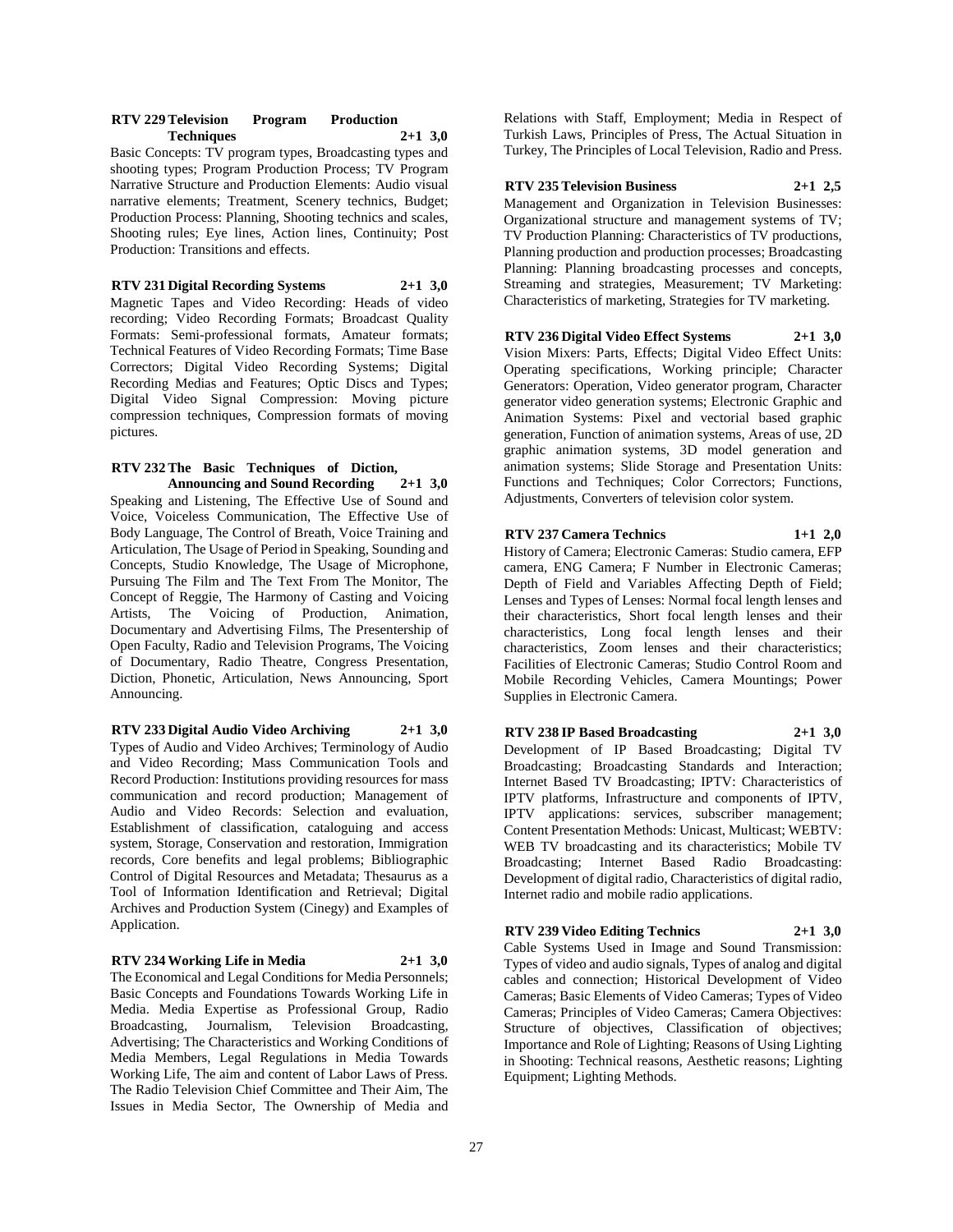**RTV 229 Television Program Production Techniques 2+1 3,0**

Basic Concepts: TV program types, Broadcasting types and shooting types; Program Production Process; TV Program Narrative Structure and Production Elements: Audio visual narrative elements; Treatment, Scenery technics, Budget; Production Process: Planning, Shooting technics and scales, Shooting rules; Eye lines, Action lines, Continuity; Post Production: Transitions and effects.

**RTV 231 Digital Recording Systems 2+1 3,0**

Magnetic Tapes and Video Recording: Heads of video recording; Video Recording Formats; Broadcast Quality Formats: Semi-professional formats, Amateur formats; Technical Features of Video Recording Formats; Time Base Correctors; Digital Video Recording Systems; Digital Recording Medias and Features; Optic Discs and Types; Digital Video Signal Compression: Moving picture compression techniques, Compression formats of moving pictures.

**RTV 232 The Basic Techniques of Diction, Announcing and Sound Recording 2+1 3,0**

Speaking and Listening, The Effective Use of Sound and Voice, Voiceless Communication, The Effective Use of Body Language, The Control of Breath, Voice Training and Articulation, The Usage of Period in Speaking, Sounding and Concepts, Studio Knowledge, The Usage of Microphone, Pursuing The Film and The Text From The Monitor, The Concept of Reggie, The Harmony of Casting and Voicing Artists, The Voicing of Production, Animation, Documentary and Advertising Films, The Presentership of Open Faculty, Radio and Television Programs, The Voicing of Documentary, Radio Theatre, Congress Presentation, Diction, Phonetic, Articulation, News Announcing, Sport Announcing.

**RTV 233 Digital Audio Video Archiving 2+1 3,0**

Types of Audio and Video Archives; Terminology of Audio and Video Recording; Mass Communication Tools and Record Production: Institutions providing resources for mass communication and record production; Management of Audio and Video Records: Selection and evaluation, Establishment of classification, cataloguing and access system, Storage, Conservation and restoration, Immigration records, Core benefits and legal problems; Bibliographic Control of Digital Resources and Metadata; Thesaurus as a Tool of Information Identification and Retrieval; Digital Archives and Production System (Cinegy) and Examples of Application.

**RTV 234 Working Life in Media 2+1 3,0**

The Economical and Legal Conditions for Media Personnels; Basic Concepts and Foundations Towards Working Life in Media. Media Expertise as Professional Group, Radio Broadcasting, Journalism, Television Broadcasting, Advertising; The Characteristics and Working Conditions of Media Members, Legal Regulations in Media Towards Working Life, The aim and content of Labor Laws of Press. The Radio Television Chief Committee and Their Aim, The Issues in Media Sector, The Ownership of Media and Relations with Staff, Employment; Media in Respect of Turkish Laws, Principles of Press, The Actual Situation in Turkey, The Principles of Local Television, Radio and Press.

**RTV 235 Television Business 2+1 2,5**

Management and Organization in Television Businesses: Organizational structure and management systems of TV; TV Production Planning: Characteristics of TV productions, Planning production and production processes; Broadcasting Planning: Planning broadcasting processes and concepts, Streaming and strategies, Measurement; TV Marketing: Characteristics of marketing, Strategies for TV marketing.

**RTV 236 Digital Video Effect Systems 2+1 3,0**

Vision Mixers: Parts, Effects; Digital Video Effect Units: Operating specifications, Working principle; Character Generators: Operation, Video generator program, Character generator video generation systems; Electronic Graphic and Animation Systems: Pixel and vectorial based graphic generation, Function of animation systems, Areas of use, 2D graphic animation systems, 3D model generation and animation systems; Slide Storage and Presentation Units: Functions and Techniques; Color Correctors; Functions, Adjustments, Converters of television color system.

**RTV 237 Camera Technics 1+1 2,0**

History of Camera; Electronic Cameras: Studio camera, EFP camera, ENG Camera; F Number in Electronic Cameras; Depth of Field and Variables Affecting Depth of Field; Lenses and Types of Lenses: Normal focal length lenses and their characteristics, Short focal length lenses and their characteristics, Long focal length lenses and their characteristics, Zoom lenses and their characteristics; Facilities of Electronic Cameras; Studio Control Room and Mobile Recording Vehicles, Camera Mountings; Power Supplies in Electronic Camera.

**RTV 238 IP Based Broadcasting 2+1 3,0**

Development of IP Based Broadcasting; Digital TV Broadcasting; Broadcasting Standards and Interaction; Internet Based TV Broadcasting; IPTV: Characteristics of IPTV platforms, Infrastructure and components of IPTV, IPTV applications: services, subscriber management; Content Presentation Methods: Unicast, Multicast; WEBTV: WEB TV broadcasting and its characteristics; Mobile TV Broadcasting; Internet Based Radio Broadcasting: Development of digital radio, Characteristics of digital radio, Internet radio and mobile radio applications.

**RTV 239 Video Editing Technics 2+1 3,0**

Cable Systems Used in Image and Sound Transmission: Types of video and audio signals, Types of analog and digital cables and connection; Historical Development of Video Cameras; Basic Elements of Video Cameras; Types of Video Cameras; Principles of Video Cameras; Camera Objectives: Structure of objectives, Classification of objectives; Importance and Role of Lighting; Reasons of Using Lighting in Shooting: Technical reasons, Aesthetic reasons; Lighting Equipment; Lighting Methods.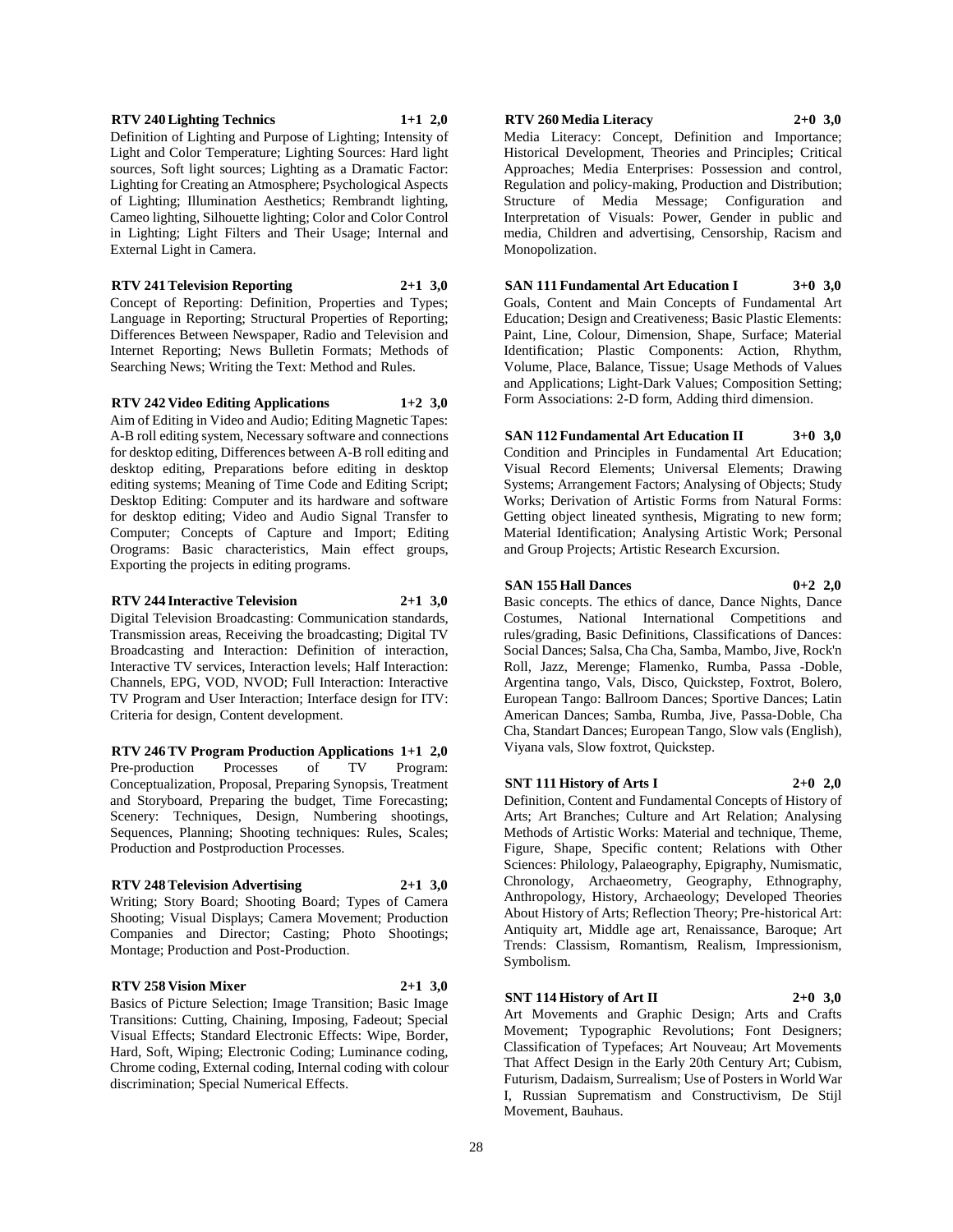**RTV 240 Lighting Technics 1+1 2,0**

Definition of Lighting and Purpose of Lighting; Intensity of Light and Color Temperature; Lighting Sources: Hard light sources, Soft light sources; Lighting as a Dramatic Factor: Lighting for Creating an Atmosphere; Psychological Aspects of Lighting; Illumination Aesthetics; Rembrandt lighting, Cameo lighting, Silhouette lighting; Color and Color Control in Lighting; Light Filters and Their Usage; Internal and External Light in Camera.

**RTV 241 Television Reporting 2+1 3,0**

Concept of Reporting: Definition, Properties and Types; Language in Reporting; Structural Properties of Reporting; Differences Between Newspaper, Radio and Television and Internet Reporting; News Bulletin Formats; Methods of Searching News; Writing the Text: Method and Rules.

**RTV 242 Video Editing Applications 1+2 3,0**

Aim of Editing in Video and Audio; Editing Magnetic Tapes: A-B roll editing system, Necessary software and connections for desktop editing, Differences between A-B roll editing and desktop editing, Preparations before editing in desktop editing systems; Meaning of Time Code and Editing Script; Desktop Editing: Computer and its hardware and software for desktop editing; Video and Audio Signal Transfer to Computer; Concepts of Capture and Import; Editing Orograms: Basic characteristics, Main effect groups, Exporting the projects in editing programs.

**RTV 244 Interactive Television 2+1 3,0**

Digital Television Broadcasting: Communication standards, Transmission areas, Receiving the broadcasting; Digital TV Broadcasting and Interaction: Definition of interaction, Interactive TV services, Interaction levels; Half Interaction: Channels, EPG, VOD, NVOD; Full Interaction: Interactive TV Program and User Interaction; Interface design for ITV: Criteria for design, Content development.

**RTV 246 TV Program Production Applications 1+1 2,0**

Pre-production Processes of TV Program: Conceptualization, Proposal, Preparing Synopsis, Treatment and Storyboard, Preparing the budget, Time Forecasting; Scenery: Techniques, Design, Numbering shootings, Sequences, Planning; Shooting techniques: Rules, Scales; Production and Postproduction Processes.

**RTV 248 Television Advertising 2+1 3,0**

Writing; Story Board; Shooting Board; Types of Camera Shooting; Visual Displays; Camera Movement; Production Companies and Director; Casting; Photo Shootings; Montage; Production and Post-Production.

**RTV 258 Vision Mixer 2+1 3,0**

Basics of Picture Selection; Image Transition; Basic Image Transitions: Cutting, Chaining, Imposing, Fadeout; Special Visual Effects; Standard Electronic Effects: Wipe, Border, Hard, Soft, Wiping; Electronic Coding; Luminance coding, Chrome coding, External coding, Internal coding with colour discrimination; Special Numerical Effects.

**RTV 260 Media Literacy 2+0 3,0**

Media Literacy: Concept, Definition and Importance; Historical Development, Theories and Principles; Critical Approaches; Media Enterprises: Possession and control, Regulation and policy-making, Production and Distribution; Structure of Media Message; Configuration and Interpretation of Visuals: Power, Gender in public and media, Children and advertising, Censorship, Racism and Monopolization.

**SAN 111 Fundamental Art Education I 3+0 3,0**

Goals, Content and Main Concepts of Fundamental Art Education; Design and Creativeness; Basic Plastic Elements: Paint, Line, Colour, Dimension, Shape, Surface; Material Identification; Plastic Components: Action, Rhythm, Volume, Place, Balance, Tissue; Usage Methods of Values and Applications; Light-Dark Values; Composition Setting; Form Associations: 2-D form, Adding third dimension.

**SAN 112 Fundamental Art Education II 3+0 3,0**

Condition and Principles in Fundamental Art Education; Visual Record Elements; Universal Elements; Drawing Systems; Arrangement Factors; Analysing of Objects; Study Works; Derivation of Artistic Forms from Natural Forms: Getting object lineated synthesis, Migrating to new form; Material Identification; Analysing Artistic Work; Personal and Group Projects; Artistic Research Excursion.

**SAN 155 Hall Dances 0+2 2,0**

Basic concepts. The ethics of dance, Dance Nights, Dance Costumes, National International Competitions and rules/grading, Basic Definitions, Classifications of Dances: Social Dances; Salsa, Cha Cha, Samba, Mambo, Jive, Rock'n Roll, Jazz, Merenge; Flamenko, Rumba, Passa -Doble, Argentina tango, Vals, Disco, Quickstep, Foxtrot, Bolero, European Tango: Ballroom Dances; Sportive Dances; Latin American Dances; Samba, Rumba, Jive, Passa-Doble, Cha Cha, Standart Dances; European Tango, Slow vals (English), Viyana vals, Slow foxtrot, Quickstep.

**SNT 111 History of Arts I 2+0 2,0**

Definition, Content and Fundamental Concepts of History of Arts; Art Branches; Culture and Art Relation; Analysing Methods of Artistic Works: Material and technique, Theme, Figure, Shape, Specific content; Relations with Other Sciences: Philology, Palaeography, Epigraphy, Numismatic, Chronology, Archaeometry, Geography, Ethnography, Anthropology, History, Archaeology; Developed Theories About History of Arts; Reflection Theory; Pre-historical Art: Antiquity art, Middle age art, Renaissance, Baroque; Art Trends: Classism, Romantism, Realism, Impressionism, Symbolism.

**SNT 114 History of Art II 2+0 3,0**

Art Movements and Graphic Design; Arts and Crafts Movement; Typographic Revolutions; Font Designers; Classification of Typefaces; Art Nouveau; Art Movements That Affect Design in the Early 20th Century Art; Cubism, Futurism, Dadaism, Surrealism; Use of Posters in World War I, Russian Suprematism and Constructivism, De Stijl Movement, Bauhaus.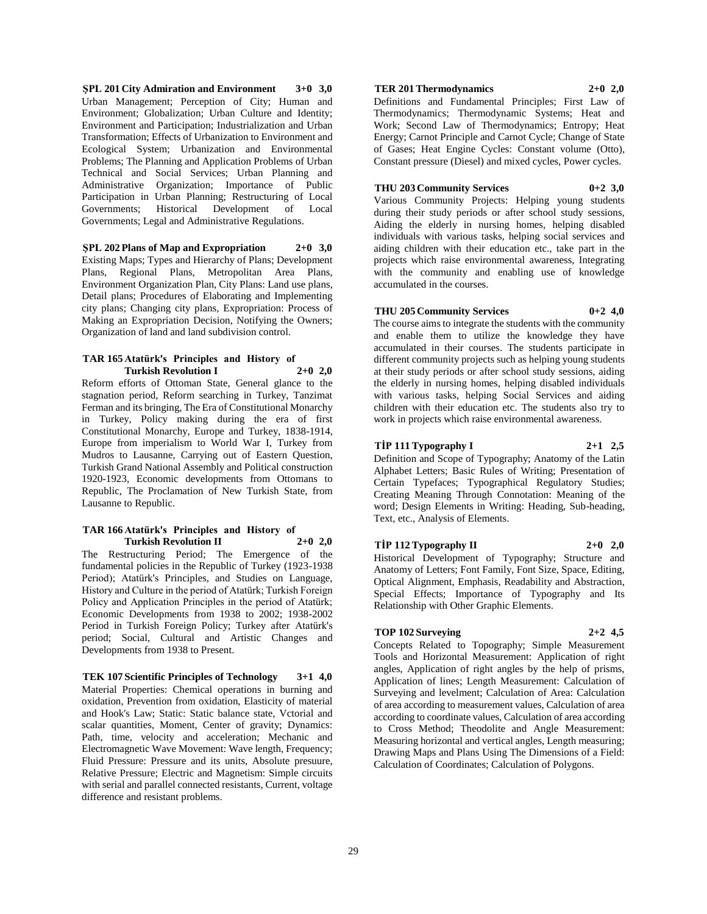**ŞPL 201 City Admiration and Environment 3+0 3,0**
Urban Management; Perception of City; Human and Environment; Globalization; Urban Culture and Identity; Environment and Participation; Industrialization and Urban Transformation; Effects of Urbanization to Environment and Ecological System; Urbanization and Environmental Problems; The Planning and Application Problems of Urban Technical and Social Services; Urban Planning and Administrative Organization; Importance of Public Participation in Urban Planning; Restructuring of Local Governments; Historical Development of Local Governments; Legal and Administrative Regulations.

**ŞPL 202 Plans of Map and Expropriation 2+0 3,0**
Existing Maps; Types and Hierarchy of Plans; Development Plans, Regional Plans, Metropolitan Area Plans, Environment Organization Plan, City Plans: Land use plans, Detail plans; Procedures of Elaborating and Implementing city plans; Changing city plans, Expropriation: Process of Making an Expropriation Decision, Notifying the Owners; Organization of land and land subdivision control.

**TAR 165 Atatürk's Principles and History of Turkish Revolution I 2+0 2,0**
Reform efforts of Ottoman State, General glance to the stagnation period, Reform searching in Turkey, Tanzimat Ferman and its bringing, The Era of Constitutional Monarchy in Turkey, Policy making during the era of first Constitutional Monarchy, Europe and Turkey, 1838-1914, Europe from imperialism to World War I, Turkey from Mudros to Lausanne, Carrying out of Eastern Question, Turkish Grand National Assembly and Political construction 1920-1923, Economic developments from Ottomans to Republic, The Proclamation of New Turkish State, from Lausanne to Republic.

**TAR 166 Atatürk's Principles and History of Turkish Revolution II 2+0 2,0**
The Restructuring Period; The Emergence of the fundamental policies in the Republic of Turkey (1923-1938 Period); Atatürk's Principles, and Studies on Language, History and Culture in the period of Atatürk; Turkish Foreign Policy and Application Principles in the period of Atatürk; Economic Developments from 1938 to 2002; 1938-2002 Period in Turkish Foreign Policy; Turkey after Atatürk's period; Social, Cultural and Artistic Changes and Developments from 1938 to Present.

**TEK 107 Scientific Principles of Technology 3+1 4,0**
Material Properties: Chemical operations in burning and oxidation, Prevention from oxidation, Elasticity of material and Hook's Law; Static: Static balance state, Vctorial and scalar quantities, Moment, Center of gravity; Dynamics: Path, time, velocity and acceleration; Mechanic and Electromagnetic Wave Movement: Wave length, Frequency; Fluid Pressure: Pressure and its units, Absolute presuure, Relative Pressure; Electric and Magnetism: Simple circuits with serial and parallel connected resistants, Current, voltage difference and resistant problems.

**TER 201 Thermodynamics 2+0 2,0**
Definitions and Fundamental Principles; First Law of Thermodynamics; Thermodynamic Systems; Heat and Work; Second Law of Thermodynamics; Entropy; Heat Energy; Carnot Principle and Carnot Cycle; Change of State of Gases; Heat Engine Cycles: Constant volume (Otto), Constant pressure (Diesel) and mixed cycles, Power cycles.

**THU 203 Community Services 0+2 3,0**
Various Community Projects: Helping young students during their study periods or after school study sessions, Aiding the elderly in nursing homes, helping disabled individuals with various tasks, helping social services and aiding children with their education etc., take part in the projects which raise environmental awareness, Integrating with the community and enabling use of knowledge accumulated in the courses.

**THU 205 Community Services 0+2 4,0**
The course aims to integrate the students with the community and enable them to utilize the knowledge they have accumulated in their courses. The students participate in different community projects such as helping young students at their study periods or after school study sessions, aiding the elderly in nursing homes, helping disabled individuals with various tasks, helping Social Services and aiding children with their education etc. The students also try to work in projects which raise environmental awareness.

**TİP 111 Typography I 2+1 2,5**
Definition and Scope of Typography; Anatomy of the Latin Alphabet Letters; Basic Rules of Writing; Presentation of Certain Typefaces; Typographical Regulatory Studies; Creating Meaning Through Connotation: Meaning of the word; Design Elements in Writing: Heading, Sub-heading, Text, etc., Analysis of Elements.

**TİP 112 Typography II 2+0 2,0**
Historical Development of Typography; Structure and Anatomy of Letters; Font Family, Font Size, Space, Editing, Optical Alignment, Emphasis, Readability and Abstraction, Special Effects; Importance of Typography and Its Relationship with Other Graphic Elements.

**TOP 102 Surveying 2+2 4,5**
Concepts Related to Topography; Simple Measurement Tools and Horizontal Measurement: Application of right angles, Application of right angles by the help of prisms, Application of lines; Length Measurement: Calculation of Surveying and levelment; Calculation of Area: Calculation of area according to measurement values, Calculation of area according to coordinate values, Calculation of area according to Cross Method; Theodolite and Angle Measurement: Measuring horizontal and vertical angles, Length measuring; Drawing Maps and Plans Using The Dimensions of a Field: Calculation of Coordinates; Calculation of Polygons.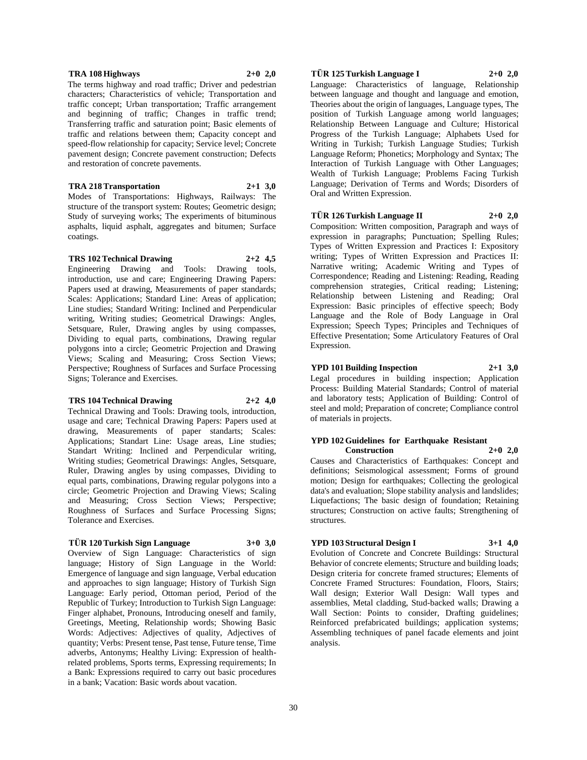**TRA 108 Highways 2+0 2,0**

The terms highway and road traffic; Driver and pedestrian characters; Characteristics of vehicle; Transportation and traffic concept; Urban transportation; Traffic arrangement and beginning of traffic; Changes in traffic trend; Transferring traffic and saturation point; Basic elements of traffic and relations between them; Capacity concept and speed-flow relationship for capacity; Service level; Concrete pavement design; Concrete pavement construction; Defects and restoration of concrete pavements.

**TRA 218 Transportation 2+1 3,0**

Modes of Transportations: Highways, Railways: The structure of the transport system: Routes; Geometric design; Study of surveying works; The experiments of bituminous asphalts, liquid asphalt, aggregates and bitumen; Surface coatings.

**TRS 102 Technical Drawing 2+2 4,5**

Engineering Drawing and Tools: Drawing tools, introduction, use and care; Engineering Drawing Papers: Papers used at drawing, Measurements of paper standards; Scales: Applications; Standard Line: Areas of application; Line studies; Standard Writing: Inclined and Perpendicular writing, Writing studies; Geometrical Drawings: Angles, Setsquare, Ruler, Drawing angles by using compasses, Dividing to equal parts, combinations, Drawing regular polygons into a circle; Geometric Projection and Drawing Views; Scaling and Measuring; Cross Section Views; Perspective; Roughness of Surfaces and Surface Processing Signs; Tolerance and Exercises.

**TRS 104 Technical Drawing 2+2 4,0**

Technical Drawing and Tools: Drawing tools, introduction, usage and care; Technical Drawing Papers: Papers used at drawing, Measurements of paper standarts; Scales: Applications; Standart Line: Usage areas, Line studies; Standart Writing: Inclined and Perpendicular writing, Writing studies; Geometrical Drawings: Angles, Setsquare, Ruler, Drawing angles by using compasses, Dividing to equal parts, combinations, Drawing regular polygons into a circle; Geometric Projection and Drawing Views; Scaling and Measuring; Cross Section Views; Perspective; Roughness of Surfaces and Surface Processing Signs; Tolerance and Exercises.

**TÜR 120 Turkish Sign Language 3+0 3,0**

Overview of Sign Language: Characteristics of sign language; History of Sign Language in the World: Emergence of language and sign language, Verbal education and approaches to sign language; History of Turkish Sign Language: Early period, Ottoman period, Period of the Republic of Turkey; Introduction to Turkish Sign Language: Finger alphabet, Pronouns, Introducing oneself and family, Greetings, Meeting, Relationship words; Showing Basic Words: Adjectives: Adjectives of quality, Adjectives of quantity; Verbs: Present tense, Past tense, Future tense, Time adverbs, Antonyms; Healthy Living: Expression of health-related problems, Sports terms, Expressing requirements; In a Bank: Expressions required to carry out basic procedures in a bank; Vacation: Basic words about vacation.

**TÜR 125 Turkish Language I 2+0 2,0**

Language: Characteristics of language, Relationship between language and thought and language and emotion, Theories about the origin of languages, Language types, The position of Turkish Language among world languages; Relationship Between Language and Culture; Historical Progress of the Turkish Language; Alphabets Used for Writing in Turkish; Turkish Language Studies; Turkish Language Reform; Phonetics; Morphology and Syntax; The Interaction of Turkish Language with Other Languages; Wealth of Turkish Language; Problems Facing Turkish Language; Derivation of Terms and Words; Disorders of Oral and Written Expression.

**TÜR 126 Turkish Language II 2+0 2,0**

Composition: Written composition, Paragraph and ways of expression in paragraphs; Punctuation; Spelling Rules; Types of Written Expression and Practices I: Expository writing; Types of Written Expression and Practices II: Narrative writing; Academic Writing and Types of Correspondence; Reading and Listening: Reading, Reading comprehension strategies, Critical reading; Listening; Relationship between Listening and Reading; Oral Expression: Basic principles of effective speech; Body Language and the Role of Body Language in Oral Expression; Speech Types; Principles and Techniques of Effective Presentation; Some Articulatory Features of Oral Expression.

**YPD 101 Building Inspection 2+1 3,0**

Legal procedures in building inspection; Application Process: Building Material Standards; Control of material and laboratory tests; Application of Building: Control of steel and mold; Preparation of concrete; Compliance control of materials in projects.

**YPD 102 Guidelines for Earthquake Resistant Construction 2+0 2,0**

Causes and Characteristics of Earthquakes: Concept and definitions; Seismological assessment; Forms of ground motion; Design for earthquakes; Collecting the geological data's and evaluation; Slope stability analysis and landslides; Liquefactions; The basic design of foundation; Retaining structures; Construction on active faults; Strengthening of structures.

**YPD 103 Structural Design I 3+1 4,0**

Evolution of Concrete and Concrete Buildings: Structural Behavior of concrete elements; Structure and building loads; Design criteria for concrete framed structures; Elements of Concrete Framed Structures: Foundation, Floors, Stairs; Wall design; Exterior Wall Design: Wall types and assemblies, Metal cladding, Stud-backed walls; Drawing a Wall Section: Points to consider, Drafting guidelines; Reinforced prefabricated buildings; application systems; Assembling techniques of panel facade elements and joint analysis.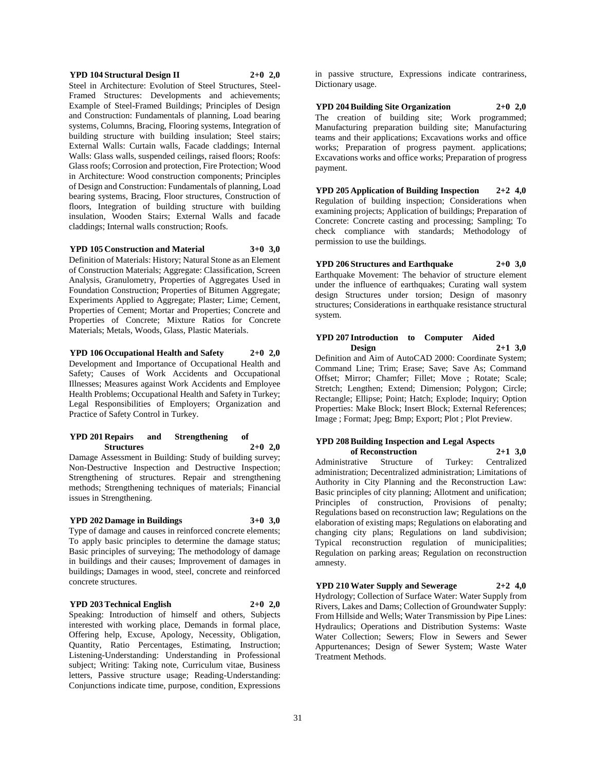**YPD 104 Structural Design II 2+0 2,0**

Steel in Architecture: Evolution of Steel Structures, Steel-Framed Structures: Developments and achievements; Example of Steel-Framed Buildings; Principles of Design and Construction: Fundamentals of planning, Load bearing systems, Columns, Bracing, Flooring systems, Integration of building structure with building insulation; Steel stairs; External Walls: Curtain walls, Facade claddings; Internal Walls: Glass walls, suspended ceilings, raised floors; Roofs: Glass roofs; Corrosion and protection, Fire Protection; Wood in Architecture: Wood construction components; Principles of Design and Construction: Fundamentals of planning, Load bearing systems, Bracing, Floor structures, Construction of floors, Integration of building structure with building insulation, Wooden Stairs; External Walls and facade claddings; Internal walls construction; Roofs.

**YPD 105 Construction and Material 3+0 3,0**

Definition of Materials: History; Natural Stone as an Element of Construction Materials; Aggregate: Classification, Screen Analysis, Granulometry, Properties of Aggregates Used in Foundation Construction; Properties of Bitumen Aggregate; Experiments Applied to Aggregate; Plaster; Lime; Cement, Properties of Cement; Mortar and Properties; Concrete and Properties of Concrete; Mixture Ratios for Concrete Materials; Metals, Woods, Glass, Plastic Materials.

**YPD 106 Occupational Health and Safety 2+0 2,0**

Development and Importance of Occupational Health and Safety; Causes of Work Accidents and Occupational Illnesses; Measures against Work Accidents and Employee Health Problems; Occupational Health and Safety in Turkey; Legal Responsibilities of Employers; Organization and Practice of Safety Control in Turkey.

**YPD 201 Repairs and Strengthening of Structures 2+0 2,0**

Damage Assessment in Building: Study of building survey; Non-Destructive Inspection and Destructive Inspection; Strengthening of structures. Repair and strengthening methods; Strengthening techniques of materials; Financial issues in Strengthening.

**YPD 202 Damage in Buildings 3+0 3,0**

Type of damage and causes in reinforced concrete elements; To apply basic principles to determine the damage status; Basic principles of surveying; The methodology of damage in buildings and their causes; Improvement of damages in buildings; Damages in wood, steel, concrete and reinforced concrete structures.

**YPD 203 Technical English 2+0 2,0**

Speaking: Introduction of himself and others, Subjects interested with working place, Demands in formal place, Offering help, Excuse, Apology, Necessity, Obligation, Quantity, Ratio Percentages, Estimating, Instruction; Listening-Understanding: Understanding in Professional subject; Writing: Taking note, Curriculum vitae, Business letters, Passive structure usage; Reading-Understanding: Conjunctions indicate time, purpose, condition, Expressions in passive structure, Expressions indicate contrariness, Dictionary usage.

**YPD 204 Building Site Organization 2+0 2,0**

The creation of building site; Work programmed; Manufacturing preparation building site; Manufacturing teams and their applications; Excavations works and office works; Preparation of progress payment. applications; Excavations works and office works; Preparation of progress payment.

**YPD 205 Application of Building Inspection 2+2 4,0**

Regulation of building inspection; Considerations when examining projects; Application of buildings; Preparation of Concrete: Concrete casting and processing; Sampling; To check compliance with standards; Methodology of permission to use the buildings.

**YPD 206 Structures and Earthquake 2+0 3,0**

Earthquake Movement: The behavior of structure element under the influence of earthquakes; Curating wall system design Structures under torsion; Design of masonry structures; Considerations in earthquake resistance structural system.

**YPD 207 Introduction to Computer Aided Design 2+1 3,0**

Definition and Aim of AutoCAD 2000: Coordinate System; Command Line; Trim; Erase; Save; Save As; Command Offset; Mirror; Chamfer; Fillet; Move ; Rotate; Scale; Stretch; Lengthen; Extend; Dimension; Polygon; Circle; Rectangle; Ellipse; Point; Hatch; Explode; Inquiry; Option Properties: Make Block; Insert Block; External References; Image ; Format; Jpeg; Bmp; Export; Plot ; Plot Preview.

**YPD 208 Building Inspection and Legal Aspects of Reconstruction 2+1 3,0**

Administrative Structure of Turkey: Centralized administration; Decentralized administration; Limitations of Authority in City Planning and the Reconstruction Law: Basic principles of city planning; Allotment and unification; Principles of construction, Provisions of penalty; Regulations based on reconstruction law; Regulations on the elaboration of existing maps; Regulations on elaborating and changing city plans; Regulations on land subdivision; Typical reconstruction regulation of municipalities; Regulation on parking areas; Regulation on reconstruction amnesty.

**YPD 210 Water Supply and Sewerage 2+2 4,0**

Hydrology; Collection of Surface Water: Water Supply from Rivers, Lakes and Dams; Collection of Groundwater Supply: From Hillside and Wells; Water Transmission by Pipe Lines: Hydraulics; Operations and Distribution Systems: Waste Water Collection; Sewers; Flow in Sewers and Sewer Appurtenances; Design of Sewer System; Waste Water Treatment Methods.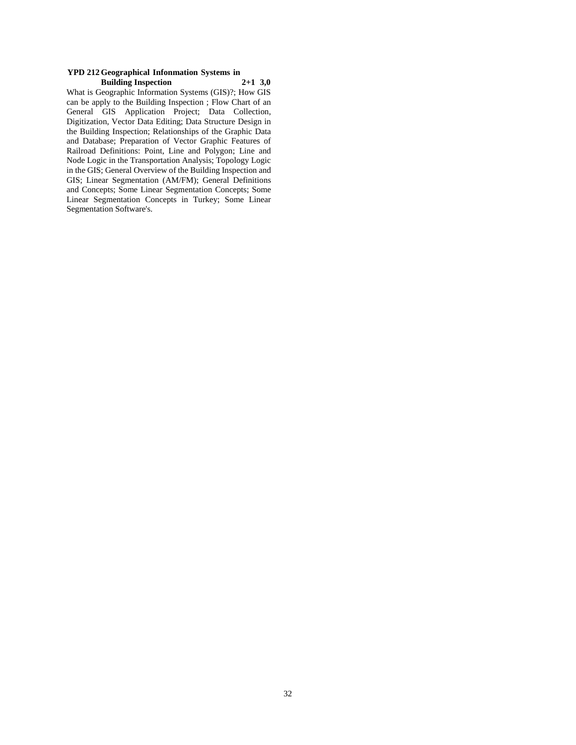**YPD 212 Geographical Infonmation Systems in Building Inspection 2+1 3,0**

What is Geographic Information Systems (GIS)?; How GIS can be apply to the Building Inspection ; Flow Chart of an General GIS Application Project; Data Collection, Digitization, Vector Data Editing; Data Structure Design in the Building Inspection; Relationships of the Graphic Data and Database; Preparation of Vector Graphic Features of Railroad Definitions: Point, Line and Polygon; Line and Node Logic in the Transportation Analysis; Topology Logic in the GIS; General Overview of the Building Inspection and GIS; Linear Segmentation (AM/FM); General Definitions and Concepts; Some Linear Segmentation Concepts; Some Linear Segmentation Concepts in Turkey; Some Linear Segmentation Software's.